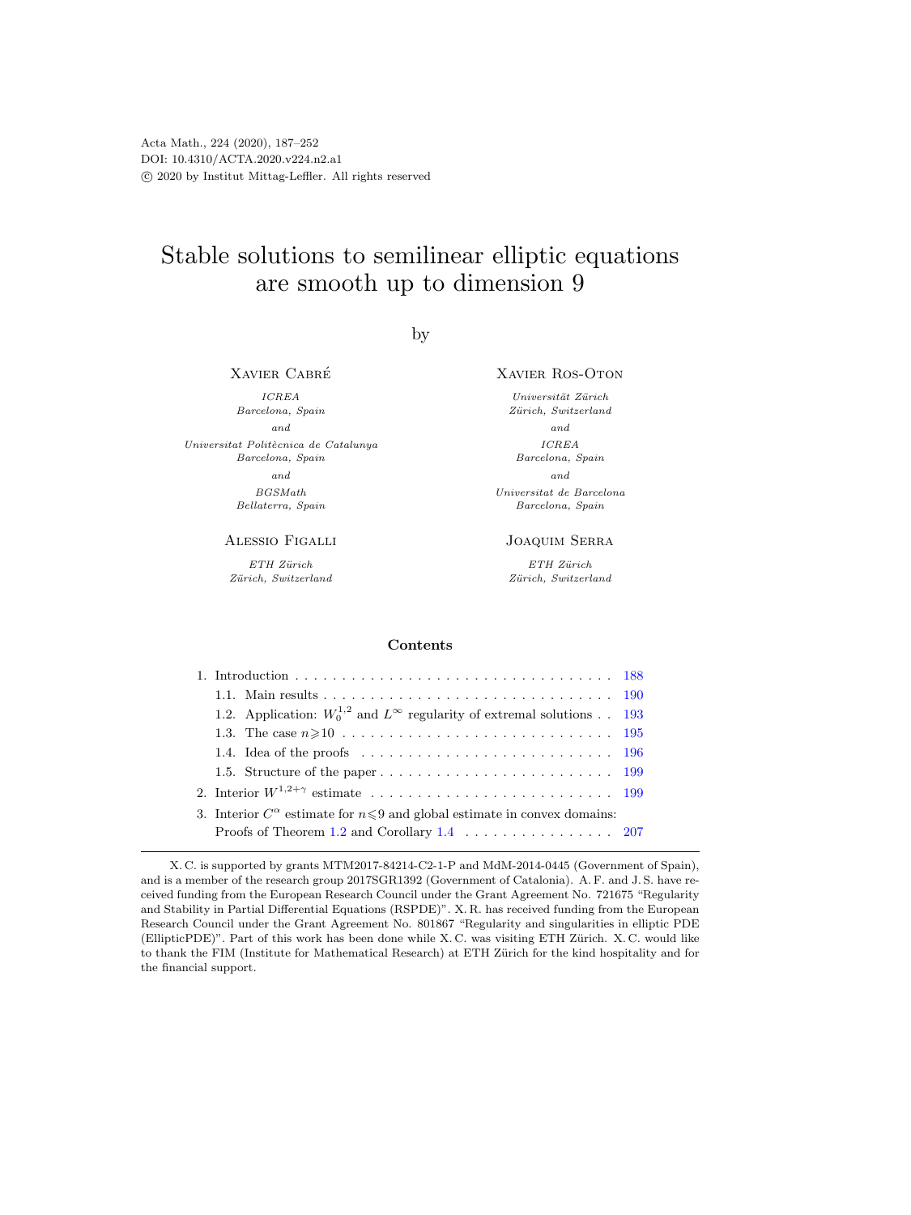Acta Math., 224 (2020), 187–252
DOI: 10.4310/ACTA.2020.v224.n2.a1
© 2020 by Institut Mittag-Leffler. All rights reserved

# Stable solutions to semilinear elliptic equations are smooth up to dimension 9

by

Xavier Cabré

*ICREA*
*Barcelona, Spain*
*and*
*Universitat Politècnica de Catalunya*
*Barcelona, Spain*
*and*
*BGSMath*
*Bellaterra, Spain*

Xavier Ros-Oton

*Universität Zürich*
*Zürich, Switzerland*
*and*
*ICREA*
*Barcelona, Spain*
*and*
*Universitat de Barcelona*
*Barcelona, Spain*

Alessio Figalli

*ETH Zürich*
*Zürich, Switzerland*

Joaquim Serra

*ETH Zürich*
*Zürich, Switzerland*

## Contents

1. Introduction . . . 188
   - 1.1. Main results . . . 190
   - 1.2. Application: $W_0^{1,2}$ and $L^\infty$ regularity of extremal solutions . . . 193
   - 1.3. The case $n \geqslant 10$ . . . 195
   - 1.4. Idea of the proofs . . . 196
   - 1.5. Structure of the paper . . . 199
2. Interior $W^{1,2+\gamma}$ estimate . . . 199
3. Interior $C^\alpha$ estimate for $n \leqslant 9$ and global estimate in convex domains: Proofs of Theorem 1.2 and Corollary 1.4 . . . 207

---

X. C. is supported by grants MTM2017-84214-C2-1-P and MdM-2014-0445 (Government of Spain), and is a member of the research group 2017SGR1392 (Government of Catalonia). A. F. and J. S. have received funding from the European Research Council under the Grant Agreement No. 721675 "Regularity and Stability in Partial Differential Equations (RSPDE)". X. R. has received funding from the European Research Council under the Grant Agreement No. 801867 "Regularity and singularities in elliptic PDE (EllipticPDE)". Part of this work has been done while X. C. was visiting ETH Zürich. X. C. would like to thank the FIM (Institute for Mathematical Research) at ETH Zürich for the kind hospitality and for the financial support.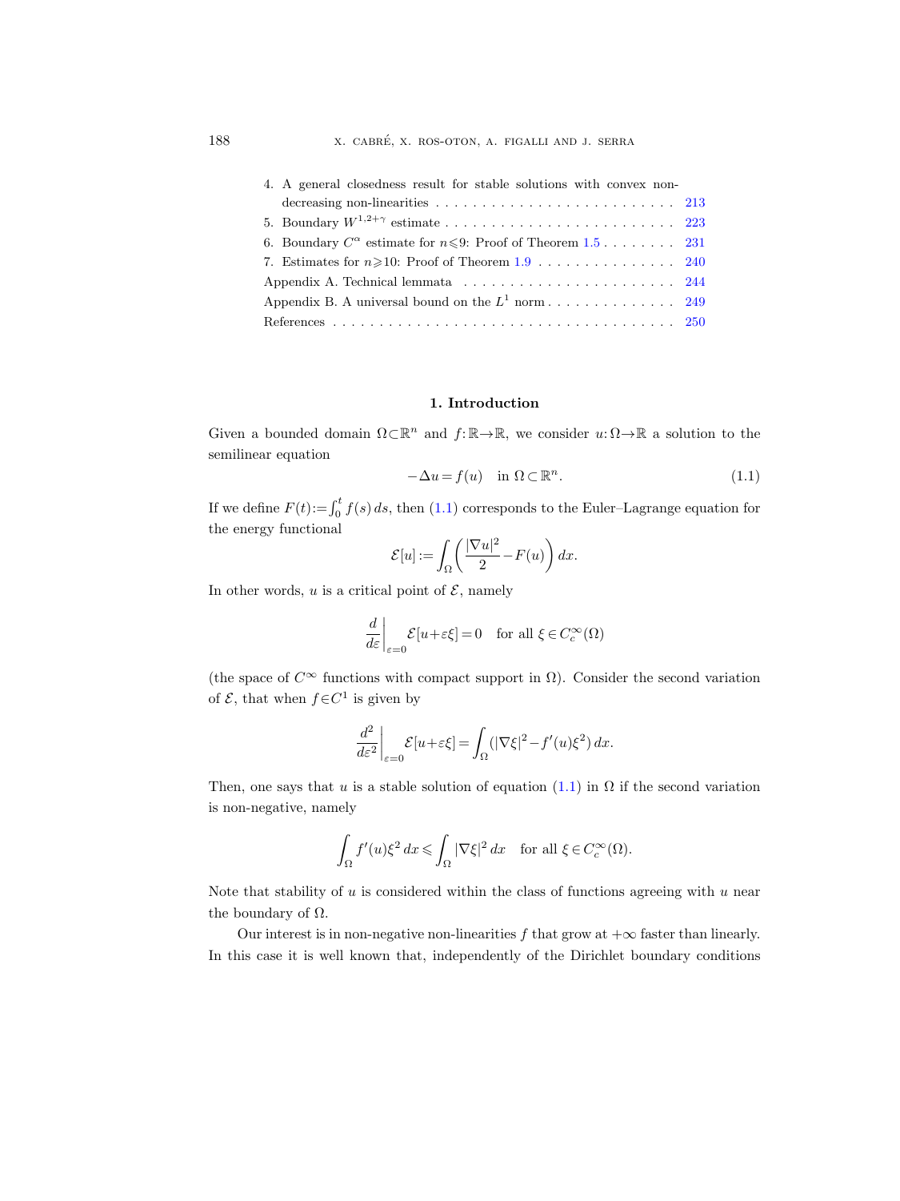4. A general closedness result for stable solutions with convex non-decreasing non-linearities . . . . . . . . . . 213
5. Boundary $W^{1,2+\gamma}$ estimate . . . . . . . . . . 223
6. Boundary $C^\alpha$ estimate for $n\leqslant 9$: Proof of Theorem 1.5 . . . . . . . . 231
7. Estimates for $n\geqslant 10$: Proof of Theorem 1.9 . . . . . . . . 240
Appendix A. Technical lemmata . . . . . . . . 244
Appendix B. A universal bound on the $L^1$ norm . . . . . . . . 249
References . . . . . . . . 250

## 1. Introduction

Given a bounded domain $\Omega\subset\mathbb{R}^n$ and $f:\mathbb{R}\to\mathbb{R}$, we consider $u:\Omega\to\mathbb{R}$ a solution to the semilinear equation

$$-\Delta u = f(u) \quad \text{in } \Omega\subset\mathbb{R}^n. \tag{1.1}$$

If we define $F(t):=\int_0^t f(s)\,ds$, then (1.1) corresponds to the Euler–Lagrange equation for the energy functional

$$\mathcal{E}[u] := \int_\Omega \left(\frac{|\nabla u|^2}{2} - F(u)\right) dx.$$

In other words, $u$ is a critical point of $\mathcal{E}$, namely

$$\frac{d}{d\varepsilon}\bigg|_{\varepsilon=0} \mathcal{E}[u+\varepsilon\xi] = 0 \quad \text{for all } \xi\in C_c^\infty(\Omega)$$

(the space of $C^\infty$ functions with compact support in $\Omega$). Consider the second variation of $\mathcal{E}$, that when $f\in C^1$ is given by

$$\frac{d^2}{d\varepsilon^2}\bigg|_{\varepsilon=0} \mathcal{E}[u+\varepsilon\xi] = \int_\Omega (|\nabla\xi|^2 - f'(u)\xi^2)\,dx.$$

Then, one says that $u$ is a stable solution of equation (1.1) in $\Omega$ if the second variation is non-negative, namely

$$\int_\Omega f'(u)\xi^2\,dx \leqslant \int_\Omega |\nabla\xi|^2\,dx \quad \text{for all } \xi\in C_c^\infty(\Omega).$$

Note that stability of $u$ is considered within the class of functions agreeing with $u$ near the boundary of $\Omega$.

Our interest is in non-negative non-linearities $f$ that grow at $+\infty$ faster than linearly. In this case it is well known that, independently of the Dirichlet boundary conditions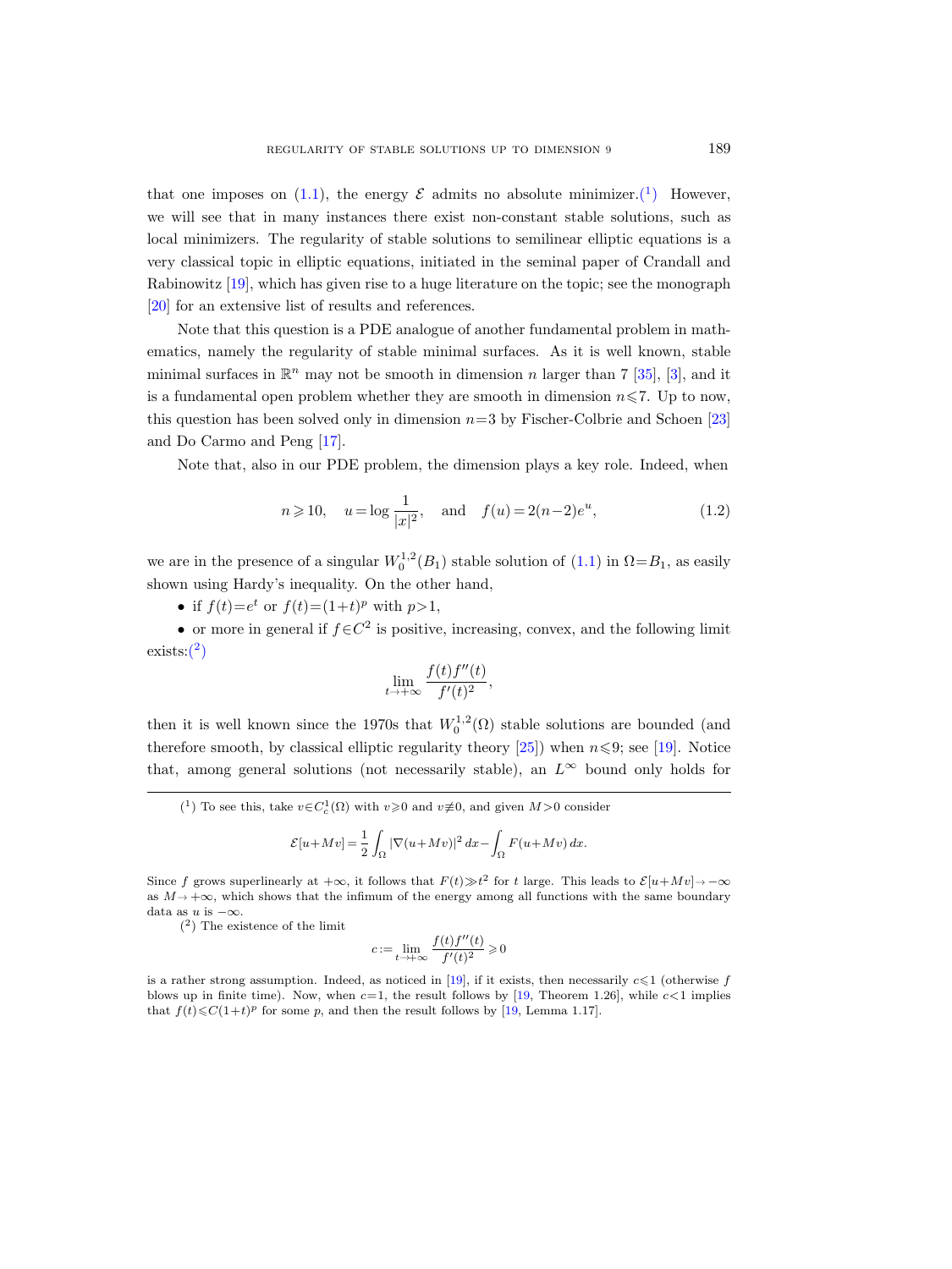that one imposes on (1.1), the energy $\mathcal{E}$ admits no absolute minimizer.([1]) However, we will see that in many instances there exist non-constant stable solutions, such as local minimizers. The regularity of stable solutions to semilinear elliptic equations is a very classical topic in elliptic equations, initiated in the seminal paper of Crandall and Rabinowitz [19], which has given rise to a huge literature on the topic; see the monograph [20] for an extensive list of results and references.

Note that this question is a PDE analogue of another fundamental problem in mathematics, namely the regularity of stable minimal surfaces. As it is well known, stable minimal surfaces in $\mathbb{R}^n$ may not be smooth in dimension $n$ larger than 7 [35], [3], and it is a fundamental open problem whether they are smooth in dimension $n \leqslant 7$. Up to now, this question has been solved only in dimension $n=3$ by Fischer-Colbrie and Schoen [23] and Do Carmo and Peng [17].

Note that, also in our PDE problem, the dimension plays a key role. Indeed, when

$$n \geqslant 10, \quad u = \log \frac{1}{|x|^2}, \quad \text{and} \quad f(u) = 2(n-2)e^u, \tag{1.2}$$

we are in the presence of a singular $W_0^{1,2}(B_1)$ stable solution of (1.1) in $\Omega = B_1$, as easily shown using Hardy's inequality. On the other hand,

- if $f(t) = e^t$ or $f(t) = (1+t)^p$ with $p > 1$,
- or more in general if $f \in C^2$ is positive, increasing, convex, and the following limit exists:([2])

$$\lim_{t \to +\infty} \frac{f(t) f''(t)}{f'(t)^2},$$

then it is well known since the 1970s that $W_0^{1,2}(\Omega)$ stable solutions are bounded (and therefore smooth, by classical elliptic regularity theory [25]) when $n \leqslant 9$; see [19]. Notice that, among general solutions (not necessarily stable), an $L^\infty$ bound only holds for

---

([1]) To see this, take $v \in C_c^1(\Omega)$ with $v \geqslant 0$ and $v \not\equiv 0$, and given $M > 0$ consider

$$\mathcal{E}[u + Mv] = \frac{1}{2} \int_\Omega |\nabla (u + Mv)|^2 \, dx - \int_\Omega F(u + Mv) \, dx.$$

Since $f$ grows superlinearly at $+\infty$, it follows that $F(t) \gg t^2$ for $t$ large. This leads to $\mathcal{E}[u + Mv] \to -\infty$ as $M \to +\infty$, which shows that the infimum of the energy among all functions with the same boundary data as $u$ is $-\infty$.

([2]) The existence of the limit

$$c := \lim_{t \to +\infty} \frac{f(t) f''(t)}{f'(t)^2} \geqslant 0$$

is a rather strong assumption. Indeed, as noticed in [19], if it exists, then necessarily $c \leqslant 1$ (otherwise $f$ blows up in finite time). Now, when $c = 1$, the result follows by [19, Theorem 1.26], while $c < 1$ implies that $f(t) \leqslant C(1+t)^p$ for some $p$, and then the result follows by [19, Lemma 1.17].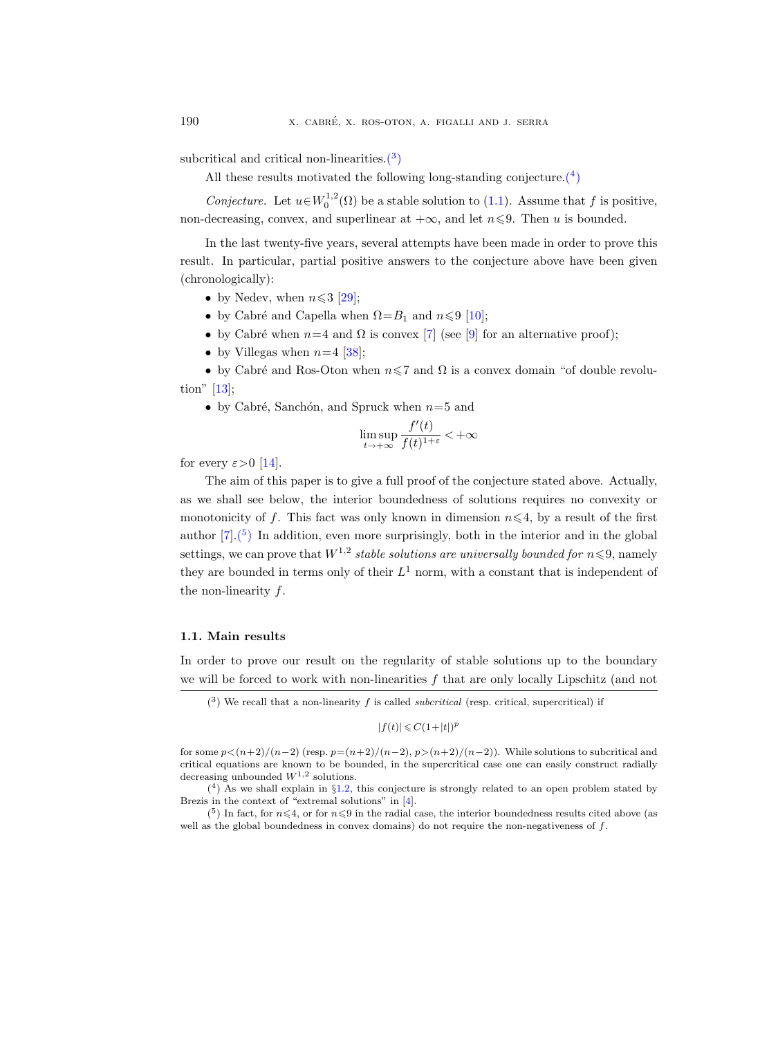subcritical and critical non-linearities.(3)

All these results motivated the following long-standing conjecture.(4)

*Conjecture.* Let $u\in W_0^{1,2}(\Omega)$ be a stable solution to (1.1). Assume that $f$ is positive, non-decreasing, convex, and superlinear at $+\infty$, and let $n\leqslant 9$. Then $u$ is bounded.

In the last twenty-five years, several attempts have been made in order to prove this result. In particular, partial positive answers to the conjecture above have been given (chronologically):

- by Nedev, when $n\leqslant 3$ [29];
- by Cabré and Capella when $\Omega=B_1$ and $n\leqslant 9$ [10];
- by Cabré when $n=4$ and $\Omega$ is convex [7] (see [9] for an alternative proof);
- by Villegas when $n=4$ [38];
- by Cabré and Ros-Oton when $n\leqslant 7$ and $\Omega$ is a convex domain "of double revolution" [13];
- by Cabré, Sanchón, and Spruck when $n=5$ and

$$\limsup_{t\to+\infty}\frac{f'(t)}{f(t)^{1+\varepsilon}}<+\infty$$

for every $\varepsilon>0$ [14].

The aim of this paper is to give a full proof of the conjecture stated above. Actually, as we shall see below, the interior boundedness of solutions requires no convexity or monotonicity of $f$. This fact was only known in dimension $n\leqslant 4$, by a result of the first author [7].(5) In addition, even more surprisingly, both in the interior and in the global settings, we can prove that $W^{1,2}$ *stable solutions are universally bounded for* $n\leqslant 9$, namely they are bounded in terms only of their $L^1$ norm, with a constant that is independent of the non-linearity $f$.

### 1.1. Main results

In order to prove our result on the regularity of stable solutions up to the boundary we will be forced to work with non-linearities $f$ that are only locally Lipschitz (and not

---

(3) We recall that a non-linearity $f$ is called *subcritical* (resp. critical, supercritical) if

$$|f(t)|\leqslant C(1+|t|)^p$$

for some $p<(n+2)/(n-2)$ (resp. $p=(n+2)/(n-2)$, $p>(n+2)/(n-2)$). While solutions to subcritical and critical equations are known to be bounded, in the supercritical case one can easily construct radially decreasing unbounded $W^{1,2}$ solutions.

(4) As we shall explain in §1.2, this conjecture is strongly related to an open problem stated by Brezis in the context of "extremal solutions" in [4].

(5) In fact, for $n\leqslant 4$, or for $n\leqslant 9$ in the radial case, the interior boundedness results cited above (as well as the global boundedness in convex domains) do not require the non-negativeness of $f$.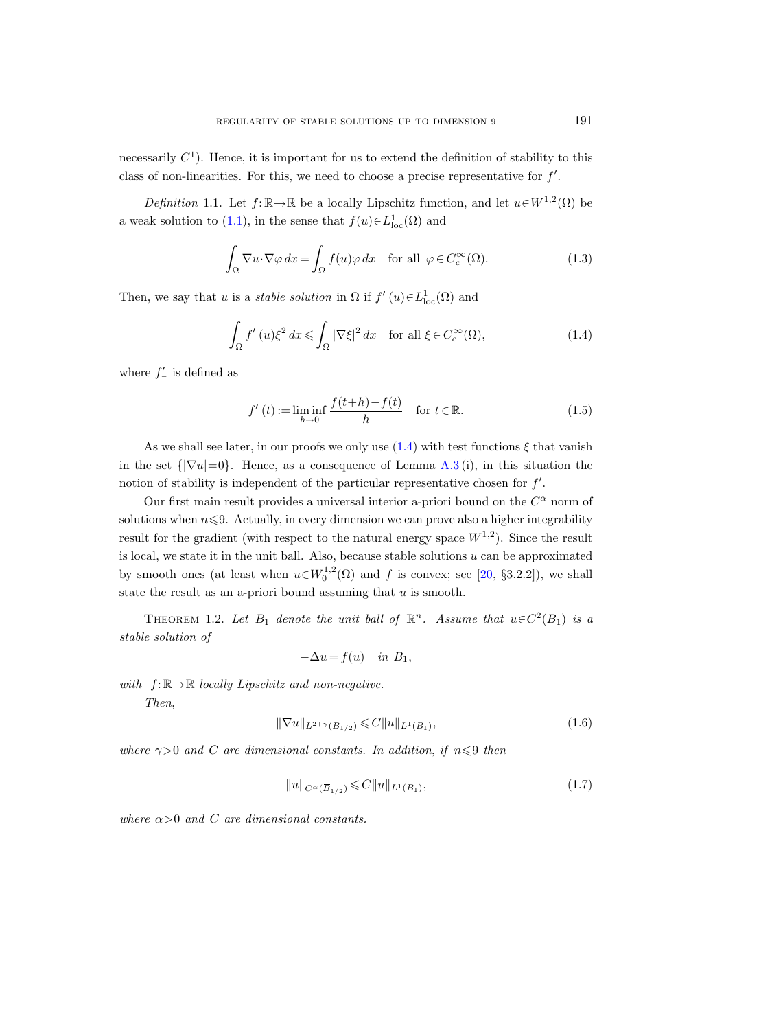necessarily $C^1$). Hence, it is important for us to extend the definition of stability to this class of non-linearities. For this, we need to choose a precise representative for $f'$.

*Definition* 1.1. Let $f:\mathbb{R}\to\mathbb{R}$ be a locally Lipschitz function, and let $u\in W^{1,2}(\Omega)$ be a weak solution to (1.1), in the sense that $f(u)\in L^1_{\mathrm{loc}}(\Omega)$ and

$$\int_\Omega \nabla u\cdot\nabla\varphi\,dx=\int_\Omega f(u)\varphi\,dx \quad \text{for all } \varphi\in C_c^\infty(\Omega). \tag{1.3}$$

Then, we say that $u$ is a *stable solution* in $\Omega$ if $f'_-(u)\in L^1_{\mathrm{loc}}(\Omega)$ and

$$\int_\Omega f'_-(u)\xi^2\,dx\leqslant\int_\Omega |\nabla\xi|^2\,dx \quad \text{for all } \xi\in C_c^\infty(\Omega), \tag{1.4}$$

where $f'_-$ is defined as

$$f'_-(t):=\liminf_{h\to 0}\frac{f(t+h)-f(t)}{h} \quad \text{for } t\in\mathbb{R}. \tag{1.5}$$

As we shall see later, in our proofs we only use (1.4) with test functions $\xi$ that vanish in the set $\{|\nabla u|=0\}$. Hence, as a consequence of Lemma A.3 (i), in this situation the notion of stability is independent of the particular representative chosen for $f'$.

Our first main result provides a universal interior a-priori bound on the $C^\alpha$ norm of solutions when $n\leqslant 9$. Actually, in every dimension we can prove also a higher integrability result for the gradient (with respect to the natural energy space $W^{1,2}$). Since the result is local, we state it in the unit ball. Also, because stable solutions $u$ can be approximated by smooth ones (at least when $u\in W_0^{1,2}(\Omega)$ and $f$ is convex; see [20, §3.2.2]), we shall state the result as an a-priori bound assuming that $u$ is smooth.

Theorem 1.2. *Let $B_1$ denote the unit ball of $\mathbb{R}^n$. Assume that $u\in C^2(B_1)$ is a stable solution of*

$$-\Delta u=f(u) \quad \text{in } B_1,$$

*with $f:\mathbb{R}\to\mathbb{R}$ locally Lipschitz and non-negative.*

*Then,*

$$\|\nabla u\|_{L^{2+\gamma}(B_{1/2})}\leqslant C\|u\|_{L^1(B_1)}, \tag{1.6}$$

*where $\gamma>0$ and $C$ are dimensional constants. In addition, if $n\leqslant 9$ then*

$$\|u\|_{C^\alpha(\overline{B}_{1/2})}\leqslant C\|u\|_{L^1(B_1)}, \tag{1.7}$$

*where $\alpha>0$ and $C$ are dimensional constants.*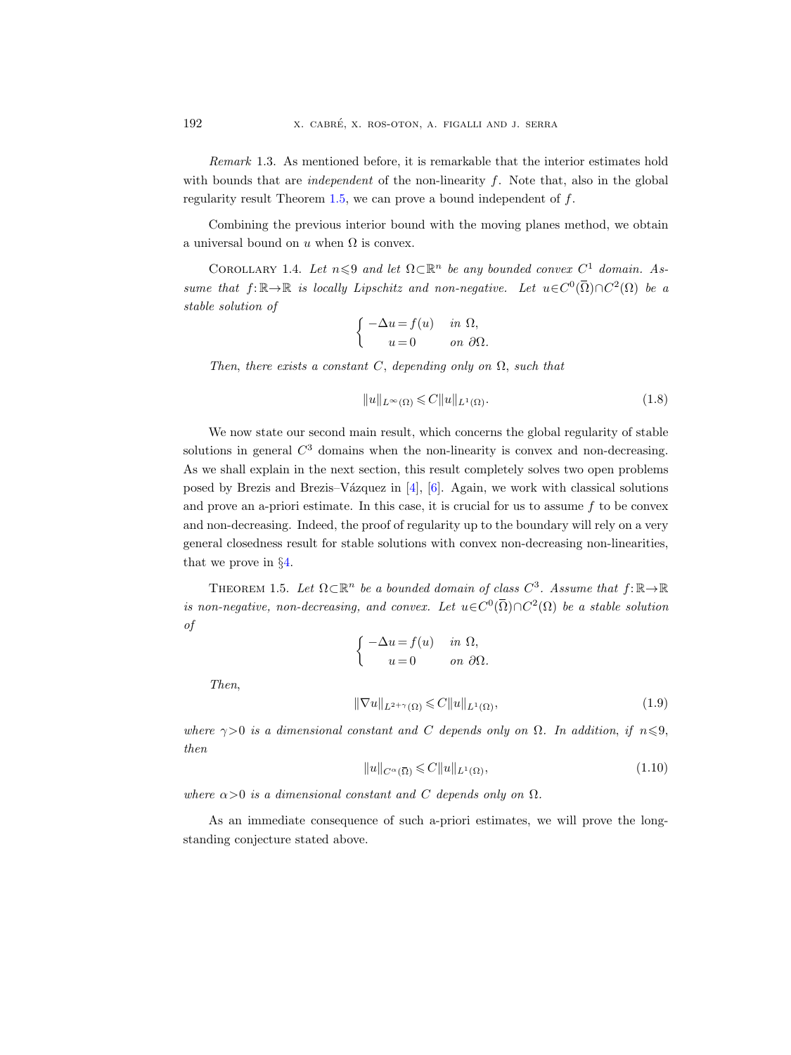*Remark* 1.3. As mentioned before, it is remarkable that the interior estimates hold with bounds that are *independent* of the non-linearity $f$. Note that, also in the global regularity result Theorem 1.5, we can prove a bound independent of $f$.

Combining the previous interior bound with the moving planes method, we obtain a universal bound on $u$ when $\Omega$ is convex.

COROLLARY 1.4. *Let $n\leqslant 9$ and let $\Omega\subset\mathbb{R}^n$ be any bounded convex $C^1$ domain. Assume that $f:\mathbb{R}\to\mathbb{R}$ is locally Lipschitz and non-negative. Let $u\in C^0(\overline{\Omega})\cap C^2(\Omega)$ be a stable solution of*

$$\begin{cases} -\Delta u = f(u) & \text{in } \Omega, \\ \quad\; u = 0 & \text{on } \partial\Omega. \end{cases}$$

*Then, there exists a constant $C$, depending only on $\Omega$, such that*

$$\|u\|_{L^\infty(\Omega)} \leqslant C\|u\|_{L^1(\Omega)}. \tag{1.8}$$

We now state our second main result, which concerns the global regularity of stable solutions in general $C^3$ domains when the non-linearity is convex and non-decreasing. As we shall explain in the next section, this result completely solves two open problems posed by Brezis and Brezis–Vázquez in [4], [6]. Again, we work with classical solutions and prove an a-priori estimate. In this case, it is crucial for us to assume $f$ to be convex and non-decreasing. Indeed, the proof of regularity up to the boundary will rely on a very general closedness result for stable solutions with convex non-decreasing non-linearities, that we prove in §4.

THEOREM 1.5. *Let $\Omega\subset\mathbb{R}^n$ be a bounded domain of class $C^3$. Assume that $f:\mathbb{R}\to\mathbb{R}$ is non-negative, non-decreasing, and convex. Let $u\in C^0(\overline{\Omega})\cap C^2(\Omega)$ be a stable solution of*

$$\begin{cases} -\Delta u = f(u) & \text{in } \Omega, \\ \quad\; u = 0 & \text{on } \partial\Omega. \end{cases}$$

*Then,*

$$\|\nabla u\|_{L^{2+\gamma}(\Omega)} \leqslant C\|u\|_{L^1(\Omega)}, \tag{1.9}$$

*where $\gamma>0$ is a dimensional constant and $C$ depends only on $\Omega$. In addition, if $n\leqslant 9$, then*

$$\|u\|_{C^\alpha(\overline{\Omega})} \leqslant C\|u\|_{L^1(\Omega)}, \tag{1.10}$$

*where $\alpha>0$ is a dimensional constant and $C$ depends only on $\Omega$.*

As an immediate consequence of such a-priori estimates, we will prove the long-standing conjecture stated above.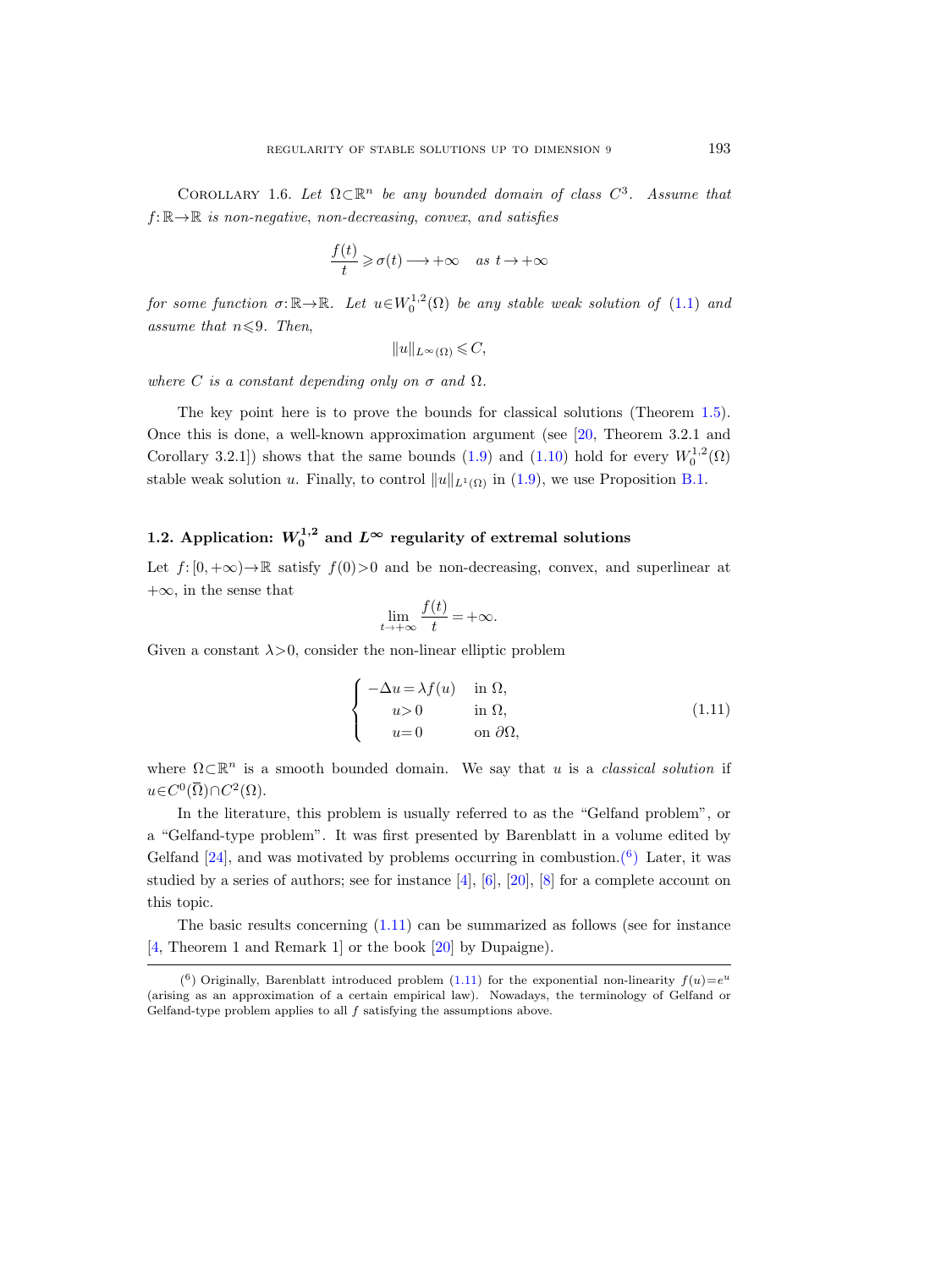Corollary 1.6. *Let $\Omega\subset\mathbb{R}^n$ be any bounded domain of class $C^3$. Assume that $f:\mathbb{R}\to\mathbb{R}$ is non-negative, non-decreasing, convex, and satisfies*

$$\frac{f(t)}{t}\geqslant\sigma(t)\longrightarrow+\infty\quad\text{as }t\to+\infty$$

*for some function $\sigma:\mathbb{R}\to\mathbb{R}$. Let $u\in W_0^{1,2}(\Omega)$ be any stable weak solution of (1.1) and assume that $n\leqslant 9$. Then,*

$$\|u\|_{L^\infty(\Omega)}\leqslant C,$$

*where $C$ is a constant depending only on $\sigma$ and $\Omega$.*

The key point here is to prove the bounds for classical solutions (Theorem 1.5). Once this is done, a well-known approximation argument (see [20, Theorem 3.2.1 and Corollary 3.2.1]) shows that the same bounds (1.9) and (1.10) hold for every $W_0^{1,2}(\Omega)$ stable weak solution $u$. Finally, to control $\|u\|_{L^1(\Omega)}$ in (1.9), we use Proposition B.1.

## 1.2. Application: $W_0^{1,2}$ and $L^\infty$ regularity of extremal solutions

Let $f:[0,+\infty)\to\mathbb{R}$ satisfy $f(0)>0$ and be non-decreasing, convex, and superlinear at $+\infty$, in the sense that

$$\lim_{t\to+\infty}\frac{f(t)}{t}=+\infty.$$

Given a constant $\lambda>0$, consider the non-linear elliptic problem

$$\begin{cases} -\Delta u=\lambda f(u) & \text{in }\Omega,\\ \quad\;\; u>0 & \text{in }\Omega,\\ \quad\;\; u=0 & \text{on }\partial\Omega,\end{cases}\tag{1.11}$$

where $\Omega\subset\mathbb{R}^n$ is a smooth bounded domain. We say that $u$ is a *classical solution* if $u\in C^0(\overline{\Omega})\cap C^2(\Omega)$.

In the literature, this problem is usually referred to as the "Gelfand problem", or a "Gelfand-type problem". It was first presented by Barenblatt in a volume edited by Gelfand [24], and was motivated by problems occurring in combustion.[6] Later, it was studied by a series of authors; see for instance [4], [6], [20], [8] for a complete account on this topic.

The basic results concerning (1.11) can be summarized as follows (see for instance [4, Theorem 1 and Remark 1] or the book [20] by Dupaigne).

---

([6]) Originally, Barenblatt introduced problem (1.11) for the exponential non-linearity $f(u)=e^u$ (arising as an approximation of a certain empirical law). Nowadays, the terminology of Gelfand or Gelfand-type problem applies to all $f$ satisfying the assumptions above.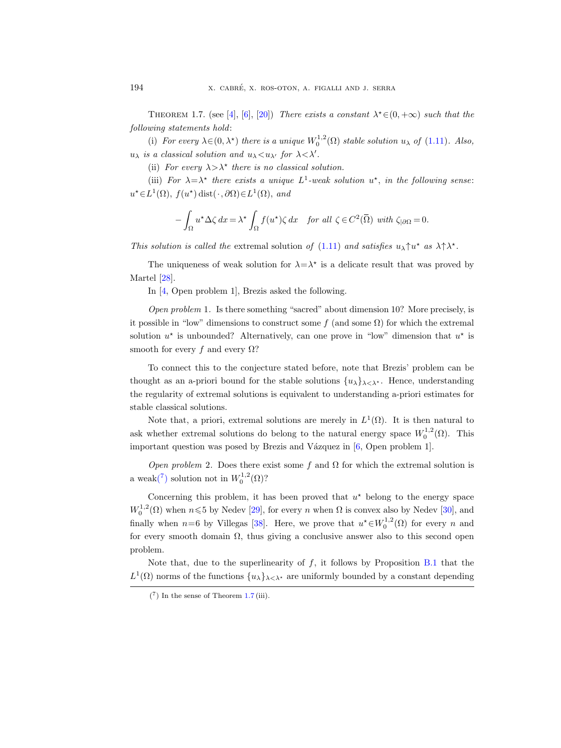Theorem 1.7. (see [4], [6], [20]) *There exists a constant $\lambda^\star \in (0,+\infty)$ such that the following statements hold*:

(i) *For every $\lambda \in (0,\lambda^\star)$ there is a unique $W_0^{1,2}(\Omega)$ stable solution $u_\lambda$ of* (1.11). *Also, $u_\lambda$ is a classical solution and $u_\lambda < u_{\lambda'}$ for $\lambda < \lambda'$.*

(ii) *For every $\lambda > \lambda^\star$ there is no classical solution.*

(iii) *For $\lambda = \lambda^\star$ there exists a unique $L^1$-weak solution $u^\star$, in the following sense*: $u^\star \in L^1(\Omega)$, $f(u^\star)\,\mathrm{dist}(\cdot,\partial\Omega) \in L^1(\Omega)$, *and*

$$-\int_\Omega u^\star \Delta\zeta\,dx = \lambda^\star \int_\Omega f(u^\star)\zeta\,dx \quad \textit{for all } \zeta \in C^2(\overline{\Omega}) \textit{ with } \zeta_{|\partial\Omega} = 0.$$

*This solution is called the* extremal solution *of* (1.11) *and satisfies $u_\lambda \uparrow u^\star$ as $\lambda \uparrow \lambda^\star$.*

The uniqueness of weak solution for $\lambda = \lambda^\star$ is a delicate result that was proved by Martel [28].

In [4, Open problem 1], Brezis asked the following.

*Open problem* 1. Is there something "sacred" about dimension 10? More precisely, is it possible in "low" dimensions to construct some $f$ (and some $\Omega$) for which the extremal solution $u^\star$ is unbounded? Alternatively, can one prove in "low" dimension that $u^\star$ is smooth for every $f$ and every $\Omega$?

To connect this to the conjecture stated before, note that Brezis' problem can be thought as an a-priori bound for the stable solutions $\{u_\lambda\}_{\lambda<\lambda^\star}$. Hence, understanding the regularity of extremal solutions is equivalent to understanding a-priori estimates for stable classical solutions.

Note that, a priori, extremal solutions are merely in $L^1(\Omega)$. It is then natural to ask whether extremal solutions do belong to the natural energy space $W_0^{1,2}(\Omega)$. This important question was posed by Brezis and Vázquez in [6, Open problem 1].

*Open problem* 2. Does there exist some $f$ and $\Omega$ for which the extremal solution is a weak(7) solution not in $W_0^{1,2}(\Omega)$?

Concerning this problem, it has been proved that $u^\star$ belong to the energy space $W_0^{1,2}(\Omega)$ when $n \leqslant 5$ by Nedev [29], for every $n$ when $\Omega$ is convex also by Nedev [30], and finally when $n=6$ by Villegas [38]. Here, we prove that $u^\star \in W_0^{1,2}(\Omega)$ for every $n$ and for every smooth domain $\Omega$, thus giving a conclusive answer also to this second open problem.

Note that, due to the superlinearity of $f$, it follows by Proposition B.1 that the $L^1(\Omega)$ norms of the functions $\{u_\lambda\}_{\lambda<\lambda^\star}$ are uniformly bounded by a constant depending

(7) In the sense of Theorem 1.7 (iii).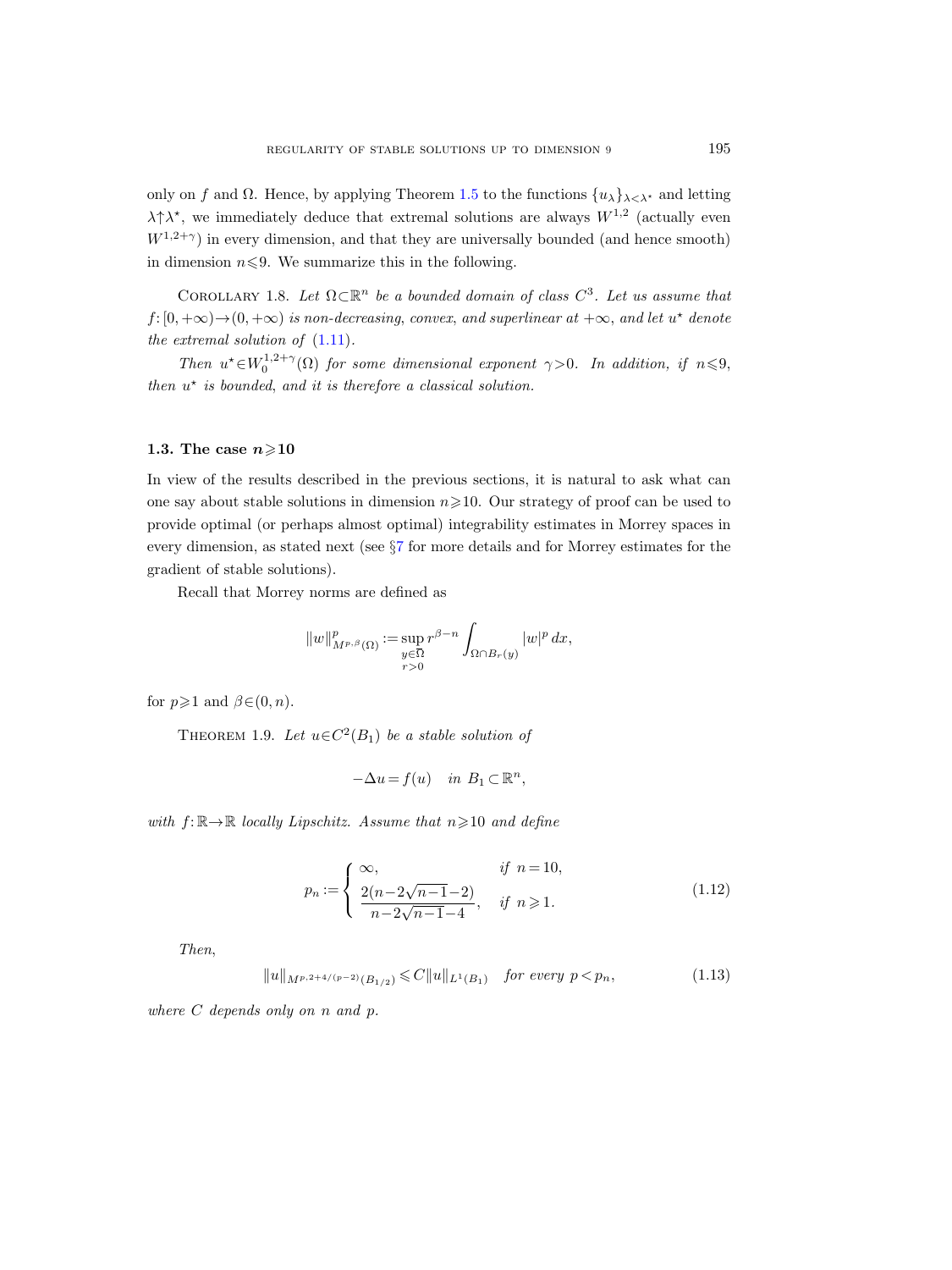only on $f$ and $\Omega$. Hence, by applying Theorem 1.5 to the functions $\{u_\lambda\}_{\lambda<\lambda^\star}$ and letting $\lambda\uparrow\lambda^\star$, we immediately deduce that extremal solutions are always $W^{1,2}$ (actually even $W^{1,2+\gamma}$) in every dimension, and that they are universally bounded (and hence smooth) in dimension $n\leqslant 9$. We summarize this in the following.

Corollary 1.8. *Let $\Omega\subset\mathbb{R}^n$ be a bounded domain of class $C^3$. Let us assume that $f:[0,+\infty)\to(0,+\infty)$ is non-decreasing, convex, and superlinear at $+\infty$, and let $u^\star$ denote the extremal solution of* (1.11).

*Then $u^\star\in W_0^{1,2+\gamma}(\Omega)$ for some dimensional exponent $\gamma>0$. In addition, if $n\leqslant 9$, then $u^\star$ is bounded, and it is therefore a classical solution.*

### 1.3. The case $n\geqslant 10$

In view of the results described in the previous sections, it is natural to ask what can one say about stable solutions in dimension $n\geqslant 10$. Our strategy of proof can be used to provide optimal (or perhaps almost optimal) integrability estimates in Morrey spaces in every dimension, as stated next (see §7 for more details and for Morrey estimates for the gradient of stable solutions).

Recall that Morrey norms are defined as

$$\|w\|^p_{M^{p,\beta}(\Omega)} := \sup_{\substack{y\in\overline{\Omega}\\ r>0}} r^{\beta-n}\int_{\Omega\cap B_r(y)} |w|^p\,dx,$$

for $p\geqslant 1$ and $\beta\in(0,n)$.

Theorem 1.9. *Let $u\in C^2(B_1)$ be a stable solution of*

$$-\Delta u = f(u)\quad \textit{in } B_1\subset\mathbb{R}^n,$$

*with $f:\mathbb{R}\to\mathbb{R}$ locally Lipschitz. Assume that $n\geqslant 10$ and define*

$$p_n := \begin{cases} \infty, & \textit{if } n=10,\\[4pt] \dfrac{2(n-2\sqrt{n-1}-2)}{n-2\sqrt{n-1}-4}, & \textit{if } n\geqslant 1. \end{cases} \tag{1.12}$$

*Then,*

$$\|u\|_{M^{p,2+4/(p-2)}(B_{1/2})} \leqslant C\|u\|_{L^1(B_1)}\quad \textit{for every } p<p_n, \tag{1.13}$$

*where $C$ depends only on $n$ and $p$.*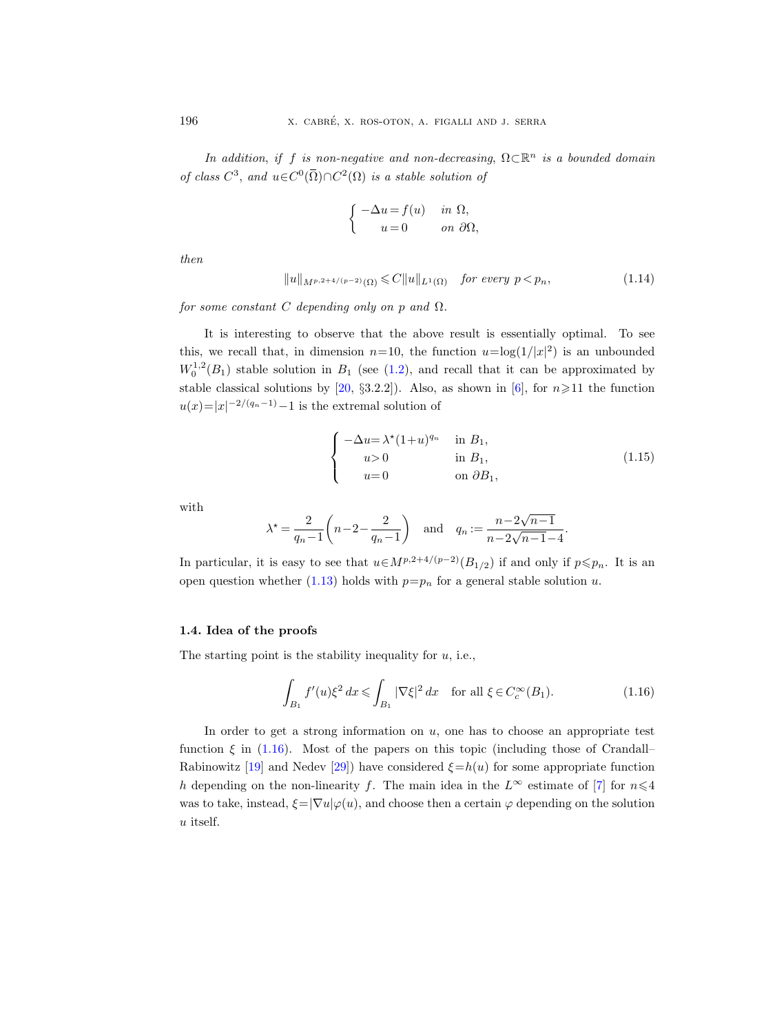*In addition, if $f$ is non-negative and non-decreasing, $\Omega\subset\mathbb{R}^n$ is a bounded domain of class $C^3$, and $u\in C^0(\overline{\Omega})\cap C^2(\Omega)$ is a stable solution of*

$$\begin{cases} -\Delta u = f(u) & \text{in } \Omega, \\ \quad\; u = 0 & \text{on } \partial\Omega, \end{cases}$$

*then*

$$\|u\|_{M^{p,2+4/(p-2)}(\Omega)} \leqslant C\|u\|_{L^1(\Omega)} \quad \text{for every } p<p_n, \tag{1.14}$$

*for some constant $C$ depending only on $p$ and $\Omega$.*

It is interesting to observe that the above result is essentially optimal. To see this, we recall that, in dimension $n=10$, the function $u=\log(1/|x|^2)$ is an unbounded $W_0^{1,2}(B_1)$ stable solution in $B_1$ (see (1.2), and recall that it can be approximated by stable classical solutions by [20, §3.2.2]). Also, as shown in [6], for $n\geqslant 11$ the function $u(x)=|x|^{-2/(q_n-1)}-1$ is the extremal solution of

$$\begin{cases} -\Delta u = \lambda^\star(1+u)^{q_n} & \text{in } B_1, \\ \quad\; u > 0 & \text{in } B_1, \\ \quad\; u = 0 & \text{on } \partial B_1, \end{cases} \tag{1.15}$$

with

$$\lambda^\star = \frac{2}{q_n-1}\left(n-2-\frac{2}{q_n-1}\right) \quad \text{and} \quad q_n := \frac{n-2\sqrt{n-1}}{n-2\sqrt{n-1}-4}.$$

In particular, it is easy to see that $u\in M^{p,2+4/(p-2)}(B_{1/2})$ if and only if $p\leqslant p_n$. It is an open question whether (1.13) holds with $p=p_n$ for a general stable solution $u$.

### 1.4. Idea of the proofs

The starting point is the stability inequality for $u$, i.e.,

$$\int_{B_1} f'(u)\xi^2\,dx \leqslant \int_{B_1} |\nabla\xi|^2\,dx \quad \text{for all } \xi\in C_c^\infty(B_1). \tag{1.16}$$

In order to get a strong information on $u$, one has to choose an appropriate test function $\xi$ in (1.16). Most of the papers on this topic (including those of Crandall–Rabinowitz [19] and Nedev [29]) have considered $\xi=h(u)$ for some appropriate function $h$ depending on the non-linearity $f$. The main idea in the $L^\infty$ estimate of [7] for $n\leqslant 4$ was to take, instead, $\xi=|\nabla u|\varphi(u)$, and choose then a certain $\varphi$ depending on the solution $u$ itself.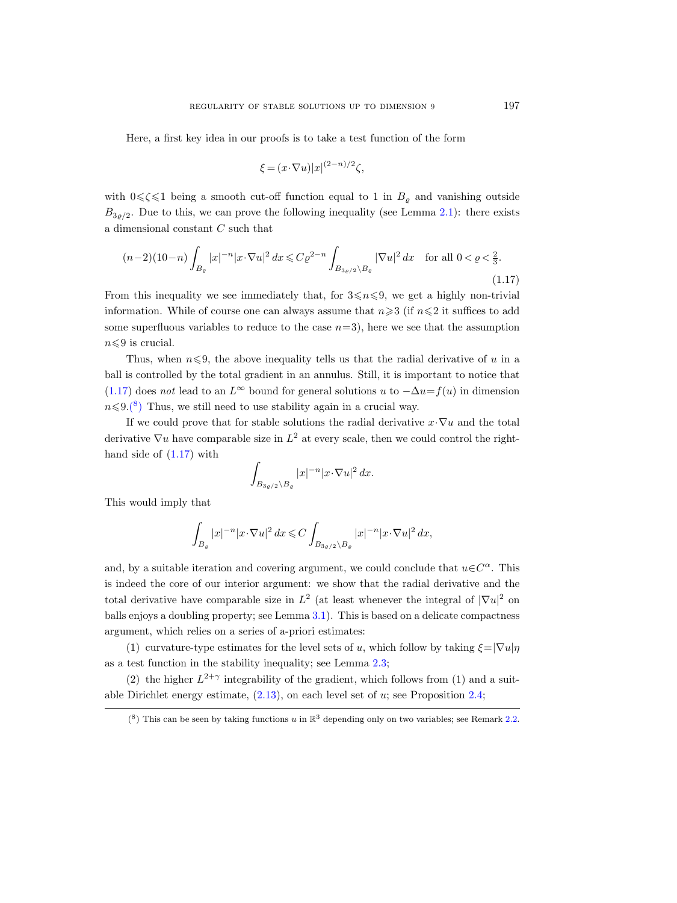Here, a first key idea in our proofs is to take a test function of the form

$$\xi = (x\cdot\nabla u)|x|^{(2-n)/2}\zeta,$$

with $0\leqslant\zeta\leqslant 1$ being a smooth cut-off function equal to 1 in $B_\varrho$ and vanishing outside $B_{3\varrho/2}$. Due to this, we can prove the following inequality (see Lemma 2.1): there exists a dimensional constant $C$ such that

$$(n-2)(10-n)\int_{B_\varrho}|x|^{-n}|x\cdot\nabla u|^2\,dx \leqslant C\varrho^{2-n}\int_{B_{3\varrho/2}\setminus B_\varrho}|\nabla u|^2\,dx \quad \text{for all } 0<\varrho<\tfrac{2}{3}. \tag{1.17}$$

From this inequality we see immediately that, for $3\leqslant n\leqslant 9$, we get a highly non-trivial information. While of course one can always assume that $n\geqslant 3$ (if $n\leqslant 2$ it suffices to add some superfluous variables to reduce to the case $n=3$), here we see that the assumption $n\leqslant 9$ is crucial.

Thus, when $n\leqslant 9$, the above inequality tells us that the radial derivative of $u$ in a ball is controlled by the total gradient in an annulus. Still, it is important to notice that (1.17) does *not* lead to an $L^\infty$ bound for general solutions $u$ to $-\Delta u = f(u)$ in dimension $n\leqslant 9$.[8] Thus, we still need to use stability again in a crucial way.

If we could prove that for stable solutions the radial derivative $x\cdot\nabla u$ and the total derivative $\nabla u$ have comparable size in $L^2$ at every scale, then we could control the right-hand side of (1.17) with

$$\int_{B_{3\varrho/2}\setminus B_\varrho}|x|^{-n}|x\cdot\nabla u|^2\,dx.$$

This would imply that

$$\int_{B_\varrho}|x|^{-n}|x\cdot\nabla u|^2\,dx \leqslant C\int_{B_{3\varrho/2}\setminus B_\varrho}|x|^{-n}|x\cdot\nabla u|^2\,dx,$$

and, by a suitable iteration and covering argument, we could conclude that $u\in C^\alpha$. This is indeed the core of our interior argument: we show that the radial derivative and the total derivative have comparable size in $L^2$ (at least whenever the integral of $|\nabla u|^2$ on balls enjoys a doubling property; see Lemma 3.1). This is based on a delicate compactness argument, which relies on a series of a-priori estimates:

(1) curvature-type estimates for the level sets of $u$, which follow by taking $\xi = |\nabla u|\eta$ as a test function in the stability inequality; see Lemma 2.3;

(2) the higher $L^{2+\gamma}$ integrability of the gradient, which follows from (1) and a suitable Dirichlet energy estimate, (2.13), on each level set of $u$; see Proposition 2.4;

[8] This can be seen by taking functions $u$ in $\mathbb{R}^3$ depending only on two variables; see Remark 2.2.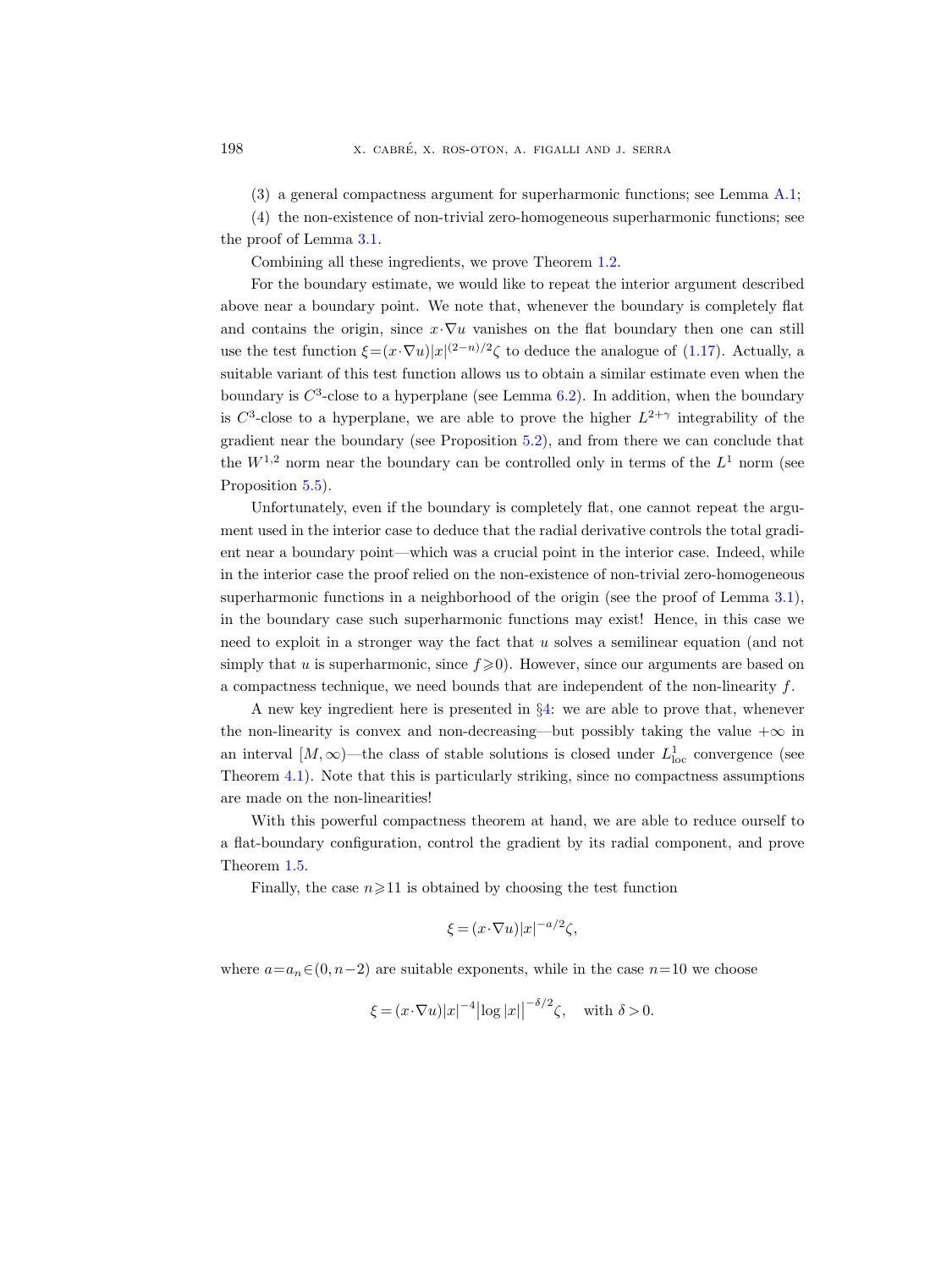(3) a general compactness argument for superharmonic functions; see Lemma A.1;

(4) the non-existence of non-trivial zero-homogeneous superharmonic functions; see the proof of Lemma 3.1.

Combining all these ingredients, we prove Theorem 1.2.

For the boundary estimate, we would like to repeat the interior argument described above near a boundary point. We note that, whenever the boundary is completely flat and contains the origin, since $x\cdot\nabla u$ vanishes on the flat boundary then one can still use the test function $\xi=(x\cdot\nabla u)|x|^{(2-n)/2}\zeta$ to deduce the analogue of (1.17). Actually, a suitable variant of this test function allows us to obtain a similar estimate even when the boundary is $C^3$-close to a hyperplane (see Lemma 6.2). In addition, when the boundary is $C^3$-close to a hyperplane, we are able to prove the higher $L^{2+\gamma}$ integrability of the gradient near the boundary (see Proposition 5.2), and from there we can conclude that the $W^{1,2}$ norm near the boundary can be controlled only in terms of the $L^1$ norm (see Proposition 5.5).

Unfortunately, even if the boundary is completely flat, one cannot repeat the argument used in the interior case to deduce that the radial derivative controls the total gradient near a boundary point—which was a crucial point in the interior case. Indeed, while in the interior case the proof relied on the non-existence of non-trivial zero-homogeneous superharmonic functions in a neighborhood of the origin (see the proof of Lemma 3.1), in the boundary case such superharmonic functions may exist! Hence, in this case we need to exploit in a stronger way the fact that $u$ solves a semilinear equation (and not simply that $u$ is superharmonic, since $f\geqslant 0$). However, since our arguments are based on a compactness technique, we need bounds that are independent of the non-linearity $f$.

A new key ingredient here is presented in §4: we are able to prove that, whenever the non-linearity is convex and non-decreasing—but possibly taking the value $+\infty$ in an interval $[M,\infty)$—the class of stable solutions is closed under $L^1_{\mathrm{loc}}$ convergence (see Theorem 4.1). Note that this is particularly striking, since no compactness assumptions are made on the non-linearities!

With this powerful compactness theorem at hand, we are able to reduce ourself to a flat-boundary configuration, control the gradient by its radial component, and prove Theorem 1.5.

Finally, the case $n\geqslant 11$ is obtained by choosing the test function

$$\xi=(x\cdot\nabla u)|x|^{-a/2}\zeta,$$

where $a=a_n\in(0,n-2)$ are suitable exponents, while in the case $n=10$ we choose

$$\xi=(x\cdot\nabla u)|x|^{-4}\big|\log|x|\big|^{-\delta/2}\zeta,\quad \text{with } \delta>0.$$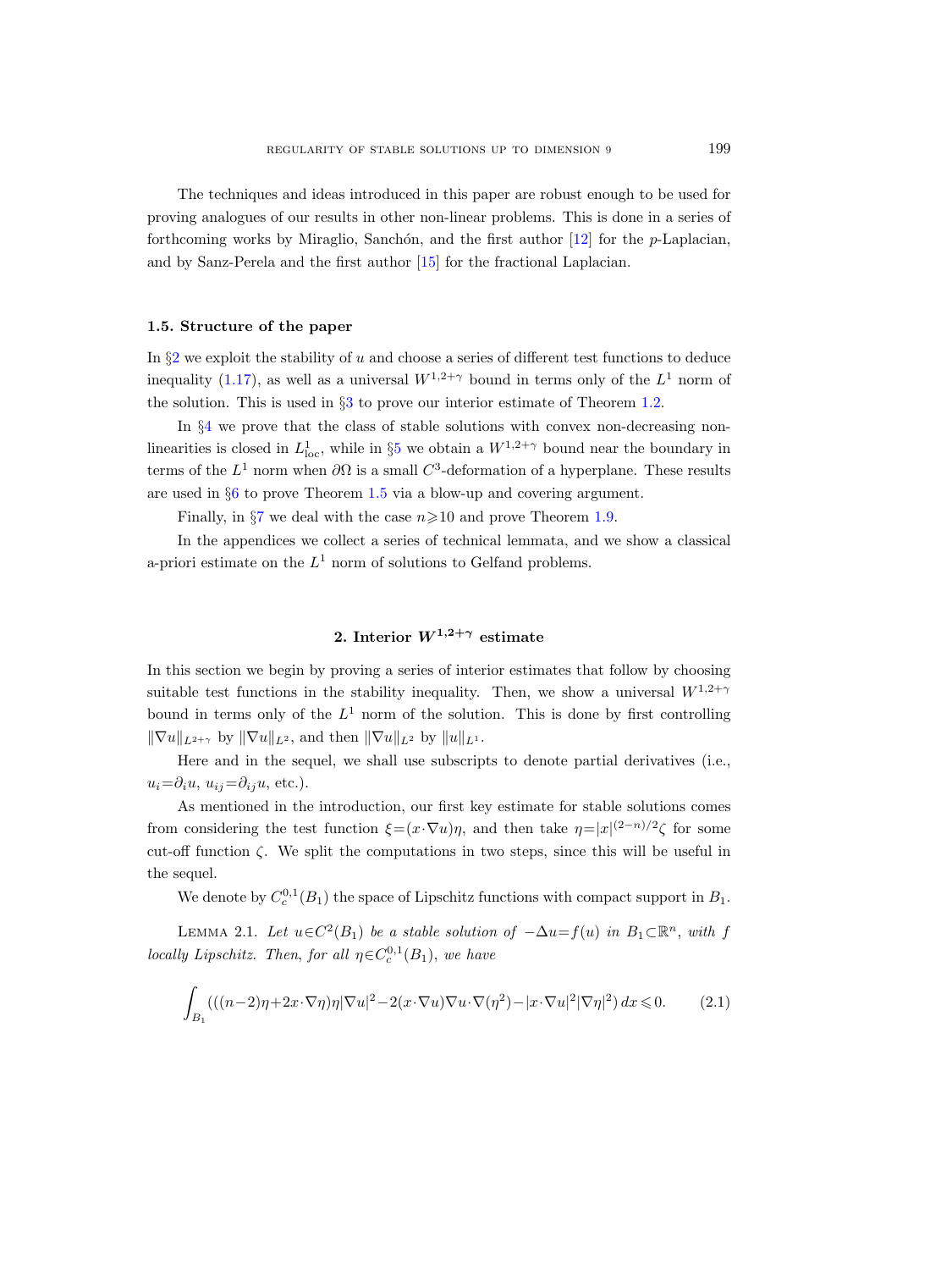The techniques and ideas introduced in this paper are robust enough to be used for proving analogues of our results in other non-linear problems. This is done in a series of forthcoming works by Miraglio, Sanchón, and the first author [12] for the $p$-Laplacian, and by Sanz-Perela and the first author [15] for the fractional Laplacian.

### 1.5. Structure of the paper

In §2 we exploit the stability of $u$ and choose a series of different test functions to deduce inequality (1.17), as well as a universal $W^{1,2+\gamma}$ bound in terms only of the $L^1$ norm of the solution. This is used in §3 to prove our interior estimate of Theorem 1.2.

In §4 we prove that the class of stable solutions with convex non-decreasing nonlinearities is closed in $L^1_{\mathrm{loc}}$, while in §5 we obtain a $W^{1,2+\gamma}$ bound near the boundary in terms of the $L^1$ norm when $\partial\Omega$ is a small $C^3$-deformation of a hyperplane. These results are used in §6 to prove Theorem 1.5 via a blow-up and covering argument.

Finally, in §7 we deal with the case $n\geqslant 10$ and prove Theorem 1.9.

In the appendices we collect a series of technical lemmata, and we show a classical a-priori estimate on the $L^1$ norm of solutions to Gelfand problems.

## 2. Interior $W^{1,2+\gamma}$ estimate

In this section we begin by proving a series of interior estimates that follow by choosing suitable test functions in the stability inequality. Then, we show a universal $W^{1,2+\gamma}$ bound in terms only of the $L^1$ norm of the solution. This is done by first controlling $\|\nabla u\|_{L^{2+\gamma}}$ by $\|\nabla u\|_{L^2}$, and then $\|\nabla u\|_{L^2}$ by $\|u\|_{L^1}$.

Here and in the sequel, we shall use subscripts to denote partial derivatives (i.e., $u_i=\partial_i u$, $u_{ij}=\partial_{ij}u$, etc.).

As mentioned in the introduction, our first key estimate for stable solutions comes from considering the test function $\xi=(x\cdot\nabla u)\eta$, and then take $\eta=|x|^{(2-n)/2}\zeta$ for some cut-off function $\zeta$. We split the computations in two steps, since this will be useful in the sequel.

We denote by $C^{0,1}_c(B_1)$ the space of Lipschitz functions with compact support in $B_1$.

Lemma 2.1. *Let $u\in C^2(B_1)$ be a stable solution of $-\Delta u=f(u)$ in $B_1\subset\mathbb{R}^n$, with $f$ locally Lipschitz. Then, for all $\eta\in C^{0,1}_c(B_1)$, we have*

$$\int_{B_1}\big(((n-2)\eta+2x\cdot\nabla\eta)\eta|\nabla u|^2-2(x\cdot\nabla u)\nabla u\cdot\nabla(\eta^2)-|x\cdot\nabla u|^2|\nabla\eta|^2\big)\,dx\leqslant 0. \tag{2.1}$$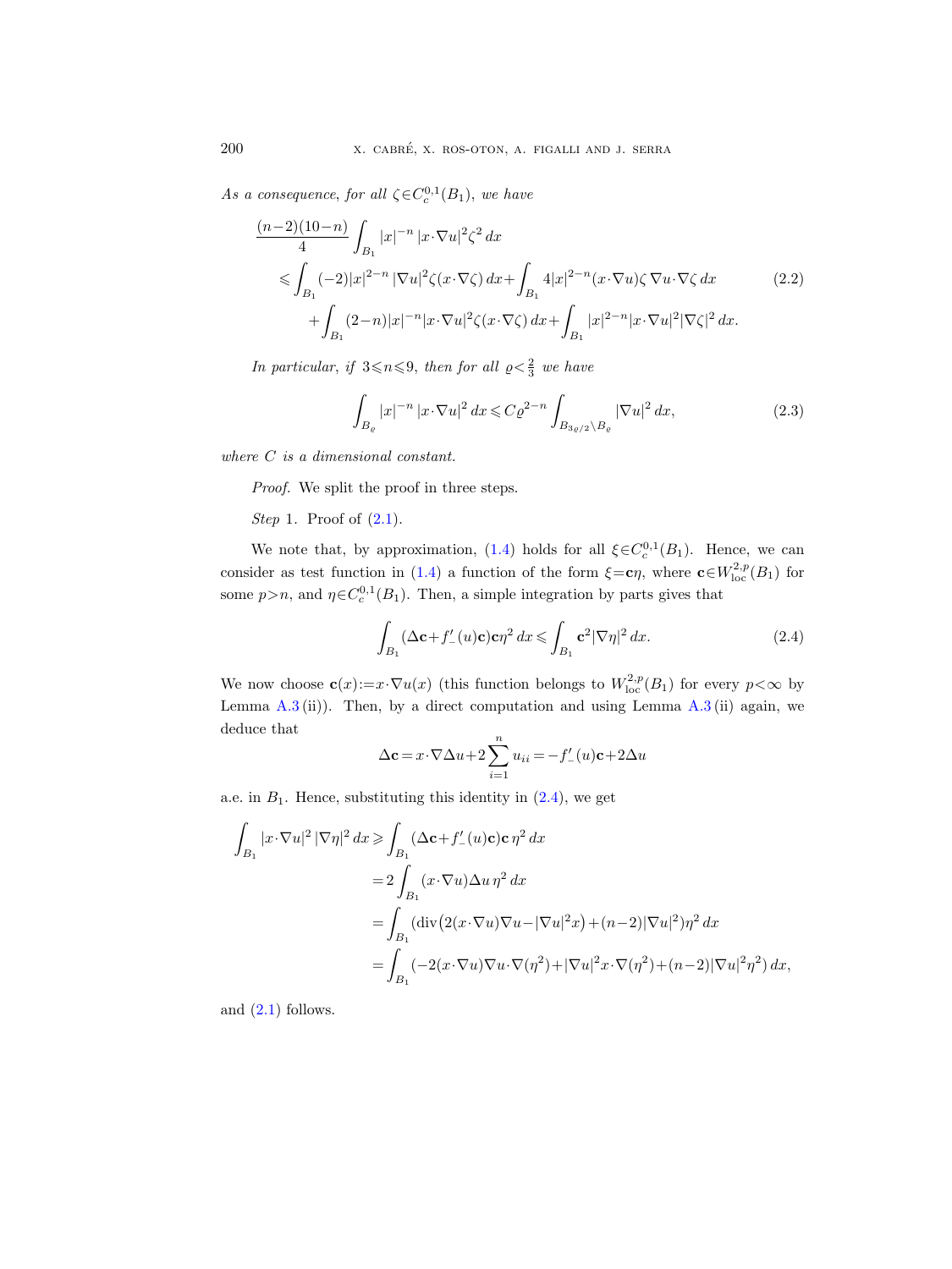*As a consequence, for all $\zeta\in C^{0,1}_c(B_1)$, we have*

$$
\begin{aligned}
\frac{(n-2)(10-n)}{4}&\int_{B_1}|x|^{-n}\,|x\cdot\nabla u|^2\zeta^2\,dx\\
&\leqslant \int_{B_1}(-2)|x|^{2-n}\,|\nabla u|^2\zeta(x\cdot\nabla\zeta)\,dx+\int_{B_1}4|x|^{2-n}(x\cdot\nabla u)\zeta\,\nabla u\cdot\nabla\zeta\,dx\\
&\quad+\int_{B_1}(2-n)|x|^{-n}|x\cdot\nabla u|^2\zeta(x\cdot\nabla\zeta)\,dx+\int_{B_1}|x|^{2-n}|x\cdot\nabla u|^2|\nabla\zeta|^2\,dx.
\end{aligned}
\tag{2.2}
$$

*In particular, if $3\leqslant n\leqslant 9$, then for all $\varrho<\frac{2}{3}$ we have*

$$
\int_{B_\varrho}|x|^{-n}\,|x\cdot\nabla u|^2\,dx\leqslant C\varrho^{2-n}\int_{B_{3\varrho/2}\setminus B_\varrho}|\nabla u|^2\,dx,
\tag{2.3}
$$

*where $C$ is a dimensional constant.*

*Proof.* We split the proof in three steps.

*Step* 1. Proof of (2.1).

We note that, by approximation, (1.4) holds for all $\xi\in C^{0,1}_c(B_1)$. Hence, we can consider as test function in (1.4) a function of the form $\xi=\mathbf{c}\eta$, where $\mathbf{c}\in W^{2,p}_{\mathrm{loc}}(B_1)$ for some $p>n$, and $\eta\in C^{0,1}_c(B_1)$. Then, a simple integration by parts gives that

$$
\int_{B_1}(\Delta\mathbf{c}+f'_-(u)\mathbf{c})\mathbf{c}\eta^2\,dx\leqslant\int_{B_1}\mathbf{c}^2|\nabla\eta|^2\,dx.
\tag{2.4}
$$

We now choose $\mathbf{c}(x):=x\cdot\nabla u(x)$ (this function belongs to $W^{2,p}_{\mathrm{loc}}(B_1)$ for every $p<\infty$ by Lemma A.3 (ii)). Then, by a direct computation and using Lemma A.3 (ii) again, we deduce that

$$
\Delta\mathbf{c}=x\cdot\nabla\Delta u+2\sum_{i=1}^n u_{ii}=-f'_-(u)\mathbf{c}+2\Delta u
$$

a.e. in $B_1$. Hence, substituting this identity in (2.4), we get

$$
\begin{aligned}
\int_{B_1}|x\cdot\nabla u|^2\,|\nabla\eta|^2\,dx&\geqslant\int_{B_1}(\Delta\mathbf{c}+f'_-(u)\mathbf{c})\mathbf{c}\,\eta^2\,dx\\
&=2\int_{B_1}(x\cdot\nabla u)\Delta u\,\eta^2\,dx\\
&=\int_{B_1}(\operatorname{div}\bigl(2(x\cdot\nabla u)\nabla u-|\nabla u|^2x\bigr)+(n-2)|\nabla u|^2)\eta^2\,dx\\
&=\int_{B_1}(-2(x\cdot\nabla u)\nabla u\cdot\nabla(\eta^2)+|\nabla u|^2x\cdot\nabla(\eta^2)+(n-2)|\nabla u|^2\eta^2)\,dx,
\end{aligned}
$$

and (2.1) follows.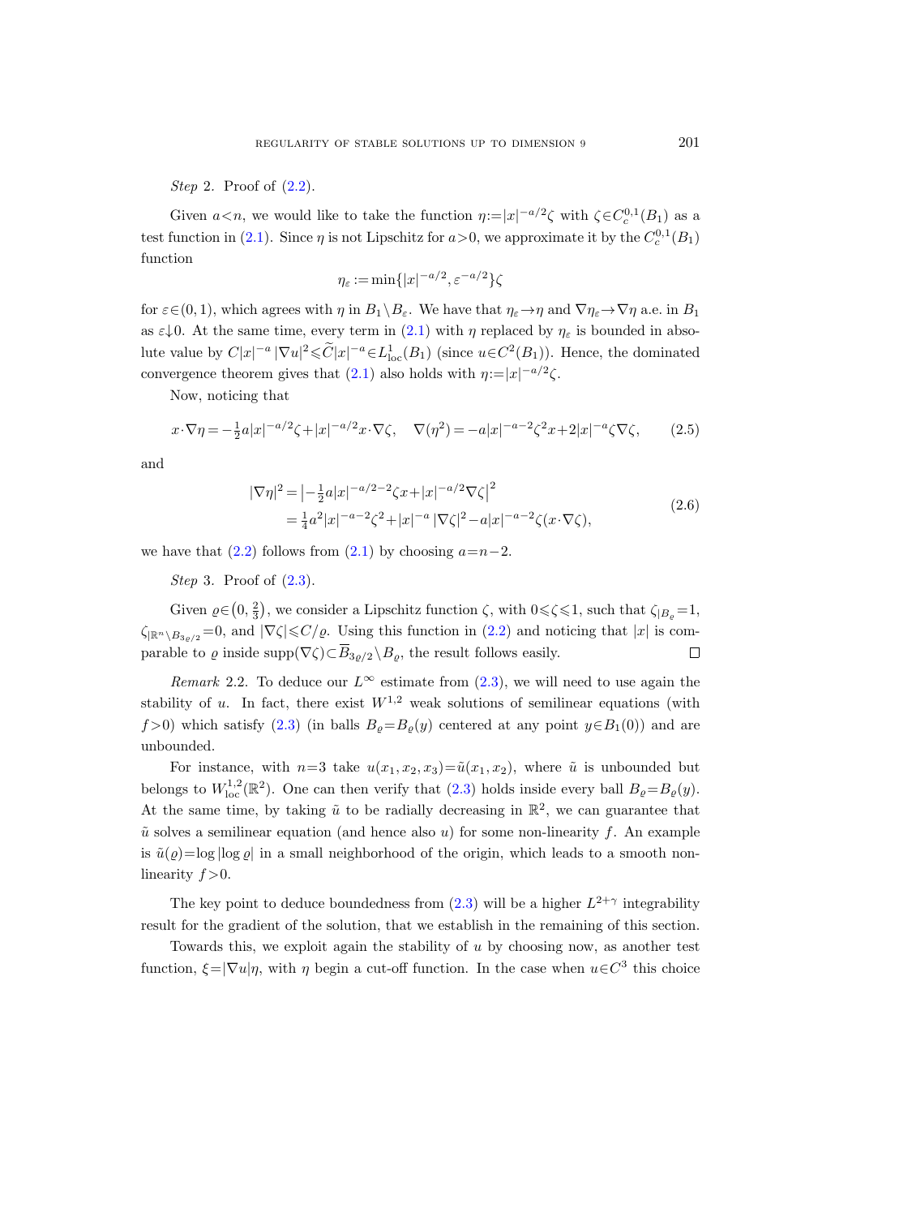*Step* 2. Proof of (2.2).

Given $a<n$, we would like to take the function $\eta:=|x|^{-a/2}\zeta$ with $\zeta\in C_c^{0,1}(B_1)$ as a test function in (2.1). Since $\eta$ is not Lipschitz for $a>0$, we approximate it by the $C_c^{0,1}(B_1)$ function

$$\eta_\varepsilon := \min\{|x|^{-a/2}, \varepsilon^{-a/2}\}\zeta$$

for $\varepsilon\in(0,1)$, which agrees with $\eta$ in $B_1\setminus B_\varepsilon$. We have that $\eta_\varepsilon\to\eta$ and $\nabla\eta_\varepsilon\to\nabla\eta$ a.e. in $B_1$ as $\varepsilon\downarrow 0$. At the same time, every term in (2.1) with $\eta$ replaced by $\eta_\varepsilon$ is bounded in absolute value by $C|x|^{-a}|\nabla u|^2\leqslant\widetilde{C}|x|^{-a}\in L^1_{\mathrm{loc}}(B_1)$ (since $u\in C^2(B_1)$). Hence, the dominated convergence theorem gives that (2.1) also holds with $\eta:=|x|^{-a/2}\zeta$.

Now, noticing that

$$x\cdot\nabla\eta = -\tfrac{1}{2}a|x|^{-a/2}\zeta + |x|^{-a/2}x\cdot\nabla\zeta, \quad \nabla(\eta^2) = -a|x|^{-a-2}\zeta^2 x + 2|x|^{-a}\zeta\nabla\zeta, \tag{2.5}$$

and

$$\begin{aligned} |\nabla\eta|^2 &= \left|-\tfrac{1}{2}a|x|^{-a/2-2}\zeta x + |x|^{-a/2}\nabla\zeta\right|^2 \\ &= \tfrac{1}{4}a^2|x|^{-a-2}\zeta^2 + |x|^{-a}\,|\nabla\zeta|^2 - a|x|^{-a-2}\zeta(x\cdot\nabla\zeta), \end{aligned} \tag{2.6}$$

we have that (2.2) follows from (2.1) by choosing $a=n-2$.

*Step* 3. Proof of (2.3).

Given $\varrho\in\left(0,\frac{2}{3}\right)$, we consider a Lipschitz function $\zeta$, with $0\leqslant\zeta\leqslant 1$, such that $\zeta_{|B_\varrho}=1$, $\zeta_{|\mathbb{R}^n\setminus B_{3\varrho/2}}=0$, and $|\nabla\zeta|\leqslant C/\varrho$. Using this function in (2.2) and noticing that $|x|$ is comparable to $\varrho$ inside $\mathrm{supp}(\nabla\zeta)\subset\overline{B}_{3\varrho/2}\setminus B_\varrho$, the result follows easily. $\square$

*Remark* 2.2. To deduce our $L^\infty$ estimate from (2.3), we will need to use again the stability of $u$. In fact, there exist $W^{1,2}$ weak solutions of semilinear equations (with $f>0$) which satisfy (2.3) (in balls $B_\varrho=B_\varrho(y)$ centered at any point $y\in B_1(0)$) and are unbounded.

For instance, with $n=3$ take $u(x_1,x_2,x_3)=\tilde{u}(x_1,x_2)$, where $\tilde{u}$ is unbounded but belongs to $W^{1,2}_{\mathrm{loc}}(\mathbb{R}^2)$. One can then verify that (2.3) holds inside every ball $B_\varrho=B_\varrho(y)$. At the same time, by taking $\tilde{u}$ to be radially decreasing in $\mathbb{R}^2$, we can guarantee that $\tilde{u}$ solves a semilinear equation (and hence also $u$) for some non-linearity $f$. An example is $\tilde{u}(\varrho)=\log|\log\varrho|$ in a small neighborhood of the origin, which leads to a smooth non-linearity $f>0$.

The key point to deduce boundedness from (2.3) will be a higher $L^{2+\gamma}$ integrability result for the gradient of the solution, that we establish in the remaining of this section.

Towards this, we exploit again the stability of $u$ by choosing now, as another test function, $\xi=|\nabla u|\eta$, with $\eta$ begin a cut-off function. In the case when $u\in C^3$ this choice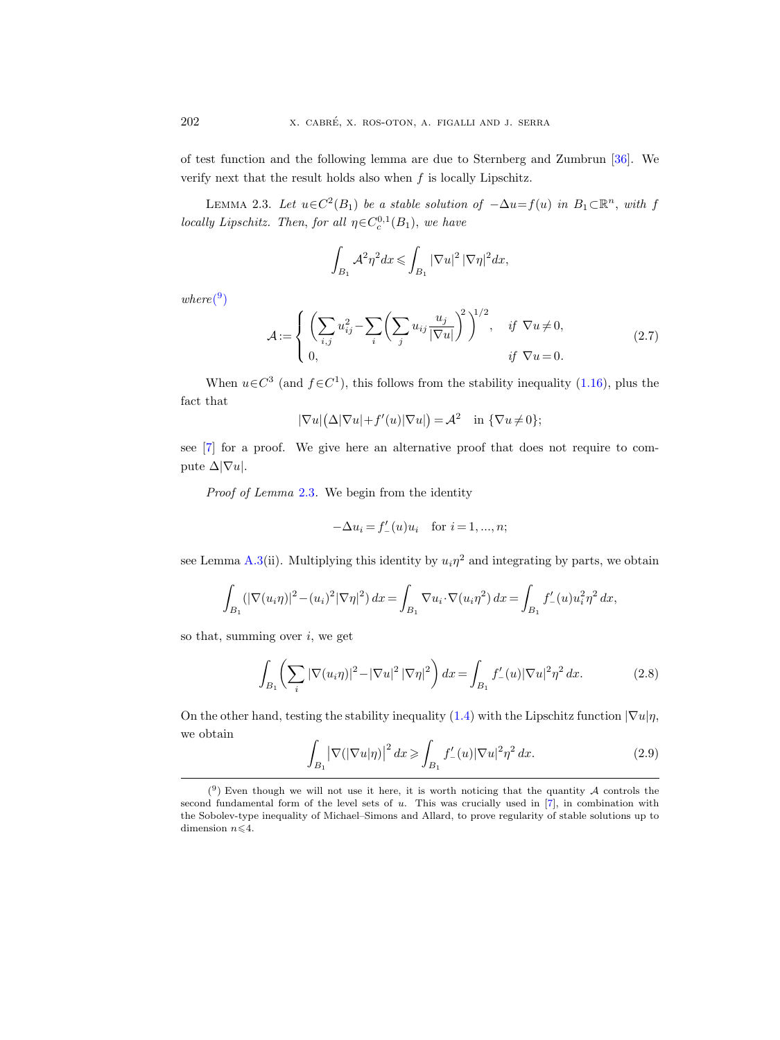of test function and the following lemma are due to Sternberg and Zumbrun [36]. We verify next that the result holds also when $f$ is locally Lipschitz.

Lemma 2.3. *Let $u\in C^2(B_1)$ be a stable solution of $-\Delta u=f(u)$ in $B_1\subset\mathbb{R}^n$, with $f$ locally Lipschitz. Then, for all $\eta\in C^{0,1}_c(B_1)$, we have*

$$\int_{B_1}\mathcal{A}^2\eta^2\,dx\leqslant\int_{B_1}|\nabla u|^2\,|\nabla\eta|^2\,dx,$$

*where*([9])

$$\mathcal{A}:=\begin{cases}\left(\displaystyle\sum_{i,j}u_{ij}^2-\sum_i\left(\sum_j u_{ij}\frac{u_j}{|\nabla u|}\right)^2\right)^{1/2}, & \text{if } \nabla u\neq 0,\\ 0, & \text{if } \nabla u=0.\end{cases}\tag{2.7}$$

When $u\in C^3$ (and $f\in C^1$), this follows from the stability inequality (1.16), plus the fact that

$$|\nabla u|\big(\Delta|\nabla u|+f'(u)|\nabla u|\big)=\mathcal{A}^2\quad\text{in } \{\nabla u\neq 0\};$$

see [7] for a proof. We give here an alternative proof that does not require to compute $\Delta|\nabla u|$.

*Proof of Lemma* 2.3. We begin from the identity

$$-\Delta u_i=f'_-(u)u_i\quad\text{for } i=1,\dots,n;$$

see Lemma A.3(ii). Multiplying this identity by $u_i\eta^2$ and integrating by parts, we obtain

$$\int_{B_1}\left(|\nabla(u_i\eta)|^2-(u_i)^2|\nabla\eta|^2\right)dx=\int_{B_1}\nabla u_i\cdot\nabla(u_i\eta^2)\,dx=\int_{B_1}f'_-(u)u_i^2\eta^2\,dx,$$

so that, summing over $i$, we get

$$\int_{B_1}\left(\sum_i|\nabla(u_i\eta)|^2-|\nabla u|^2\,|\nabla\eta|^2\right)dx=\int_{B_1}f'_-(u)|\nabla u|^2\eta^2\,dx.\tag{2.8}$$

On the other hand, testing the stability inequality (1.4) with the Lipschitz function $|\nabla u|\eta$, we obtain

$$\int_{B_1}\big|\nabla(|\nabla u|\eta)\big|^2\,dx\geqslant\int_{B_1}f'_-(u)|\nabla u|^2\eta^2\,dx.\tag{2.9}$$

---

([9]) Even though we will not use it here, it is worth noticing that the quantity $\mathcal{A}$ controls the second fundamental form of the level sets of $u$. This was crucially used in [7], in combination with the Sobolev-type inequality of Michael–Simons and Allard, to prove regularity of stable solutions up to dimension $n\leqslant 4$.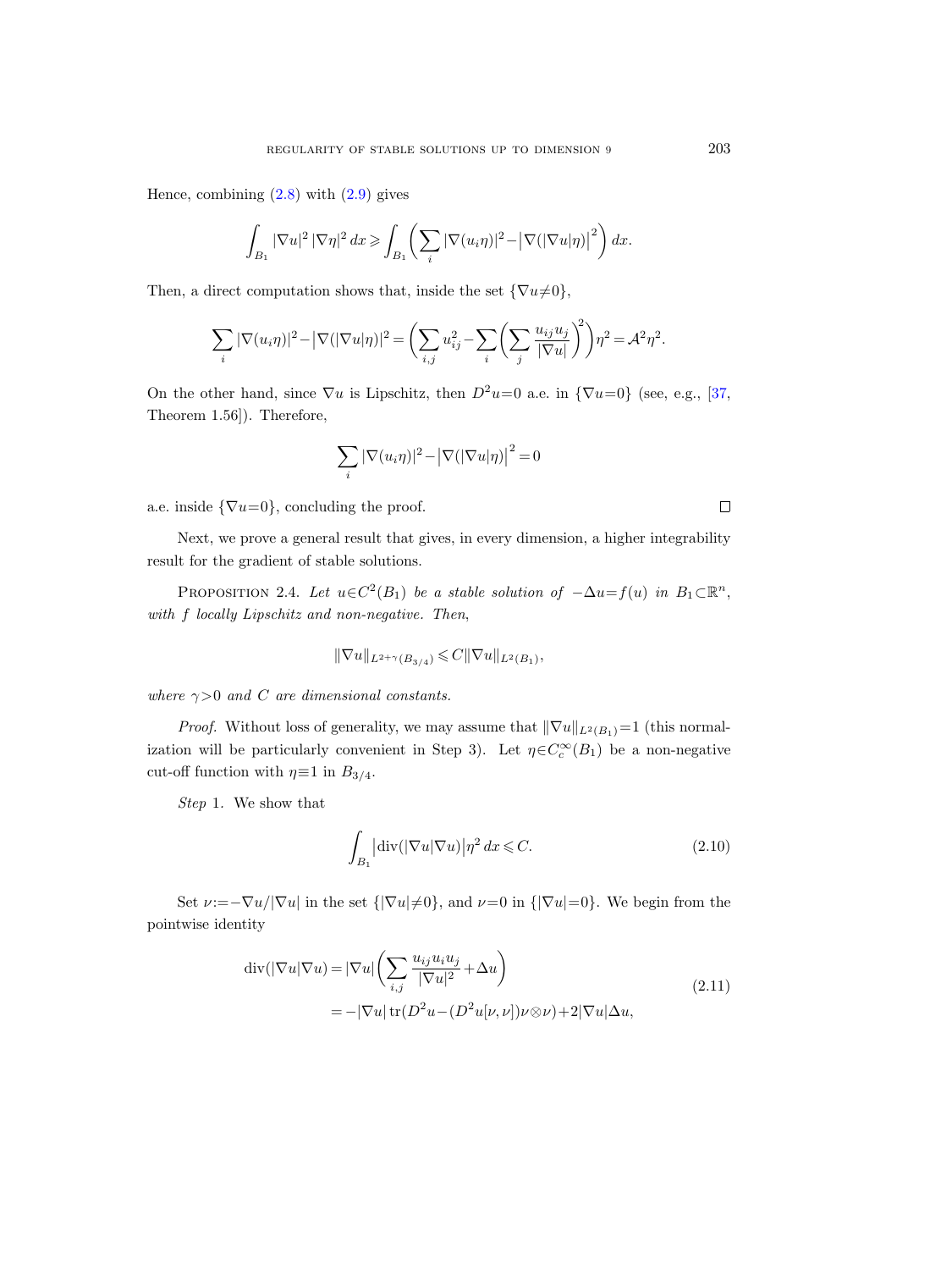Hence, combining (2.8) with (2.9) gives

$$\int_{B_1} |\nabla u|^2 \, |\nabla \eta|^2 \, dx \geqslant \int_{B_1} \left( \sum_i |\nabla (u_i \eta)|^2 - \left|\nabla (|\nabla u| \eta)\right|^2 \right) dx.$$

Then, a direct computation shows that, inside the set $\{\nabla u \neq 0\}$,

$$\sum_i |\nabla (u_i \eta)|^2 - \left|\nabla (|\nabla u| \eta)\right|^2 = \left( \sum_{i,j} u_{ij}^2 - \sum_i \left( \sum_j \frac{u_{ij} u_j}{|\nabla u|} \right)^2 \right) \eta^2 = \mathcal{A}^2 \eta^2.$$

On the other hand, since $\nabla u$ is Lipschitz, then $D^2 u = 0$ a.e. in $\{\nabla u = 0\}$ (see, e.g., [37, Theorem 1.56]). Therefore,

$$\sum_i |\nabla (u_i \eta)|^2 - \left|\nabla (|\nabla u| \eta)\right|^2 = 0$$

a.e. inside $\{\nabla u = 0\}$, concluding the proof. □

Next, we prove a general result that gives, in every dimension, a higher integrability result for the gradient of stable solutions.

**Proposition 2.4.** *Let $u \in C^2(B_1)$ be a stable solution of $-\Delta u = f(u)$ in $B_1 \subset \mathbb{R}^n$, with $f$ locally Lipschitz and non-negative. Then,*

$$\|\nabla u\|_{L^{2+\gamma}(B_{3/4})} \leqslant C \|\nabla u\|_{L^2(B_1)},$$

*where $\gamma > 0$ and $C$ are dimensional constants.*

*Proof.* Without loss of generality, we may assume that $\|\nabla u\|_{L^2(B_1)} = 1$ (this normalization will be particularly convenient in Step 3). Let $\eta \in C_c^\infty(B_1)$ be a non-negative cut-off function with $\eta \equiv 1$ in $B_{3/4}$.

*Step* 1. We show that

$$\int_{B_1} \left|\operatorname{div}(|\nabla u| \nabla u)\right| \eta^2 \, dx \leqslant C. \tag{2.10}$$

Set $\nu := -\nabla u / |\nabla u|$ in the set $\{|\nabla u| \neq 0\}$, and $\nu = 0$ in $\{|\nabla u| = 0\}$. We begin from the pointwise identity

$$\begin{aligned} \operatorname{div}(|\nabla u| \nabla u) &= |\nabla u| \left( \sum_{i,j} \frac{u_{ij} u_i u_j}{|\nabla u|^2} + \Delta u \right) \\ &= -|\nabla u| \operatorname{tr}(D^2 u - (D^2 u[\nu, \nu]) \nu \otimes \nu) + 2 |\nabla u| \Delta u, \end{aligned} \tag{2.11}$$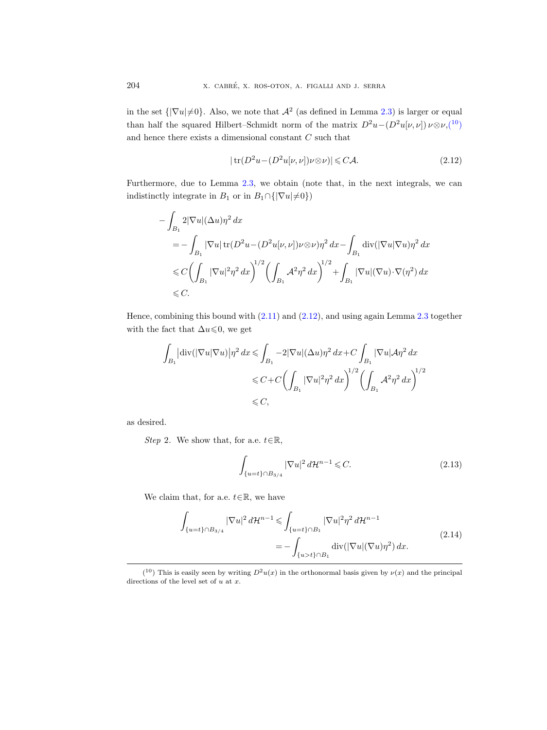in the set $\{|\nabla u|\neq 0\}$. Also, we note that $\mathcal{A}^2$ (as defined in Lemma 2.3) is larger or equal than half the squared Hilbert–Schmidt norm of the matrix $D^2u-(D^2u[\nu,\nu])\,\nu\otimes\nu$,[10] and hence there exists a dimensional constant $C$ such that

$$|\operatorname{tr}(D^2u-(D^2u[\nu,\nu])\nu\otimes\nu)|\leqslant C\mathcal{A}. \tag{2.12}$$

Furthermore, due to Lemma 2.3, we obtain (note that, in the next integrals, we can indistinctly integrate in $B_1$ or in $B_1\cap\{|\nabla u|\neq 0\}$)

$$\begin{aligned}
-\int_{B_1} 2|\nabla u|(\Delta u)\eta^2\,dx
&= -\int_{B_1} |\nabla u|\operatorname{tr}(D^2u-(D^2u[\nu,\nu])\nu\otimes\nu)\eta^2\,dx - \int_{B_1}\operatorname{div}(|\nabla u|\nabla u)\eta^2\,dx\\
&\leqslant C\biggl(\int_{B_1}|\nabla u|^2\eta^2\,dx\biggr)^{1/2}\biggl(\int_{B_1}\mathcal{A}^2\eta^2\,dx\biggr)^{1/2}+\int_{B_1}|\nabla u|(\nabla u)\cdot\nabla(\eta^2)\,dx\\
&\leqslant C.
\end{aligned}$$

Hence, combining this bound with (2.11) and (2.12), and using again Lemma 2.3 together with the fact that $\Delta u\leqslant 0$, we get

$$\begin{aligned}
\int_{B_1}\bigl|\operatorname{div}(|\nabla u|\nabla u)\bigr|\eta^2\,dx &\leqslant \int_{B_1} -2|\nabla u|(\Delta u)\eta^2\,dx + C\int_{B_1}|\nabla u|\mathcal{A}\eta^2\,dx\\
&\leqslant C + C\biggl(\int_{B_1}|\nabla u|^2\eta^2\,dx\biggr)^{1/2}\biggl(\int_{B_1}\mathcal{A}^2\eta^2\,dx\biggr)^{1/2}\\
&\leqslant C,
\end{aligned}$$

as desired.

*Step* 2. We show that, for a.e. $t\in\mathbb{R}$,

$$\int_{\{u=t\}\cap B_{3/4}}|\nabla u|^2\,d\mathcal{H}^{n-1}\leqslant C. \tag{2.13}$$

We claim that, for a.e. $t\in\mathbb{R}$, we have

$$\begin{aligned}
\int_{\{u=t\}\cap B_{3/4}}|\nabla u|^2\,d\mathcal{H}^{n-1} &\leqslant \int_{\{u=t\}\cap B_1}|\nabla u|^2\eta^2\,d\mathcal{H}^{n-1}\\
&= -\int_{\{u>t\}\cap B_1}\operatorname{div}(|\nabla u|(\nabla u)\eta^2)\,dx.
\end{aligned} \tag{2.14}$$

[10] This is easily seen by writing $D^2u(x)$ in the orthonormal basis given by $\nu(x)$ and the principal directions of the level set of $u$ at $x$.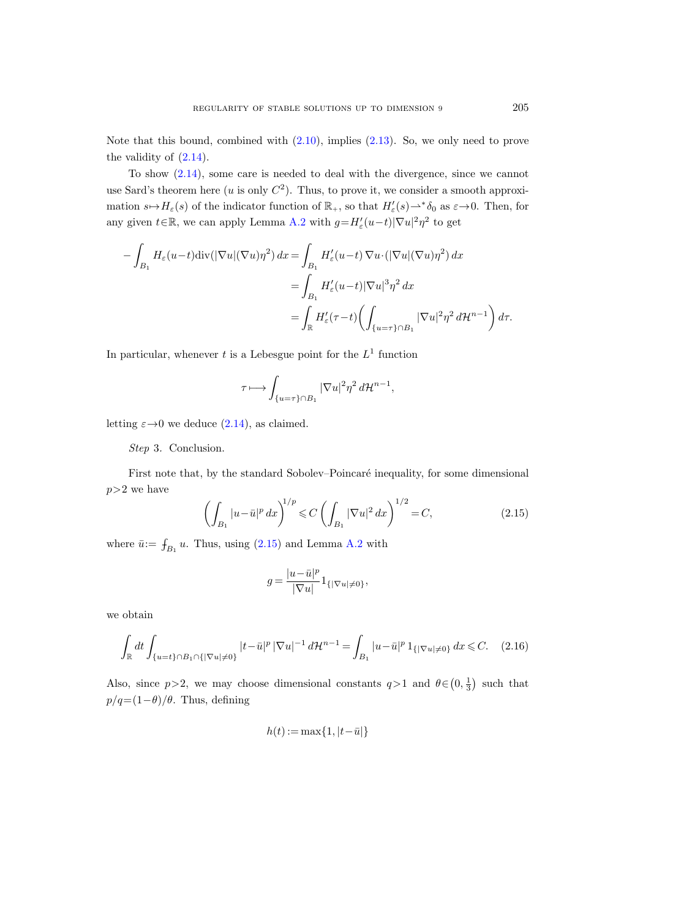Note that this bound, combined with (2.10), implies (2.13). So, we only need to prove the validity of (2.14).

To show (2.14), some care is needed to deal with the divergence, since we cannot use Sard's theorem here ($u$ is only $C^2$). Thus, to prove it, we consider a smooth approximation $s \mapsto H_\varepsilon(s)$ of the indicator function of $\mathbb{R}_+$, so that $H'_\varepsilon(s) \rightharpoonup^* \delta_0$ as $\varepsilon \to 0$. Then, for any given $t \in \mathbb{R}$, we can apply Lemma A.2 with $g = H'_\varepsilon(u-t)|\nabla u|^2 \eta^2$ to get

$$
\begin{aligned}
-\int_{B_1} H_\varepsilon(u-t) \operatorname{div}(|\nabla u|(\nabla u)\eta^2)\, dx &= \int_{B_1} H'_\varepsilon(u-t)\, \nabla u \cdot (|\nabla u|(\nabla u)\eta^2)\, dx \\
&= \int_{B_1} H'_\varepsilon(u-t) |\nabla u|^3 \eta^2 \, dx \\
&= \int_{\mathbb{R}} H'_\varepsilon(\tau - t) \left( \int_{\{u=\tau\}\cap B_1} |\nabla u|^2 \eta^2 \, d\mathcal{H}^{n-1} \right) d\tau.
\end{aligned}
$$

In particular, whenever $t$ is a Lebesgue point for the $L^1$ function

$$
\tau \longmapsto \int_{\{u=\tau\}\cap B_1} |\nabla u|^2 \eta^2 \, d\mathcal{H}^{n-1},
$$

letting $\varepsilon \to 0$ we deduce (2.14), as claimed.

*Step* 3. Conclusion.

First note that, by the standard Sobolev–Poincaré inequality, for some dimensional $p > 2$ we have

$$
\left( \int_{B_1} |u - \bar{u}|^p \, dx \right)^{1/p} \leqslant C \left( \int_{B_1} |\nabla u|^2 \, dx \right)^{1/2} = C, \tag{2.15}
$$

where $\bar{u} := \fint_{B_1} u$. Thus, using (2.15) and Lemma A.2 with

$$
g = \frac{|u - \bar{u}|^p}{|\nabla u|} 1_{\{|\nabla u| \neq 0\}},
$$

we obtain

$$
\int_{\mathbb{R}} dt \int_{\{u=t\}\cap B_1 \cap \{|\nabla u|\neq 0\}} |t - \bar{u}|^p \, |\nabla u|^{-1} \, d\mathcal{H}^{n-1} = \int_{B_1} |u - \bar{u}|^p \, 1_{\{|\nabla u| \neq 0\}} \, dx \leqslant C. \tag{2.16}
$$

Also, since $p > 2$, we may choose dimensional constants $q > 1$ and $\theta \in \left(0, \frac{1}{3}\right)$ such that $p/q = (1-\theta)/\theta$. Thus, defining

$$
h(t) := \max\{1, |t - \bar{u}|\}
$$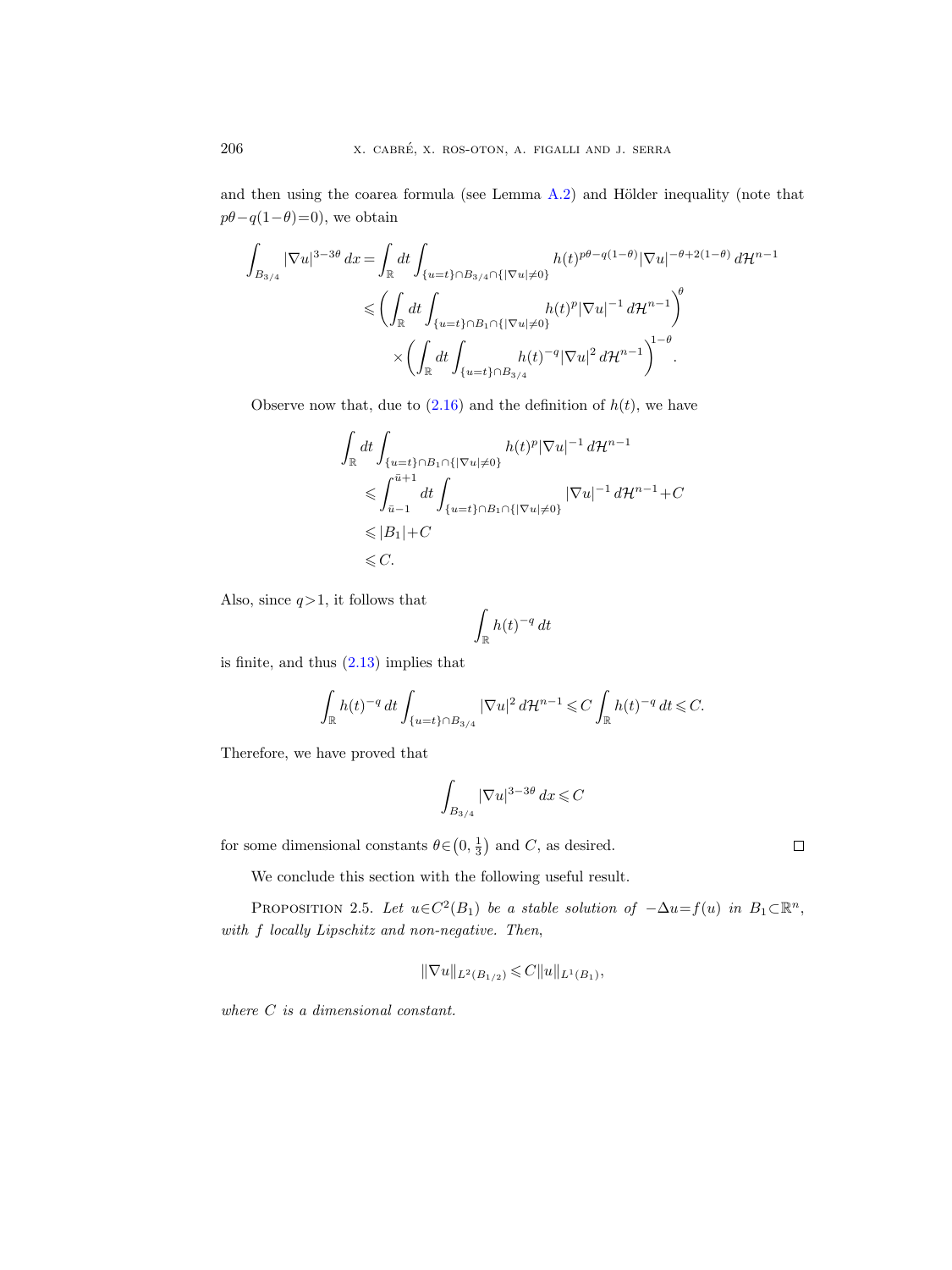and then using the coarea formula (see Lemma A.2) and Hölder inequality (note that $p\theta - q(1-\theta)=0$), we obtain

$$
\begin{aligned}
\int_{B_{3/4}} |\nabla u|^{3-3\theta}\,dx &= \int_{\mathbb{R}} dt \int_{\{u=t\}\cap B_{3/4}\cap\{|\nabla u|\neq 0\}} h(t)^{p\theta-q(1-\theta)}|\nabla u|^{-\theta+2(1-\theta)}\,d\mathcal{H}^{n-1} \\
&\leqslant \bigg(\int_{\mathbb{R}} dt \int_{\{u=t\}\cap B_1\cap\{|\nabla u|\neq 0\}} h(t)^{p}|\nabla u|^{-1}\,d\mathcal{H}^{n-1}\bigg)^{\theta} \\
&\quad\times \bigg(\int_{\mathbb{R}} dt \int_{\{u=t\}\cap B_{3/4}} h(t)^{-q}|\nabla u|^{2}\,d\mathcal{H}^{n-1}\bigg)^{1-\theta}.
\end{aligned}
$$

Observe now that, due to (2.16) and the definition of $h(t)$, we have

$$
\begin{aligned}
\int_{\mathbb{R}} dt &\int_{\{u=t\}\cap B_1\cap\{|\nabla u|\neq 0\}} h(t)^{p}|\nabla u|^{-1}\,d\mathcal{H}^{n-1} \\
&\leqslant \int_{\bar u-1}^{\bar u+1} dt \int_{\{u=t\}\cap B_1\cap\{|\nabla u|\neq 0\}} |\nabla u|^{-1}\,d\mathcal{H}^{n-1} + C \\
&\leqslant |B_1| + C \\
&\leqslant C.
\end{aligned}
$$

Also, since $q>1$, it follows that

$$
\int_{\mathbb{R}} h(t)^{-q}\,dt
$$

is finite, and thus (2.13) implies that

$$
\int_{\mathbb{R}} h(t)^{-q}\,dt \int_{\{u=t\}\cap B_{3/4}} |\nabla u|^{2}\,d\mathcal{H}^{n-1} \leqslant C\int_{\mathbb{R}} h(t)^{-q}\,dt \leqslant C.
$$

Therefore, we have proved that

$$
\int_{B_{3/4}} |\nabla u|^{3-3\theta}\,dx \leqslant C
$$

for some dimensional constants $\theta\in\left(0,\frac{1}{3}\right)$ and $C$, as desired. □

We conclude this section with the following useful result.

Proposition 2.5. *Let $u\in C^2(B_1)$ be a stable solution of $-\Delta u = f(u)$ in $B_1\subset\mathbb{R}^n$, with $f$ locally Lipschitz and non-negative. Then,*

$$
\|\nabla u\|_{L^2(B_{1/2})} \leqslant C\|u\|_{L^1(B_1)},
$$

*where $C$ is a dimensional constant.*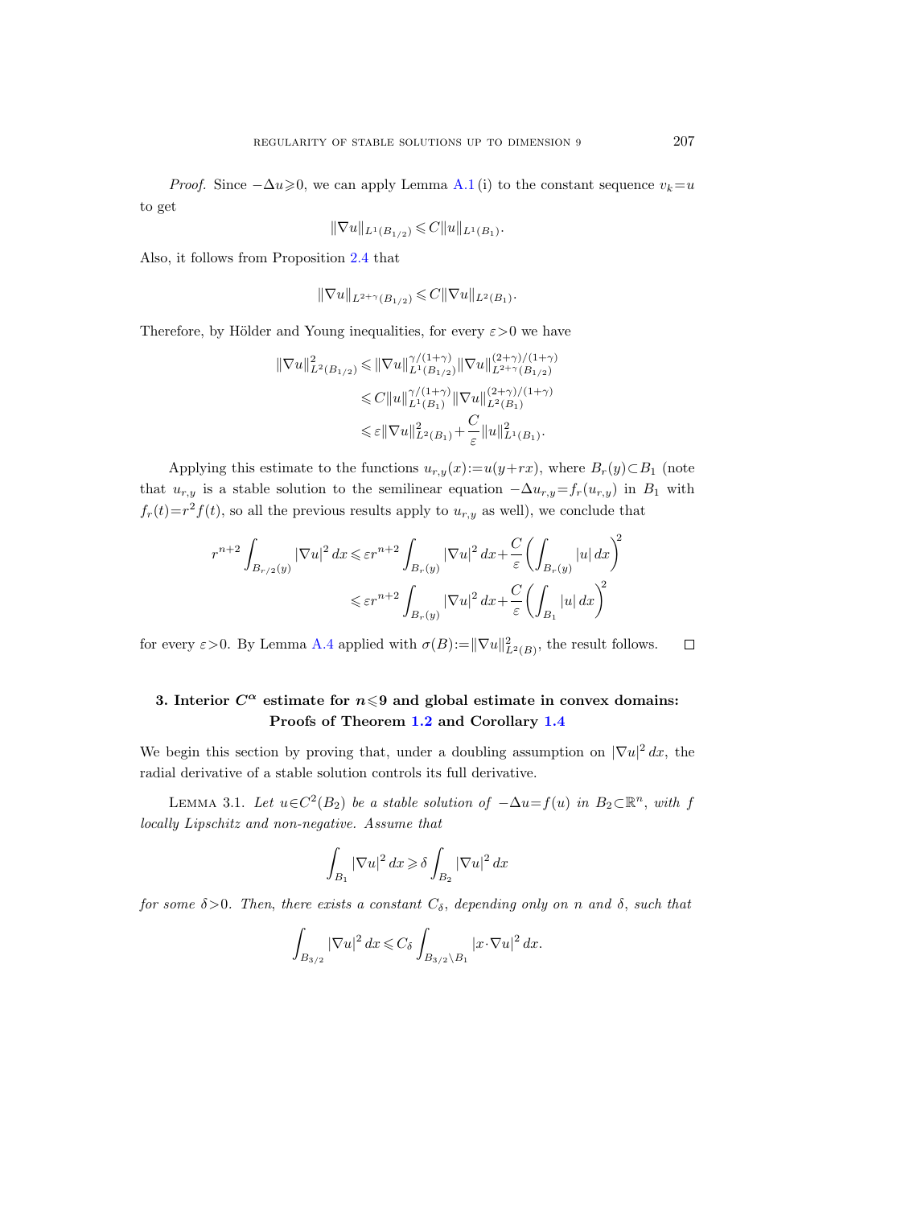*Proof.* Since $-\Delta u \geqslant 0$, we can apply Lemma A.1 (i) to the constant sequence $v_k = u$ to get

$$\|\nabla u\|_{L^1(B_{1/2})} \leqslant C\|u\|_{L^1(B_1)}.$$

Also, it follows from Proposition 2.4 that

$$\|\nabla u\|_{L^{2+\gamma}(B_{1/2})} \leqslant C\|\nabla u\|_{L^2(B_1)}.$$

Therefore, by Hölder and Young inequalities, for every $\varepsilon > 0$ we have

$$\begin{aligned}
\|\nabla u\|^2_{L^2(B_{1/2})} &\leqslant \|\nabla u\|^{\gamma/(1+\gamma)}_{L^1(B_{1/2})} \|\nabla u\|^{(2+\gamma)/(1+\gamma)}_{L^{2+\gamma}(B_{1/2})} \\
&\leqslant C\|u\|^{\gamma/(1+\gamma)}_{L^1(B_1)} \|\nabla u\|^{(2+\gamma)/(1+\gamma)}_{L^2(B_1)} \\
&\leqslant \varepsilon \|\nabla u\|^2_{L^2(B_1)} + \frac{C}{\varepsilon}\|u\|^2_{L^1(B_1)}.
\end{aligned}$$

Applying this estimate to the functions $u_{r,y}(x) := u(y+rx)$, where $B_r(y) \subset B_1$ (note that $u_{r,y}$ is a stable solution to the semilinear equation $-\Delta u_{r,y} = f_r(u_{r,y})$ in $B_1$ with $f_r(t) = r^2 f(t)$, so all the previous results apply to $u_{r,y}$ as well), we conclude that

$$\begin{aligned}
r^{n+2} \int_{B_{r/2}(y)} |\nabla u|^2 \, dx &\leqslant \varepsilon r^{n+2} \int_{B_r(y)} |\nabla u|^2 \, dx + \frac{C}{\varepsilon}\left(\int_{B_r(y)} |u| \, dx\right)^2 \\
&\leqslant \varepsilon r^{n+2} \int_{B_r(y)} |\nabla u|^2 \, dx + \frac{C}{\varepsilon}\left(\int_{B_1} |u| \, dx\right)^2
\end{aligned}$$

for every $\varepsilon > 0$. By Lemma A.4 applied with $\sigma(B) := \|\nabla u\|^2_{L^2(B)}$, the result follows. $\square$

## 3. Interior $C^\alpha$ estimate for $n \leqslant 9$ and global estimate in convex domains: Proofs of Theorem 1.2 and Corollary 1.4

We begin this section by proving that, under a doubling assumption on $|\nabla u|^2 \, dx$, the radial derivative of a stable solution controls its full derivative.

Lemma 3.1. *Let $u \in C^2(B_2)$ be a stable solution of $-\Delta u = f(u)$ in $B_2 \subset \mathbb{R}^n$, with $f$ locally Lipschitz and non-negative. Assume that*

$$\int_{B_1} |\nabla u|^2 \, dx \geqslant \delta \int_{B_2} |\nabla u|^2 \, dx$$

*for some $\delta > 0$. Then, there exists a constant $C_\delta$, depending only on $n$ and $\delta$, such that*

$$\int_{B_{3/2}} |\nabla u|^2 \, dx \leqslant C_\delta \int_{B_{3/2} \setminus B_1} |x \cdot \nabla u|^2 \, dx.$$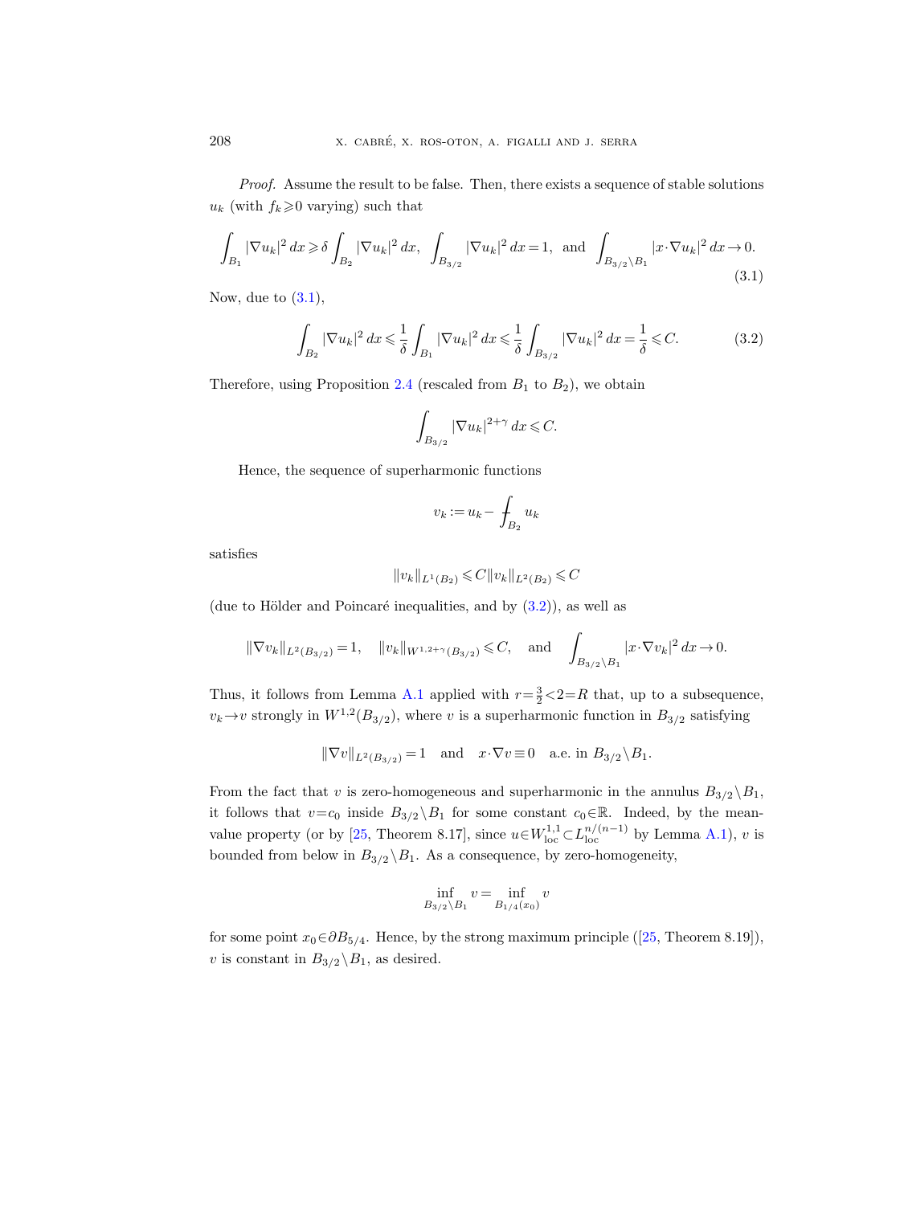*Proof.* Assume the result to be false. Then, there exists a sequence of stable solutions $u_k$ (with $f_k \geqslant 0$ varying) such that

$$\int_{B_1} |\nabla u_k|^2 \, dx \geqslant \delta \int_{B_2} |\nabla u_k|^2 \, dx, \quad \int_{B_{3/2}} |\nabla u_k|^2 \, dx = 1, \quad \text{and} \quad \int_{B_{3/2} \setminus B_1} |x \cdot \nabla u_k|^2 \, dx \to 0. \tag{3.1}$$

Now, due to (3.1),

$$\int_{B_2} |\nabla u_k|^2 \, dx \leqslant \frac{1}{\delta} \int_{B_1} |\nabla u_k|^2 \, dx \leqslant \frac{1}{\delta} \int_{B_{3/2}} |\nabla u_k|^2 \, dx = \frac{1}{\delta} \leqslant C. \tag{3.2}$$

Therefore, using Proposition 2.4 (rescaled from $B_1$ to $B_2$), we obtain

$$\int_{B_{3/2}} |\nabla u_k|^{2+\gamma} \, dx \leqslant C.$$

Hence, the sequence of superharmonic functions

$$v_k := u_k - \fint_{B_2} u_k$$

satisfies

$$\|v_k\|_{L^1(B_2)} \leqslant C \|v_k\|_{L^2(B_2)} \leqslant C$$

(due to Hölder and Poincaré inequalities, and by (3.2)), as well as

$$\|\nabla v_k\|_{L^2(B_{3/2})} = 1, \quad \|v_k\|_{W^{1,2+\gamma}(B_{3/2})} \leqslant C, \quad \text{and} \quad \int_{B_{3/2} \setminus B_1} |x \cdot \nabla v_k|^2 \, dx \to 0.$$

Thus, it follows from Lemma A.1 applied with $r = \frac{3}{2} < 2 = R$ that, up to a subsequence, $v_k \to v$ strongly in $W^{1,2}(B_{3/2})$, where $v$ is a superharmonic function in $B_{3/2}$ satisfying

$$\|\nabla v\|_{L^2(B_{3/2})} = 1 \quad \text{and} \quad x \cdot \nabla v \equiv 0 \quad \text{a.e. in } B_{3/2} \setminus B_1.$$

From the fact that $v$ is zero-homogeneous and superharmonic in the annulus $B_{3/2} \setminus B_1$, it follows that $v = c_0$ inside $B_{3/2} \setminus B_1$ for some constant $c_0 \in \mathbb{R}$. Indeed, by the mean-value property (or by [25, Theorem 8.17], since $u \in W^{1,1}_{\text{loc}} \subset L^{n/(n-1)}_{\text{loc}}$ by Lemma A.1), $v$ is bounded from below in $B_{3/2} \setminus B_1$. As a consequence, by zero-homogeneity,

$$\inf_{B_{3/2} \setminus B_1} v = \inf_{B_{1/4}(x_0)} v$$

for some point $x_0 \in \partial B_{5/4}$. Hence, by the strong maximum principle ([25, Theorem 8.19]), $v$ is constant in $B_{3/2} \setminus B_1$, as desired.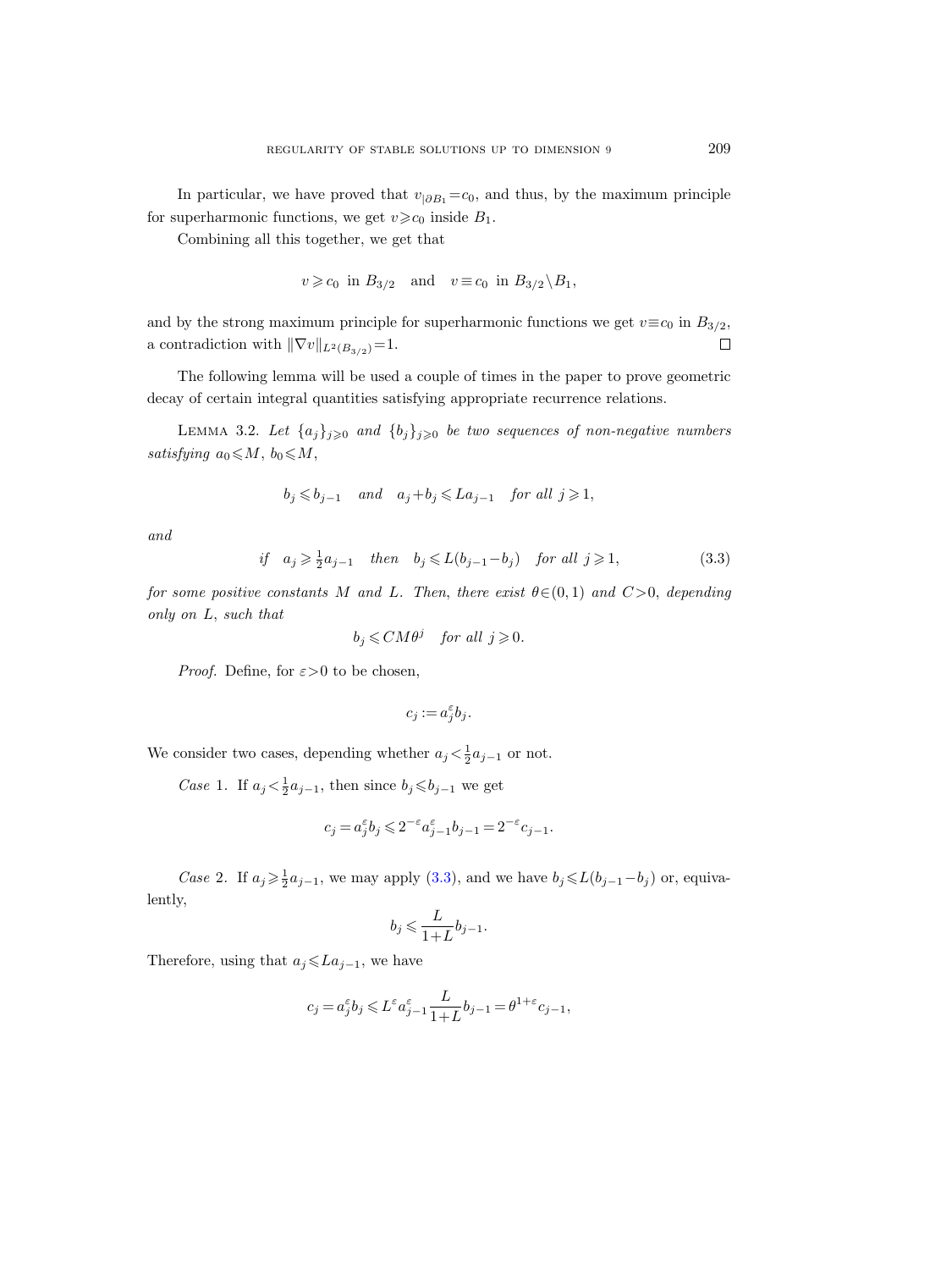In particular, we have proved that $v_{|\partial B_1}=c_0$, and thus, by the maximum principle for superharmonic functions, we get $v\geqslant c_0$ inside $B_1$.

Combining all this together, we get that

$$v\geqslant c_0 \text{ in } B_{3/2} \quad \text{and} \quad v\equiv c_0 \text{ in } B_{3/2}\setminus B_1,$$

and by the strong maximum principle for superharmonic functions we get $v\equiv c_0$ in $B_{3/2}$, a contradiction with $\|\nabla v\|_{L^2(B_{3/2})}=1$. $\square$

The following lemma will be used a couple of times in the paper to prove geometric decay of certain integral quantities satisfying appropriate recurrence relations.

LEMMA 3.2. *Let $\{a_j\}_{j\geqslant 0}$ and $\{b_j\}_{j\geqslant 0}$ be two sequences of non-negative numbers satisfying $a_0\leqslant M$, $b_0\leqslant M$,*

$$b_j\leqslant b_{j-1} \quad \textit{and} \quad a_j+b_j\leqslant La_{j-1} \quad \textit{for all } j\geqslant 1,$$

*and*

$$\textit{if} \quad a_j\geqslant \tfrac{1}{2}a_{j-1} \quad \textit{then} \quad b_j\leqslant L(b_{j-1}-b_j) \quad \textit{for all } j\geqslant 1, \tag{3.3}$$

*for some positive constants $M$ and $L$. Then, there exist $\theta\in(0,1)$ and $C>0$, depending only on $L$, such that*

$$b_j\leqslant CM\theta^j \quad \textit{for all } j\geqslant 0.$$

*Proof.* Define, for $\varepsilon>0$ to be chosen,

$$c_j:=a_j^{\varepsilon}b_j.$$

We consider two cases, depending whether $a_j<\frac{1}{2}a_{j-1}$ or not.

*Case* 1. If $a_j<\frac{1}{2}a_{j-1}$, then since $b_j\leqslant b_{j-1}$ we get

$$c_j=a_j^{\varepsilon}b_j\leqslant 2^{-\varepsilon}a_{j-1}^{\varepsilon}b_{j-1}=2^{-\varepsilon}c_{j-1}.$$

*Case* 2. If $a_j\geqslant\frac{1}{2}a_{j-1}$, we may apply (3.3), and we have $b_j\leqslant L(b_{j-1}-b_j)$ or, equivalently,

$$b_j\leqslant\frac{L}{1+L}b_{j-1}.$$

Therefore, using that $a_j\leqslant La_{j-1}$, we have

$$c_j=a_j^{\varepsilon}b_j\leqslant L^{\varepsilon}a_{j-1}^{\varepsilon}\frac{L}{1+L}b_{j-1}=\theta^{1+\varepsilon}c_{j-1},$$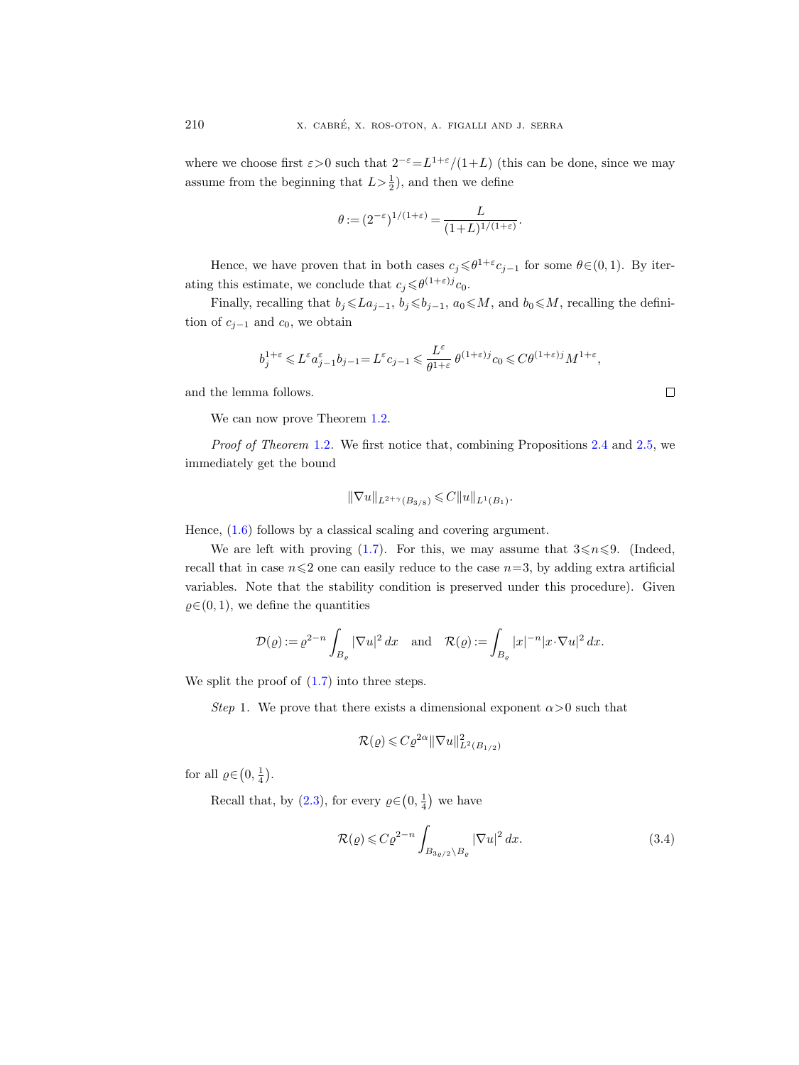where we choose first $\varepsilon>0$ such that $2^{-\varepsilon}=L^{1+\varepsilon}/(1+L)$ (this can be done, since we may assume from the beginning that $L>\frac{1}{2}$), and then we define

$$\theta := (2^{-\varepsilon})^{1/(1+\varepsilon)} = \frac{L}{(1+L)^{1/(1+\varepsilon)}}.$$

Hence, we have proven that in both cases $c_j \leqslant \theta^{1+\varepsilon} c_{j-1}$ for some $\theta \in (0,1)$. By iterating this estimate, we conclude that $c_j \leqslant \theta^{(1+\varepsilon)j} c_0$.

Finally, recalling that $b_j \leqslant L a_{j-1}$, $b_j \leqslant b_{j-1}$, $a_0 \leqslant M$, and $b_0 \leqslant M$, recalling the definition of $c_{j-1}$ and $c_0$, we obtain

$$b_j^{1+\varepsilon} \leqslant L^\varepsilon a_{j-1}^\varepsilon b_{j-1} = L^\varepsilon c_{j-1} \leqslant \frac{L^\varepsilon}{\theta^{1+\varepsilon}} \theta^{(1+\varepsilon)j} c_0 \leqslant C \theta^{(1+\varepsilon)j} M^{1+\varepsilon},$$

and the lemma follows. □

We can now prove Theorem 1.2.

*Proof of Theorem* 1.2. We first notice that, combining Propositions 2.4 and 2.5, we immediately get the bound

$$\|\nabla u\|_{L^{2+\gamma}(B_{3/8})} \leqslant C \|u\|_{L^1(B_1)}.$$

Hence, (1.6) follows by a classical scaling and covering argument.

We are left with proving (1.7). For this, we may assume that $3 \leqslant n \leqslant 9$. (Indeed, recall that in case $n \leqslant 2$ one can easily reduce to the case $n=3$, by adding extra artificial variables. Note that the stability condition is preserved under this procedure). Given $\varrho \in (0,1)$, we define the quantities

$$\mathcal{D}(\varrho) := \varrho^{2-n} \int_{B_\varrho} |\nabla u|^2 \, dx \quad \text{and} \quad \mathcal{R}(\varrho) := \int_{B_\varrho} |x|^{-n} |x \cdot \nabla u|^2 \, dx.$$

We split the proof of (1.7) into three steps.

*Step* 1. We prove that there exists a dimensional exponent $\alpha>0$ such that

$$\mathcal{R}(\varrho) \leqslant C \varrho^{2\alpha} \|\nabla u\|^2_{L^2(B_{1/2})}$$

for all $\varrho \in \left(0, \frac{1}{4}\right)$.

Recall that, by (2.3), for every $\varrho \in \left(0, \frac{1}{4}\right)$ we have

$$\mathcal{R}(\varrho) \leqslant C \varrho^{2-n} \int_{B_{3\varrho/2} \setminus B_\varrho} |\nabla u|^2 \, dx. \tag{3.4}$$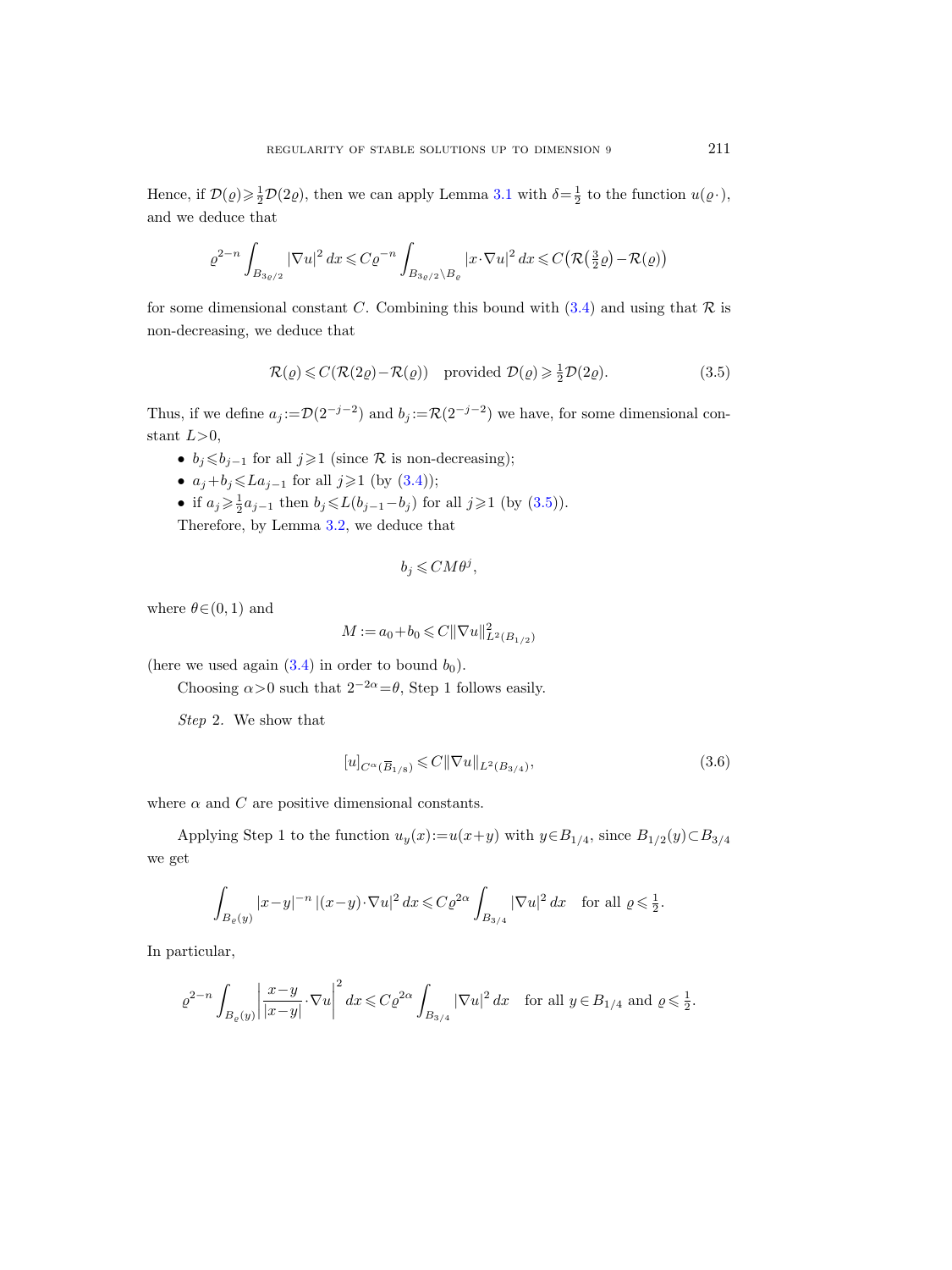Hence, if $\mathcal{D}(\varrho) \geqslant \frac{1}{2}\mathcal{D}(2\varrho)$, then we can apply Lemma 3.1 with $\delta = \frac{1}{2}$ to the function $u(\varrho\,\cdot)$, and we deduce that

$$\varrho^{2-n}\int_{B_{3\varrho/2}} |\nabla u|^2\,dx \leqslant C\varrho^{-n}\int_{B_{3\varrho/2}\setminus B_\varrho} |x\cdot\nabla u|^2\,dx \leqslant C\big(\mathcal{R}\big(\tfrac{3}{2}\varrho\big) - \mathcal{R}(\varrho)\big)$$

for some dimensional constant $C$. Combining this bound with (3.4) and using that $\mathcal{R}$ is non-decreasing, we deduce that

$$\mathcal{R}(\varrho) \leqslant C(\mathcal{R}(2\varrho) - \mathcal{R}(\varrho)) \quad \text{provided } \mathcal{D}(\varrho) \geqslant \tfrac{1}{2}\mathcal{D}(2\varrho). \tag{3.5}$$

Thus, if we define $a_j := \mathcal{D}(2^{-j-2})$ and $b_j := \mathcal{R}(2^{-j-2})$ we have, for some dimensional constant $L > 0$,

- $b_j \leqslant b_{j-1}$ for all $j \geqslant 1$ (since $\mathcal{R}$ is non-decreasing);
- $a_j + b_j \leqslant L a_{j-1}$ for all $j \geqslant 1$ (by (3.4));
- if $a_j \geqslant \frac{1}{2} a_{j-1}$ then $b_j \leqslant L(b_{j-1} - b_j)$ for all $j \geqslant 1$ (by (3.5)).

Therefore, by Lemma 3.2, we deduce that

$$b_j \leqslant CM\theta^j,$$

where $\theta \in (0,1)$ and

$$M := a_0 + b_0 \leqslant C\|\nabla u\|^2_{L^2(B_{1/2})}$$

(here we used again (3.4) in order to bound $b_0$).

Choosing $\alpha > 0$ such that $2^{-2\alpha} = \theta$, Step 1 follows easily.

*Step* 2. We show that

$$[u]_{C^\alpha(\overline{B}_{1/8})} \leqslant C\|\nabla u\|_{L^2(B_{3/4})}, \tag{3.6}$$

where $\alpha$ and $C$ are positive dimensional constants.

Applying Step 1 to the function $u_y(x) := u(x+y)$ with $y \in B_{1/4}$, since $B_{1/2}(y) \subset B_{3/4}$ we get

$$\int_{B_\varrho(y)} |x-y|^{-n}\,|(x-y)\cdot\nabla u|^2\,dx \leqslant C\varrho^{2\alpha}\int_{B_{3/4}} |\nabla u|^2\,dx \quad \text{for all } \varrho \leqslant \tfrac{1}{2}.$$

In particular,

$$\varrho^{2-n}\int_{B_\varrho(y)} \left|\frac{x-y}{|x-y|}\cdot\nabla u\right|^2 dx \leqslant C\varrho^{2\alpha}\int_{B_{3/4}} |\nabla u|^2\,dx \quad \text{for all } y \in B_{1/4} \text{ and } \varrho \leqslant \tfrac{1}{2}.$$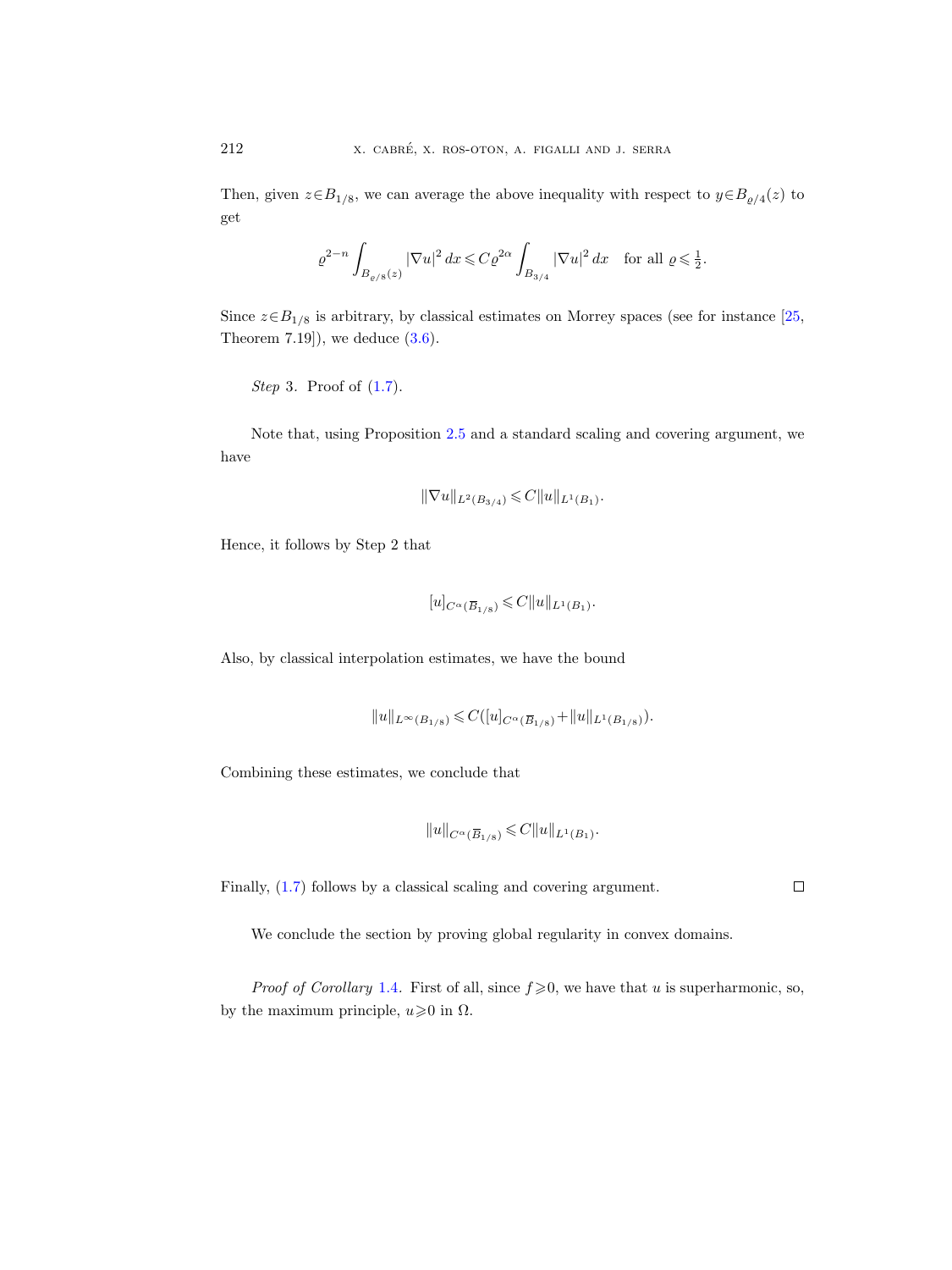Then, given $z \in B_{1/8}$, we can average the above inequality with respect to $y \in B_{\varrho/4}(z)$ to get

$$\varrho^{2-n} \int_{B_{\varrho/8}(z)} |\nabla u|^2 \, dx \leqslant C \varrho^{2\alpha} \int_{B_{3/4}} |\nabla u|^2 \, dx \quad \text{for all } \varrho \leqslant \tfrac{1}{2}.$$

Since $z \in B_{1/8}$ is arbitrary, by classical estimates on Morrey spaces (see for instance [25, Theorem 7.19]), we deduce (3.6).

*Step* 3. Proof of (1.7).

Note that, using Proposition 2.5 and a standard scaling and covering argument, we have

$$\|\nabla u\|_{L^2(B_{3/4})} \leqslant C \|u\|_{L^1(B_1)}.$$

Hence, it follows by Step 2 that

$$[u]_{C^\alpha(\overline{B}_{1/8})} \leqslant C \|u\|_{L^1(B_1)}.$$

Also, by classical interpolation estimates, we have the bound

$$\|u\|_{L^\infty(B_{1/8})} \leqslant C\big([u]_{C^\alpha(\overline{B}_{1/8})} + \|u\|_{L^1(B_{1/8})}\big).$$

Combining these estimates, we conclude that

$$\|u\|_{C^\alpha(\overline{B}_{1/8})} \leqslant C \|u\|_{L^1(B_1)}.$$

Finally, (1.7) follows by a classical scaling and covering argument. $\square$

We conclude the section by proving global regularity in convex domains.

*Proof of Corollary* 1.4. First of all, since $f \geqslant 0$, we have that $u$ is superharmonic, so, by the maximum principle, $u \geqslant 0$ in $\Omega$.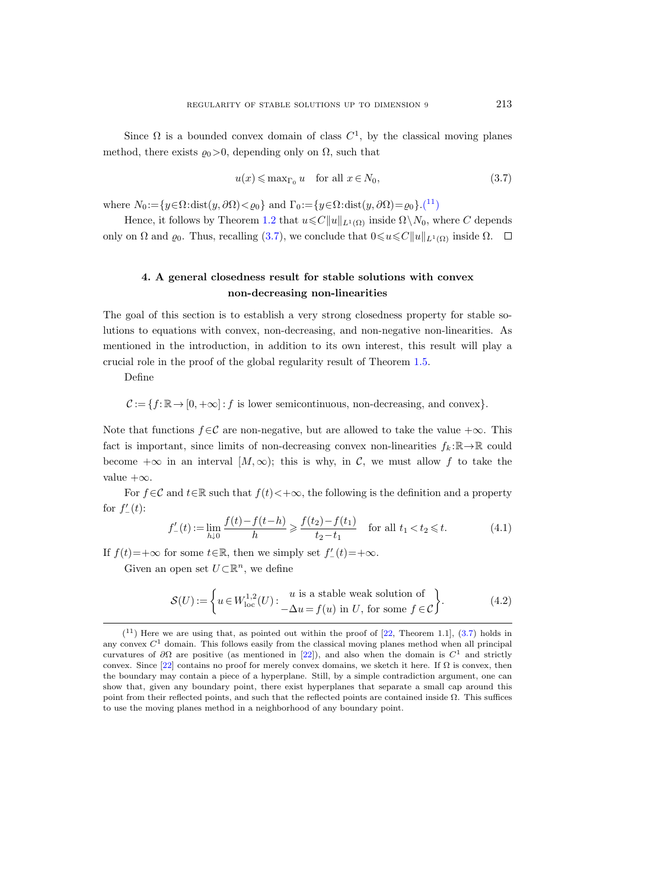Since $\Omega$ is a bounded convex domain of class $C^1$, by the classical moving planes method, there exists $\varrho_0>0$, depending only on $\Omega$, such that

$$u(x) \leqslant \max_{\Gamma_0} u \quad \text{for all } x \in N_0, \tag{3.7}$$

where $N_0 := \{y \in \Omega : \operatorname{dist}(y, \partial\Omega) < \varrho_0\}$ and $\Gamma_0 := \{y \in \Omega : \operatorname{dist}(y, \partial\Omega) = \varrho_0\}$.([11])

Hence, it follows by Theorem 1.2 that $u \leqslant C\|u\|_{L^1(\Omega)}$ inside $\Omega \setminus N_0$, where $C$ depends only on $\Omega$ and $\varrho_0$. Thus, recalling (3.7), we conclude that $0 \leqslant u \leqslant C\|u\|_{L^1(\Omega)}$ inside $\Omega$. $\square$

## 4. A general closedness result for stable solutions with convex non-decreasing non-linearities

The goal of this section is to establish a very strong closedness property for stable solutions to equations with convex, non-decreasing, and non-negative non-linearities. As mentioned in the introduction, in addition to its own interest, this result will play a crucial role in the proof of the global regularity result of Theorem 1.5.

Define

$$\mathcal{C} := \{f : \mathbb{R} \to [0, +\infty] : f \text{ is lower semicontinuous, non-decreasing, and convex}\}.$$

Note that functions $f \in \mathcal{C}$ are non-negative, but are allowed to take the value $+\infty$. This fact is important, since limits of non-decreasing convex non-linearities $f_k : \mathbb{R} \to \mathbb{R}$ could become $+\infty$ in an interval $[M, \infty)$; this is why, in $\mathcal{C}$, we must allow $f$ to take the value $+\infty$.

For $f \in \mathcal{C}$ and $t \in \mathbb{R}$ such that $f(t) < +\infty$, the following is the definition and a property for $f'_-(t)$:

$$f'_-(t) := \lim_{h \downarrow 0} \frac{f(t) - f(t-h)}{h} \geqslant \frac{f(t_2) - f(t_1)}{t_2 - t_1} \quad \text{for all } t_1 < t_2 \leqslant t. \tag{4.1}$$

If $f(t) = +\infty$ for some $t \in \mathbb{R}$, then we simply set $f'_-(t) = +\infty$.

Given an open set $U \subset \mathbb{R}^n$, we define

$$\mathcal{S}(U) := \left\{ u \in W^{1,2}_{\mathrm{loc}}(U) : \begin{array}{c} u \text{ is a stable weak solution of} \\ -\Delta u = f(u) \text{ in } U, \text{ for some } f \in \mathcal{C} \end{array} \right\}. \tag{4.2}$$

---

([11]) Here we are using that, as pointed out within the proof of [22, Theorem 1.1], (3.7) holds in any convex $C^1$ domain. This follows easily from the classical moving planes method when all principal curvatures of $\partial\Omega$ are positive (as mentioned in [22]), and also when the domain is $C^1$ and strictly convex. Since [22] contains no proof for merely convex domains, we sketch it here. If $\Omega$ is convex, then the boundary may contain a piece of a hyperplane. Still, by a simple contradiction argument, one can show that, given any boundary point, there exist hyperplanes that separate a small cap around this point from their reflected points, and such that the reflected points are contained inside $\Omega$. This suffices to use the moving planes method in a neighborhood of any boundary point.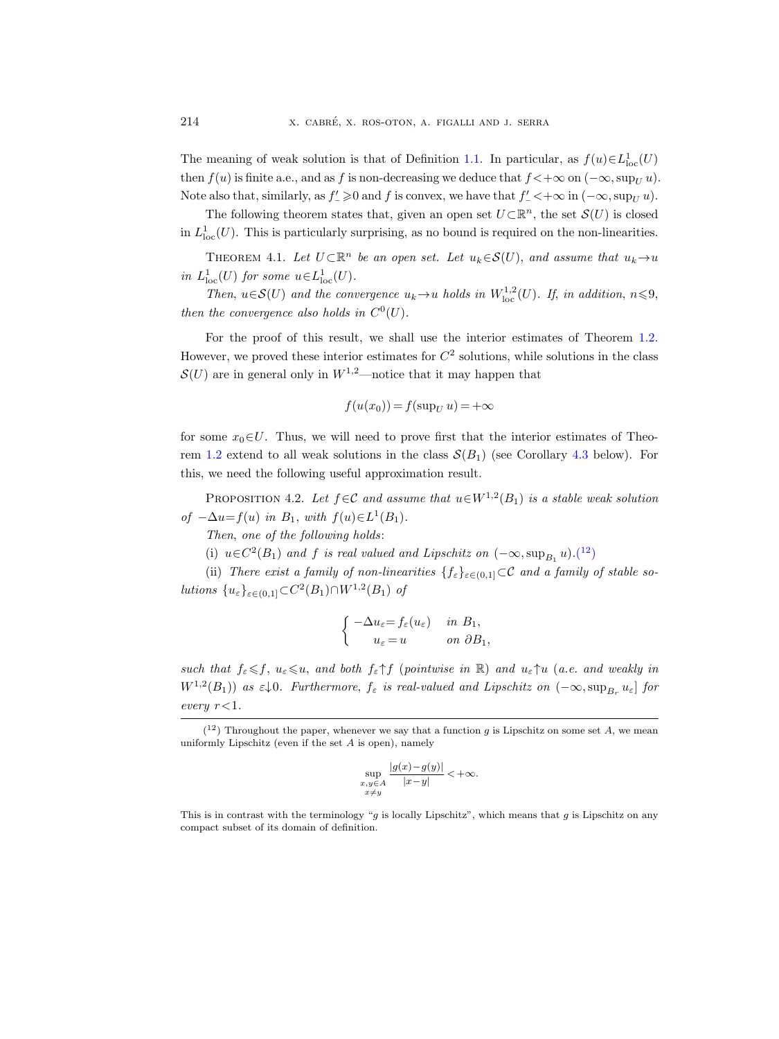The meaning of weak solution is that of Definition 1.1. In particular, as $f(u)\in L^1_{\rm loc}(U)$ then $f(u)$ is finite a.e., and as $f$ is non-decreasing we deduce that $f<+\infty$ on $(-\infty,\sup_U u)$. Note also that, similarly, as $f'_-\geqslant 0$ and $f$ is convex, we have that $f'_-<+\infty$ in $(-\infty,\sup_U u)$.

The following theorem states that, given an open set $U\subset\mathbb{R}^n$, the set $\mathcal{S}(U)$ is closed in $L^1_{\rm loc}(U)$. This is particularly surprising, as no bound is required on the non-linearities.

Theorem 4.1. *Let $U\subset\mathbb{R}^n$ be an open set. Let $u_k\in\mathcal{S}(U)$, and assume that $u_k\to u$ in $L^1_{\rm loc}(U)$ for some $u\in L^1_{\rm loc}(U)$.*

*Then, $u\in\mathcal{S}(U)$ and the convergence $u_k\to u$ holds in $W^{1,2}_{\rm loc}(U)$. If, in addition, $n\leqslant 9$, then the convergence also holds in $C^0(U)$.*

For the proof of this result, we shall use the interior estimates of Theorem 1.2. However, we proved these interior estimates for $C^2$ solutions, while solutions in the class $\mathcal{S}(U)$ are in general only in $W^{1,2}$—notice that it may happen that

$$f(u(x_0))=f(\sup_U u)=+\infty$$

for some $x_0\in U$. Thus, we will need to prove first that the interior estimates of Theorem 1.2 extend to all weak solutions in the class $\mathcal{S}(B_1)$ (see Corollary 4.3 below). For this, we need the following useful approximation result.

Proposition 4.2. *Let $f\in\mathcal{C}$ and assume that $u\in W^{1,2}(B_1)$ is a stable weak solution of $-\Delta u=f(u)$ in $B_1$, with $f(u)\in L^1(B_1)$.*

*Then, one of the following holds*:

(i) *$u\in C^2(B_1)$ and $f$ is real valued and Lipschitz on $(-\infty,\sup_{B_1} u)$.*[12]

(ii) *There exist a family of non-linearities $\{f_\varepsilon\}_{\varepsilon\in(0,1]}\subset\mathcal{C}$ and a family of stable solutions $\{u_\varepsilon\}_{\varepsilon\in(0,1]}\subset C^2(B_1)\cap W^{1,2}(B_1)$ of*

$$\begin{cases} -\Delta u_\varepsilon=f_\varepsilon(u_\varepsilon) & \text{in } B_1,\\ \quad\ \ u_\varepsilon=u & \text{on } \partial B_1,\end{cases}$$

*such that $f_\varepsilon\leqslant f$, $u_\varepsilon\leqslant u$, and both $f_\varepsilon\uparrow f$ (pointwise in $\mathbb{R}$) and $u_\varepsilon\uparrow u$ (a.e. and weakly in $W^{1,2}(B_1)$) as $\varepsilon\downarrow 0$. Furthermore, $f_\varepsilon$ is real-valued and Lipschitz on $(-\infty,\sup_{B_r}u_\varepsilon]$ for every $r<1$.*

---

[12] Throughout the paper, whenever we say that a function $g$ is Lipschitz on some set $A$, we mean uniformly Lipschitz (even if the set $A$ is open), namely

$$\sup_{\substack{x,y\in A\\ x\neq y}}\frac{|g(x)-g(y)|}{|x-y|}<+\infty.$$

This is in contrast with the terminology "$g$ is locally Lipschitz", which means that $g$ is Lipschitz on any compact subset of its domain of definition.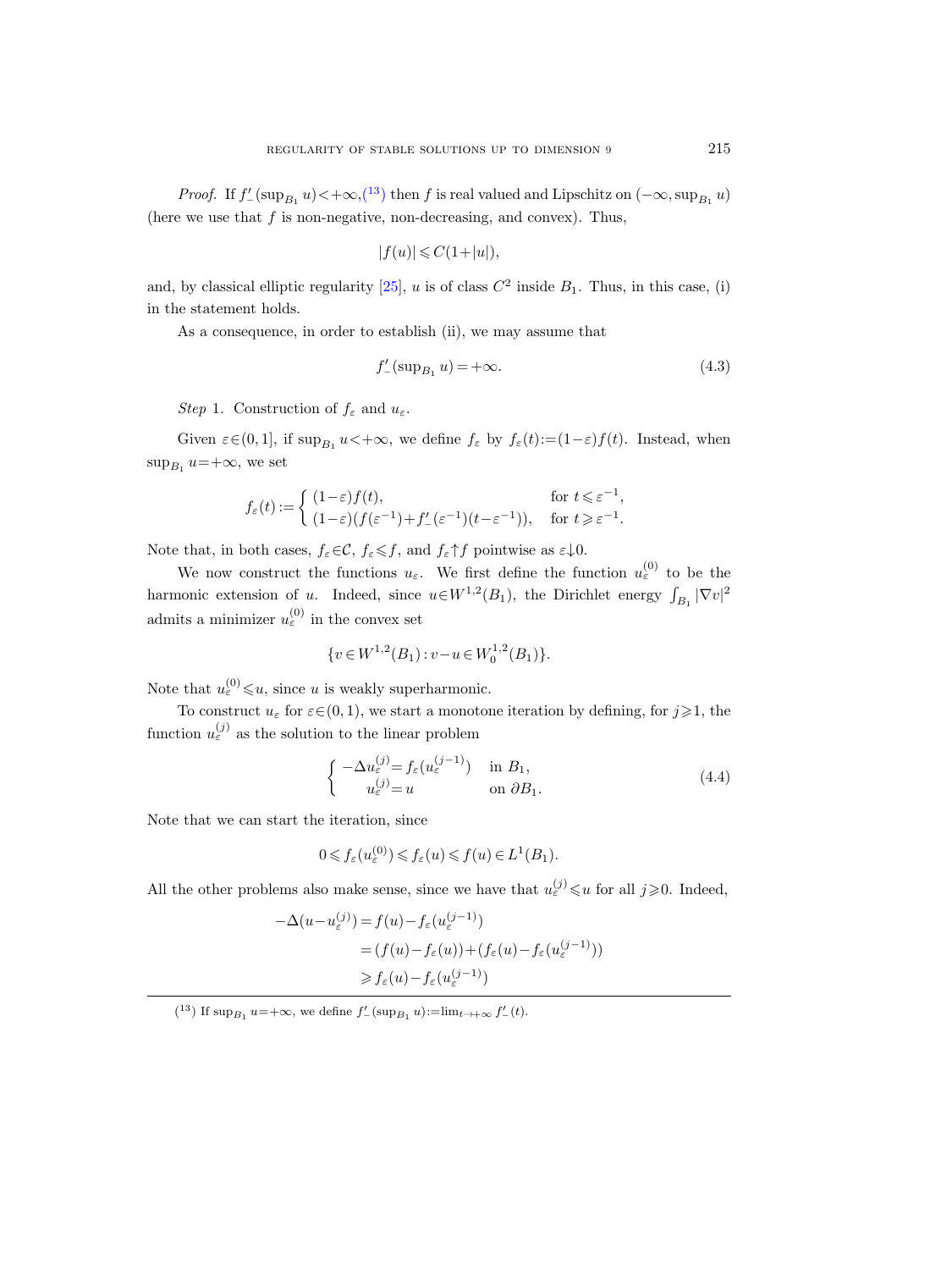*Proof.* If $f'_-(\sup_{B_1} u) < +\infty$,([13]) then $f$ is real valued and Lipschitz on $(-\infty, \sup_{B_1} u)$ (here we use that $f$ is non-negative, non-decreasing, and convex). Thus,

$$|f(u)| \leqslant C(1+|u|),$$

and, by classical elliptic regularity [25], $u$ is of class $C^2$ inside $B_1$. Thus, in this case, (i) in the statement holds.

As a consequence, in order to establish (ii), we may assume that

$$f'_-(\sup_{B_1} u) = +\infty. \tag{4.3}$$

*Step* 1. Construction of $f_\varepsilon$ and $u_\varepsilon$.

Given $\varepsilon \in (0,1]$, if $\sup_{B_1} u < +\infty$, we define $f_\varepsilon$ by $f_\varepsilon(t) := (1-\varepsilon) f(t)$. Instead, when $\sup_{B_1} u = +\infty$, we set

$$f_\varepsilon(t) := \begin{cases} (1-\varepsilon) f(t), & \text{for } t \leqslant \varepsilon^{-1}, \\ (1-\varepsilon)(f(\varepsilon^{-1}) + f'_-(\varepsilon^{-1})(t-\varepsilon^{-1})), & \text{for } t \geqslant \varepsilon^{-1}. \end{cases}$$

Note that, in both cases, $f_\varepsilon \in \mathcal{C}$, $f_\varepsilon \leqslant f$, and $f_\varepsilon \uparrow f$ pointwise as $\varepsilon \downarrow 0$.

We now construct the functions $u_\varepsilon$. We first define the function $u_\varepsilon^{(0)}$ to be the harmonic extension of $u$. Indeed, since $u \in W^{1,2}(B_1)$, the Dirichlet energy $\int_{B_1} |\nabla v|^2$ admits a minimizer $u_\varepsilon^{(0)}$ in the convex set

$$\{v \in W^{1,2}(B_1) : v - u \in W_0^{1,2}(B_1)\}.$$

Note that $u_\varepsilon^{(0)} \leqslant u$, since $u$ is weakly superharmonic.

To construct $u_\varepsilon$ for $\varepsilon \in (0,1)$, we start a monotone iteration by defining, for $j \geqslant 1$, the function $u_\varepsilon^{(j)}$ as the solution to the linear problem

$$\begin{cases} -\Delta u_\varepsilon^{(j)} = f_\varepsilon(u_\varepsilon^{(j-1)}) & \text{in } B_1, \\ \quad\; u_\varepsilon^{(j)} = u & \text{on } \partial B_1. \end{cases} \tag{4.4}$$

Note that we can start the iteration, since

$$0 \leqslant f_\varepsilon(u_\varepsilon^{(0)}) \leqslant f_\varepsilon(u) \leqslant f(u) \in L^1(B_1).$$

All the other problems also make sense, since we have that $u_\varepsilon^{(j)} \leqslant u$ for all $j \geqslant 0$. Indeed,

$$\begin{aligned} -\Delta(u - u_\varepsilon^{(j)}) &= f(u) - f_\varepsilon(u_\varepsilon^{(j-1)}) \\ &= (f(u) - f_\varepsilon(u)) + (f_\varepsilon(u) - f_\varepsilon(u_\varepsilon^{(j-1)})) \\ &\geqslant f_\varepsilon(u) - f_\varepsilon(u_\varepsilon^{(j-1)}) \end{aligned}$$

---

([13]) If $\sup_{B_1} u = +\infty$, we define $f'_-(\sup_{B_1} u) := \lim_{t \to +\infty} f'_-(t)$.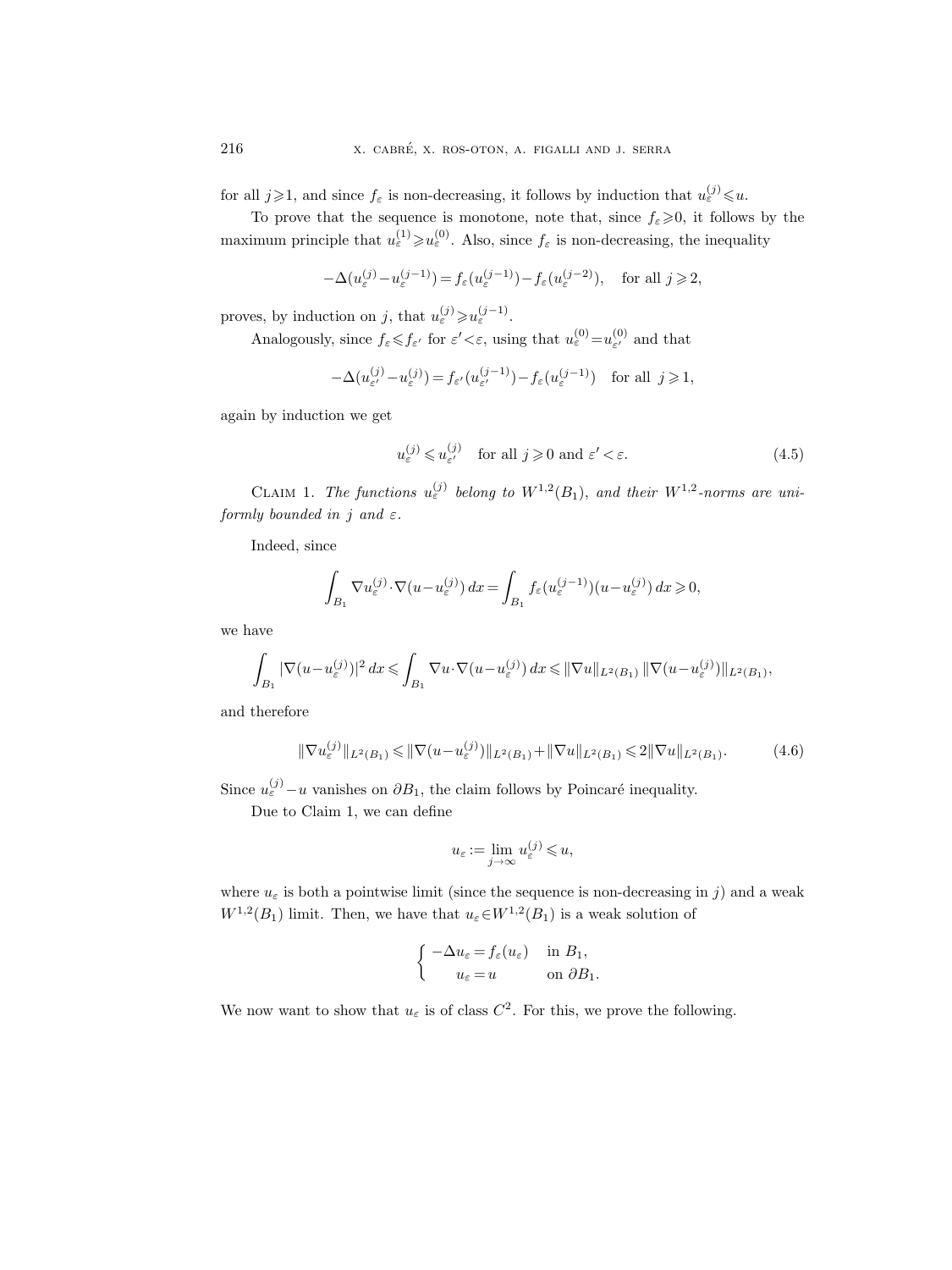for all $j\geqslant 1$, and since $f_\varepsilon$ is non-decreasing, it follows by induction that $u_\varepsilon^{(j)}\leqslant u$.

To prove that the sequence is monotone, note that, since $f_\varepsilon\geqslant 0$, it follows by the maximum principle that $u_\varepsilon^{(1)}\geqslant u_\varepsilon^{(0)}$. Also, since $f_\varepsilon$ is non-decreasing, the inequality

$$-\Delta(u_\varepsilon^{(j)}-u_\varepsilon^{(j-1)})=f_\varepsilon(u_\varepsilon^{(j-1)})-f_\varepsilon(u_\varepsilon^{(j-2)}),\quad \text{for all } j\geqslant 2,$$

proves, by induction on $j$, that $u_\varepsilon^{(j)}\geqslant u_\varepsilon^{(j-1)}$.

Analogously, since $f_\varepsilon\leqslant f_{\varepsilon'}$ for $\varepsilon'<\varepsilon$, using that $u_\varepsilon^{(0)}=u_{\varepsilon'}^{(0)}$ and that

$$-\Delta(u_{\varepsilon'}^{(j)}-u_\varepsilon^{(j)})=f_{\varepsilon'}(u_{\varepsilon'}^{(j-1)})-f_\varepsilon(u_\varepsilon^{(j-1)})\quad \text{for all } j\geqslant 1,$$

again by induction we get

$$u_\varepsilon^{(j)}\leqslant u_{\varepsilon'}^{(j)}\quad \text{for all } j\geqslant 0 \text{ and } \varepsilon'<\varepsilon. \tag{4.5}$$

Claim 1. *The functions $u_\varepsilon^{(j)}$ belong to $W^{1,2}(B_1)$, and their $W^{1,2}$-norms are uniformly bounded in $j$ and $\varepsilon$.*

Indeed, since

$$\int_{B_1}\nabla u_\varepsilon^{(j)}\cdot\nabla(u-u_\varepsilon^{(j)})\,dx=\int_{B_1}f_\varepsilon(u_\varepsilon^{(j-1)})(u-u_\varepsilon^{(j)})\,dx\geqslant 0,$$

we have

$$\int_{B_1}|\nabla(u-u_\varepsilon^{(j)})|^2\,dx\leqslant\int_{B_1}\nabla u\cdot\nabla(u-u_\varepsilon^{(j)})\,dx\leqslant\|\nabla u\|_{L^2(B_1)}\,\|\nabla(u-u_\varepsilon^{(j)})\|_{L^2(B_1)},$$

and therefore

$$\|\nabla u_\varepsilon^{(j)}\|_{L^2(B_1)}\leqslant\|\nabla(u-u_\varepsilon^{(j)})\|_{L^2(B_1)}+\|\nabla u\|_{L^2(B_1)}\leqslant 2\|\nabla u\|_{L^2(B_1)}. \tag{4.6}$$

Since $u_\varepsilon^{(j)}-u$ vanishes on $\partial B_1$, the claim follows by Poincaré inequality.

Due to Claim 1, we can define

$$u_\varepsilon:=\lim_{j\to\infty}u_\varepsilon^{(j)}\leqslant u,$$

where $u_\varepsilon$ is both a pointwise limit (since the sequence is non-decreasing in $j$) and a weak $W^{1,2}(B_1)$ limit. Then, we have that $u_\varepsilon\in W^{1,2}(B_1)$ is a weak solution of

$$\begin{cases} -\Delta u_\varepsilon=f_\varepsilon(u_\varepsilon) & \text{in } B_1,\\ \quad\; u_\varepsilon=u & \text{on } \partial B_1.\end{cases}$$

We now want to show that $u_\varepsilon$ is of class $C^2$. For this, we prove the following.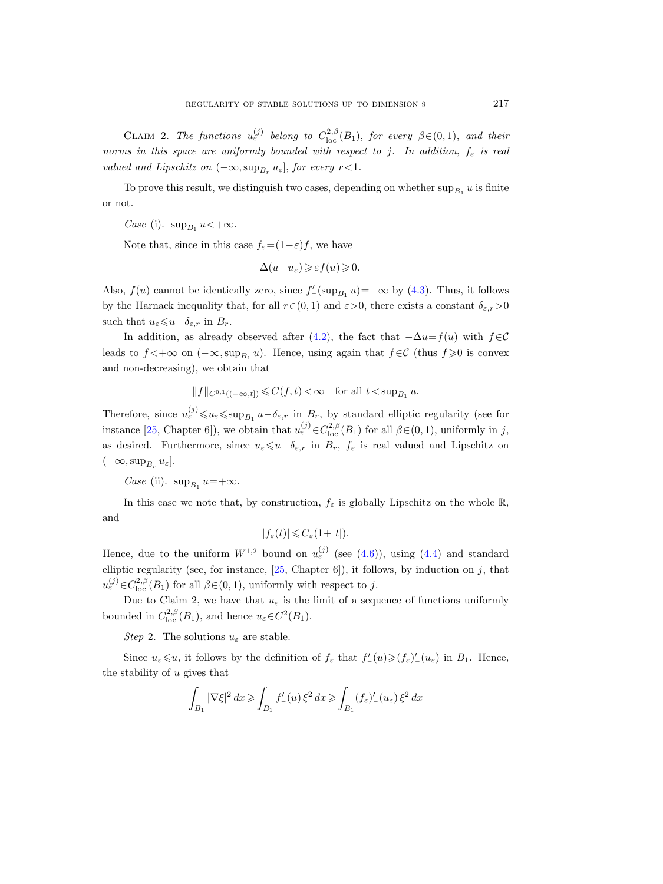Claim 2. *The functions $u_\varepsilon^{(j)}$ belong to $C^{2,\beta}_{\rm loc}(B_1)$, for every $\beta\in(0,1)$, and their norms in this space are uniformly bounded with respect to $j$. In addition, $f_\varepsilon$ is real valued and Lipschitz on $(-\infty,\sup_{B_r}u_\varepsilon]$, for every $r<1$.*

To prove this result, we distinguish two cases, depending on whether $\sup_{B_1}u$ is finite or not.

*Case* (i). $\sup_{B_1}u<+\infty$.

Note that, since in this case $f_\varepsilon=(1-\varepsilon)f$, we have

$$-\Delta(u-u_\varepsilon)\geqslant \varepsilon f(u)\geqslant 0.$$

Also, $f(u)$ cannot be identically zero, since $f'_-(\sup_{B_1}u)=+\infty$ by (4.3). Thus, it follows by the Harnack inequality that, for all $r\in(0,1)$ and $\varepsilon>0$, there exists a constant $\delta_{\varepsilon,r}>0$ such that $u_\varepsilon\leqslant u-\delta_{\varepsilon,r}$ in $B_r$.

In addition, as already observed after (4.2), the fact that $-\Delta u=f(u)$ with $f\in\mathcal{C}$ leads to $f<+\infty$ on $(-\infty,\sup_{B_1}u)$. Hence, using again that $f\in\mathcal{C}$ (thus $f\geqslant 0$ is convex and non-decreasing), we obtain that

$$\|f\|_{C^{0,1}((-\infty,t])}\leqslant C(f,t)<\infty \quad \text{for all } t<\sup_{B_1}u.$$

Therefore, since $u_\varepsilon^{(j)}\leqslant u_\varepsilon\leqslant \sup_{B_1}u-\delta_{\varepsilon,r}$ in $B_r$, by standard elliptic regularity (see for instance [25, Chapter 6]), we obtain that $u_\varepsilon^{(j)}\in C^{2,\beta}_{\rm loc}(B_1)$ for all $\beta\in(0,1)$, uniformly in $j$, as desired. Furthermore, since $u_\varepsilon\leqslant u-\delta_{\varepsilon,r}$ in $B_r$, $f_\varepsilon$ is real valued and Lipschitz on $(-\infty,\sup_{B_r}u_\varepsilon]$.

*Case* (ii). $\sup_{B_1}u=+\infty$.

In this case we note that, by construction, $f_\varepsilon$ is globally Lipschitz on the whole $\mathbb{R}$, and

$$|f_\varepsilon(t)|\leqslant C_\varepsilon(1+|t|).$$

Hence, due to the uniform $W^{1,2}$ bound on $u_\varepsilon^{(j)}$ (see (4.6)), using (4.4) and standard elliptic regularity (see, for instance, [25, Chapter 6]), it follows, by induction on $j$, that $u_\varepsilon^{(j)}\in C^{2,\beta}_{\rm loc}(B_1)$ for all $\beta\in(0,1)$, uniformly with respect to $j$.

Due to Claim 2, we have that $u_\varepsilon$ is the limit of a sequence of functions uniformly bounded in $C^{2,\beta}_{\rm loc}(B_1)$, and hence $u_\varepsilon\in C^2(B_1)$.

*Step* 2. The solutions $u_\varepsilon$ are stable.

Since $u_\varepsilon\leqslant u$, it follows by the definition of $f_\varepsilon$ that $f'_-(u)\geqslant(f_\varepsilon)'_-(u_\varepsilon)$ in $B_1$. Hence, the stability of $u$ gives that

$$\int_{B_1}|\nabla\xi|^2\,dx\geqslant\int_{B_1}f'_-(u)\,\xi^2\,dx\geqslant\int_{B_1}(f_\varepsilon)'_-(u_\varepsilon)\,\xi^2\,dx$$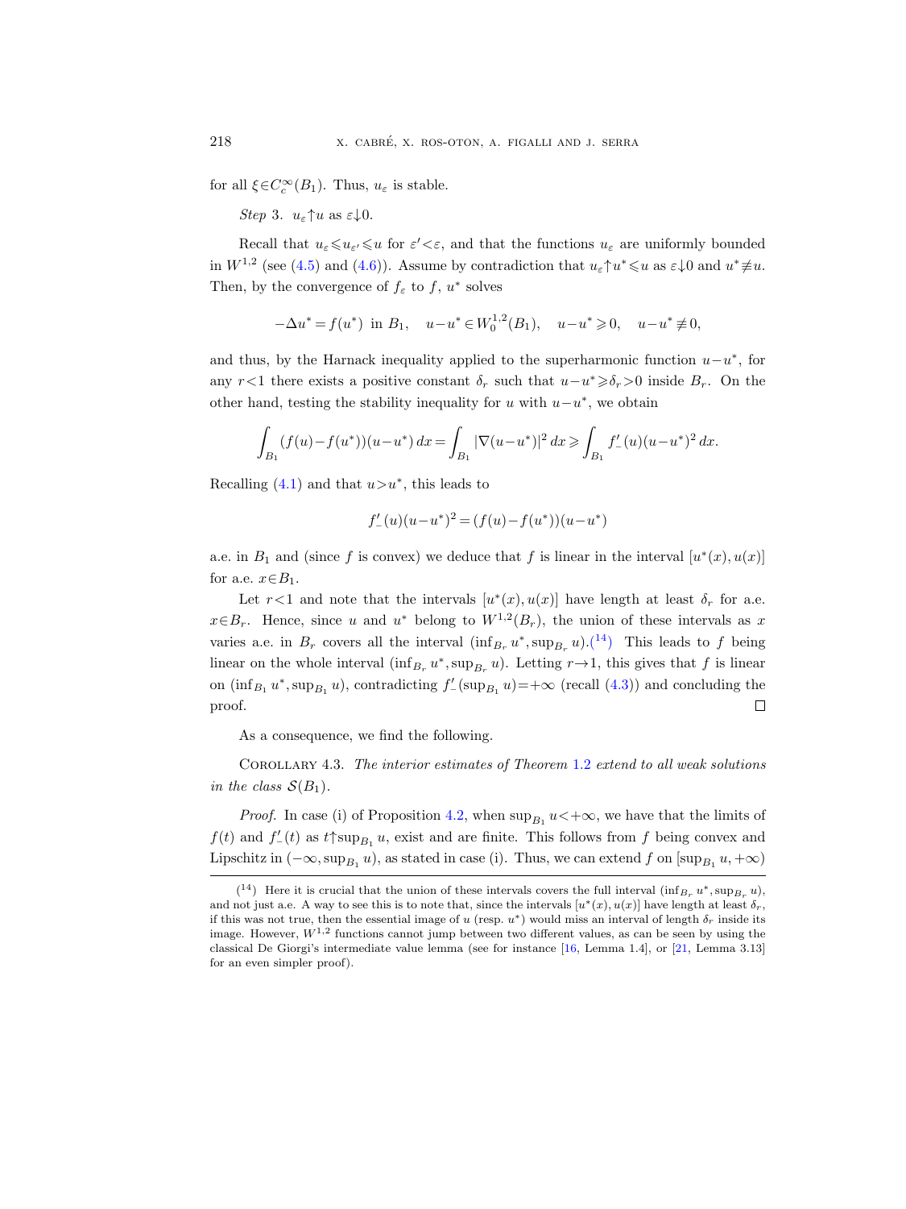for all $\xi \in C_c^\infty(B_1)$. Thus, $u_\varepsilon$ is stable.

*Step* 3. $u_\varepsilon \uparrow u$ as $\varepsilon \downarrow 0$.

Recall that $u_\varepsilon \leqslant u_{\varepsilon'} \leqslant u$ for $\varepsilon' < \varepsilon$, and that the functions $u_\varepsilon$ are uniformly bounded in $W^{1,2}$ (see (4.5) and (4.6)). Assume by contradiction that $u_\varepsilon \uparrow u^* \leqslant u$ as $\varepsilon \downarrow 0$ and $u^* \not\equiv u$. Then, by the convergence of $f_\varepsilon$ to $f$, $u^*$ solves

$$-\Delta u^* = f(u^*) \text{ in } B_1, \quad u - u^* \in W_0^{1,2}(B_1), \quad u - u^* \geqslant 0, \quad u - u^* \not\equiv 0,$$

and thus, by the Harnack inequality applied to the superharmonic function $u - u^*$, for any $r < 1$ there exists a positive constant $\delta_r$ such that $u - u^* \geqslant \delta_r > 0$ inside $B_r$. On the other hand, testing the stability inequality for $u$ with $u - u^*$, we obtain

$$\int_{B_1} (f(u) - f(u^*))(u - u^*)\, dx = \int_{B_1} |\nabla (u - u^*)|^2\, dx \geqslant \int_{B_1} f'_-(u)(u - u^*)^2\, dx.$$

Recalling (4.1) and that $u > u^*$, this leads to

$$f'_-(u)(u - u^*)^2 = (f(u) - f(u^*))(u - u^*)$$

a.e. in $B_1$ and (since $f$ is convex) we deduce that $f$ is linear in the interval $[u^*(x), u(x)]$ for a.e. $x \in B_1$.

Let $r < 1$ and note that the intervals $[u^*(x), u(x)]$ have length at least $\delta_r$ for a.e. $x \in B_r$. Hence, since $u$ and $u^*$ belong to $W^{1,2}(B_r)$, the union of these intervals as $x$ varies a.e. in $B_r$ covers all the interval $(\inf_{B_r} u^*, \sup_{B_r} u)$.(14) This leads to $f$ being linear on the whole interval $(\inf_{B_r} u^*, \sup_{B_r} u)$. Letting $r \to 1$, this gives that $f$ is linear on $(\inf_{B_1} u^*, \sup_{B_1} u)$, contradicting $f'_-(\sup_{B_1} u) = +\infty$ (recall (4.3)) and concluding the proof. $\square$

As a consequence, we find the following.

Corollary 4.3. *The interior estimates of Theorem 1.2 extend to all weak solutions in the class $\mathcal{S}(B_1)$.*

*Proof.* In case (i) of Proposition 4.2, when $\sup_{B_1} u < +\infty$, we have that the limits of $f(t)$ and $f'_-(t)$ as $t \uparrow \sup_{B_1} u$, exist and are finite. This follows from $f$ being convex and Lipschitz in $(-\infty, \sup_{B_1} u)$, as stated in case (i). Thus, we can extend $f$ on $[\sup_{B_1} u, +\infty)$

---

(14) Here it is crucial that the union of these intervals covers the full interval $(\inf_{B_r} u^*, \sup_{B_r} u)$, and not just a.e. A way to see this is to note that, since the intervals $[u^*(x), u(x)]$ have length at least $\delta_r$, if this was not true, then the essential image of $u$ (resp. $u^*$) would miss an interval of length $\delta_r$ inside its image. However, $W^{1,2}$ functions cannot jump between two different values, as can be seen by using the classical De Giorgi's intermediate value lemma (see for instance [16, Lemma 1.4], or [21, Lemma 3.13] for an even simpler proof).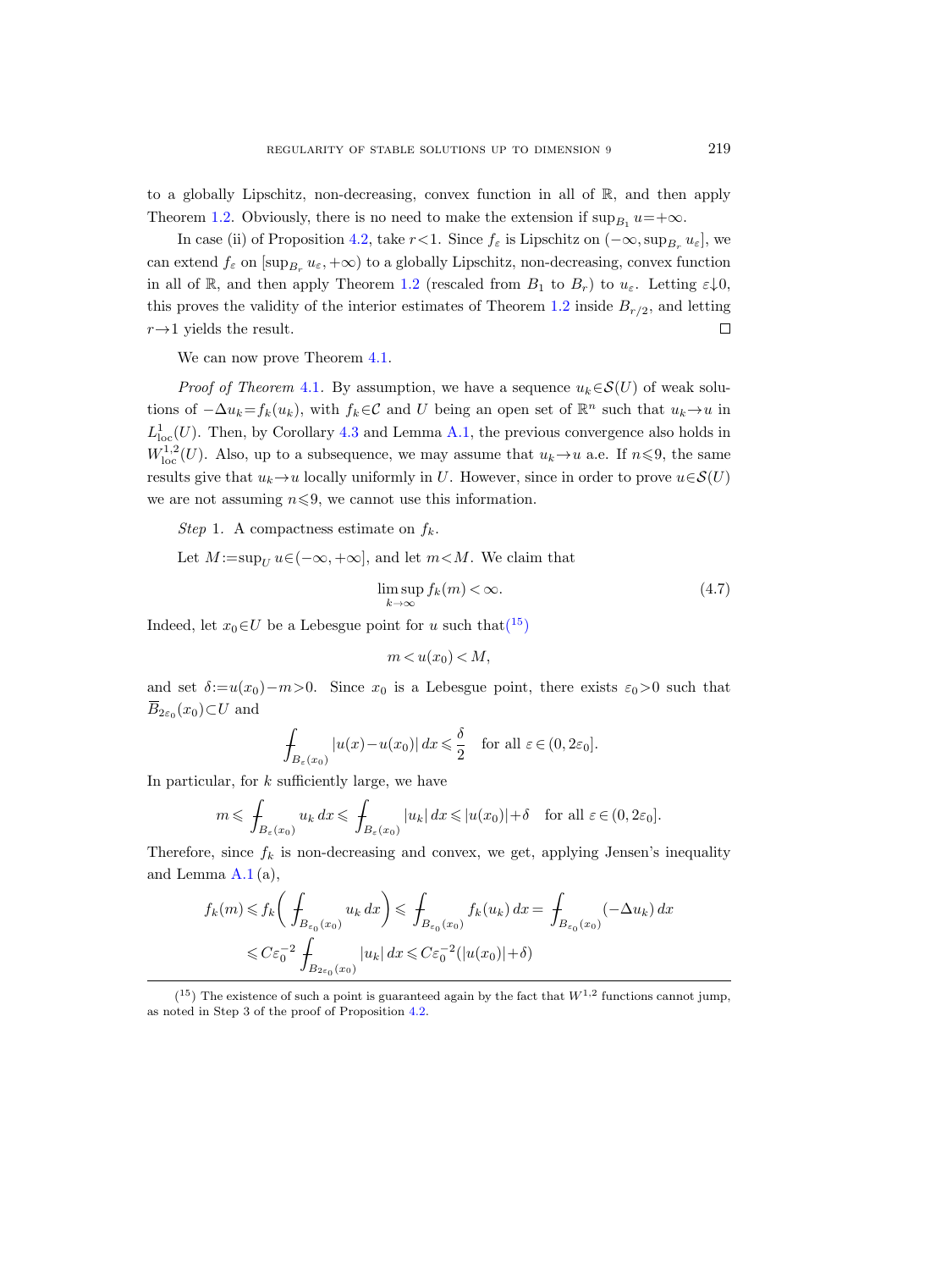to a globally Lipschitz, non-decreasing, convex function in all of $\mathbb{R}$, and then apply Theorem 1.2. Obviously, there is no need to make the extension if $\sup_{B_1} u=+\infty$.

In case (ii) of Proposition 4.2, take $r<1$. Since $f_\varepsilon$ is Lipschitz on $(-\infty, \sup_{B_r} u_\varepsilon]$, we can extend $f_\varepsilon$ on $[\sup_{B_r} u_\varepsilon, +\infty)$ to a globally Lipschitz, non-decreasing, convex function in all of $\mathbb{R}$, and then apply Theorem 1.2 (rescaled from $B_1$ to $B_r$) to $u_\varepsilon$. Letting $\varepsilon\downarrow 0$, this proves the validity of the interior estimates of Theorem 1.2 inside $B_{r/2}$, and letting $r\to 1$ yields the result. □

We can now prove Theorem 4.1.

*Proof of Theorem* 4.1. By assumption, we have a sequence $u_k\in\mathcal{S}(U)$ of weak solutions of $-\Delta u_k=f_k(u_k)$, with $f_k\in\mathcal{C}$ and $U$ being an open set of $\mathbb{R}^n$ such that $u_k\to u$ in $L^1_{\mathrm{loc}}(U)$. Then, by Corollary 4.3 and Lemma A.1, the previous convergence also holds in $W^{1,2}_{\mathrm{loc}}(U)$. Also, up to a subsequence, we may assume that $u_k\to u$ a.e. If $n\leqslant 9$, the same results give that $u_k\to u$ locally uniformly in $U$. However, since in order to prove $u\in\mathcal{S}(U)$ we are not assuming $n\leqslant 9$, we cannot use this information.

*Step* 1. A compactness estimate on $f_k$.

Let $M:=\sup_U u\in(-\infty,+\infty]$, and let $m<M$. We claim that

$$\limsup_{k\to\infty} f_k(m)<\infty. \tag{4.7}$$

Indeed, let $x_0\in U$ be a Lebesgue point for $u$ such that[15]

$$m<u(x_0)<M,$$

and set $\delta:=u(x_0)-m>0$. Since $x_0$ is a Lebesgue point, there exists $\varepsilon_0>0$ such that $\overline{B}_{2\varepsilon_0}(x_0)\subset U$ and

$$\fint_{B_\varepsilon(x_0)} |u(x)-u(x_0)|\,dx\leqslant \frac{\delta}{2}\quad \text{for all } \varepsilon\in(0,2\varepsilon_0].$$

In particular, for $k$ sufficiently large, we have

$$m\leqslant \fint_{B_\varepsilon(x_0)} u_k\,dx\leqslant \fint_{B_\varepsilon(x_0)} |u_k|\,dx\leqslant |u(x_0)|+\delta\quad \text{for all } \varepsilon\in(0,2\varepsilon_0].$$

Therefore, since $f_k$ is non-decreasing and convex, we get, applying Jensen's inequality and Lemma A.1 (a),

$$\begin{aligned} f_k(m)&\leqslant f_k\bigg(\fint_{B_{\varepsilon_0}(x_0)} u_k\,dx\bigg)\leqslant \fint_{B_{\varepsilon_0}(x_0)} f_k(u_k)\,dx=\fint_{B_{\varepsilon_0}(x_0)} (-\Delta u_k)\,dx\\ &\leqslant C\varepsilon_0^{-2}\fint_{B_{2\varepsilon_0}(x_0)} |u_k|\,dx\leqslant C\varepsilon_0^{-2}(|u(x_0)|+\delta)\end{aligned}$$

---

[15] The existence of such a point is guaranteed again by the fact that $W^{1,2}$ functions cannot jump, as noted in Step 3 of the proof of Proposition 4.2.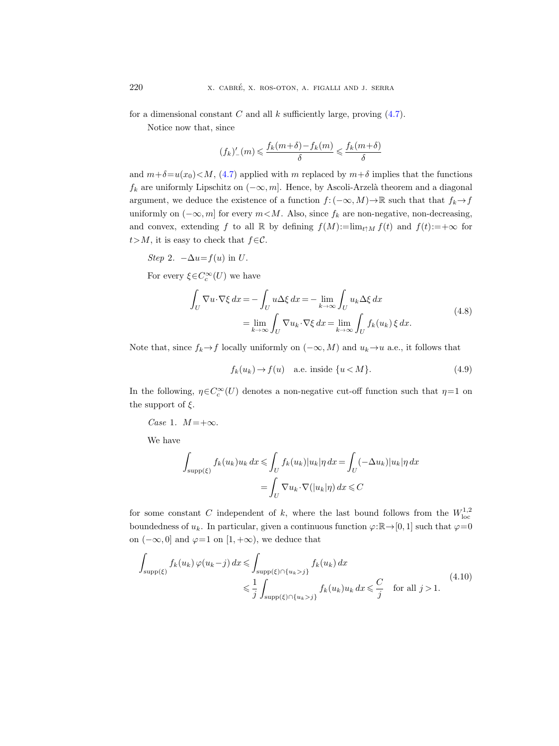for a dimensional constant $C$ and all $k$ sufficiently large, proving (4.7).

Notice now that, since

$$(f_k)'_-(m) \leqslant \frac{f_k(m+\delta)-f_k(m)}{\delta} \leqslant \frac{f_k(m+\delta)}{\delta}$$

and $m+\delta=u(x_0)<M$, (4.7) applied with $m$ replaced by $m+\delta$ implies that the functions $f_k$ are uniformly Lipschitz on $(-\infty,m]$. Hence, by Ascoli-Arzelà theorem and a diagonal argument, we deduce the existence of a function $f\colon(-\infty,M)\to\mathbb{R}$ such that that $f_k\to f$ uniformly on $(-\infty,m]$ for every $m<M$. Also, since $f_k$ are non-negative, non-decreasing, and convex, extending $f$ to all $\mathbb{R}$ by defining $f(M):=\lim_{t\uparrow M} f(t)$ and $f(t):=+\infty$ for $t>M$, it is easy to check that $f\in\mathcal{C}$.

*Step* 2. $-\Delta u=f(u)$ in $U$.

For every $\xi\in C_c^\infty(U)$ we have

$$\begin{aligned}\int_U \nabla u\cdot\nabla\xi\,dx &= -\int_U u\Delta\xi\,dx = -\lim_{k\to\infty}\int_U u_k\Delta\xi\,dx \\ &= \lim_{k\to\infty}\int_U \nabla u_k\cdot\nabla\xi\,dx = \lim_{k\to\infty}\int_U f_k(u_k)\,\xi\,dx.\end{aligned} \tag{4.8}$$

Note that, since $f_k\to f$ locally uniformly on $(-\infty,M)$ and $u_k\to u$ a.e., it follows that

$$f_k(u_k)\to f(u) \quad \text{a.e. inside } \{u<M\}. \tag{4.9}$$

In the following, $\eta\in C_c^\infty(U)$ denotes a non-negative cut-off function such that $\eta=1$ on the support of $\xi$.

*Case* 1. $M=+\infty$.

We have

$$\begin{aligned}\int_{\mathrm{supp}(\xi)} f_k(u_k)u_k\,dx &\leqslant \int_U f_k(u_k)|u_k|\eta\,dx = \int_U(-\Delta u_k)|u_k|\eta\,dx \\ &= \int_U \nabla u_k\cdot\nabla(|u_k|\eta)\,dx \leqslant C\end{aligned}$$

for some constant $C$ independent of $k$, where the last bound follows from the $W^{1,2}_{\mathrm{loc}}$ boundedness of $u_k$. In particular, given a continuous function $\varphi\colon\mathbb{R}\to[0,1]$ such that $\varphi=0$ on $(-\infty,0]$ and $\varphi=1$ on $[1,+\infty)$, we deduce that

$$\begin{aligned}\int_{\mathrm{supp}(\xi)} f_k(u_k)\,\varphi(u_k-j)\,dx &\leqslant \int_{\mathrm{supp}(\xi)\cap\{u_k>j\}} f_k(u_k)\,dx \\ &\leqslant \frac{1}{j}\int_{\mathrm{supp}(\xi)\cap\{u_k>j\}} f_k(u_k)u_k\,dx \leqslant \frac{C}{j} \quad \text{for all } j>1.\end{aligned} \tag{4.10}$$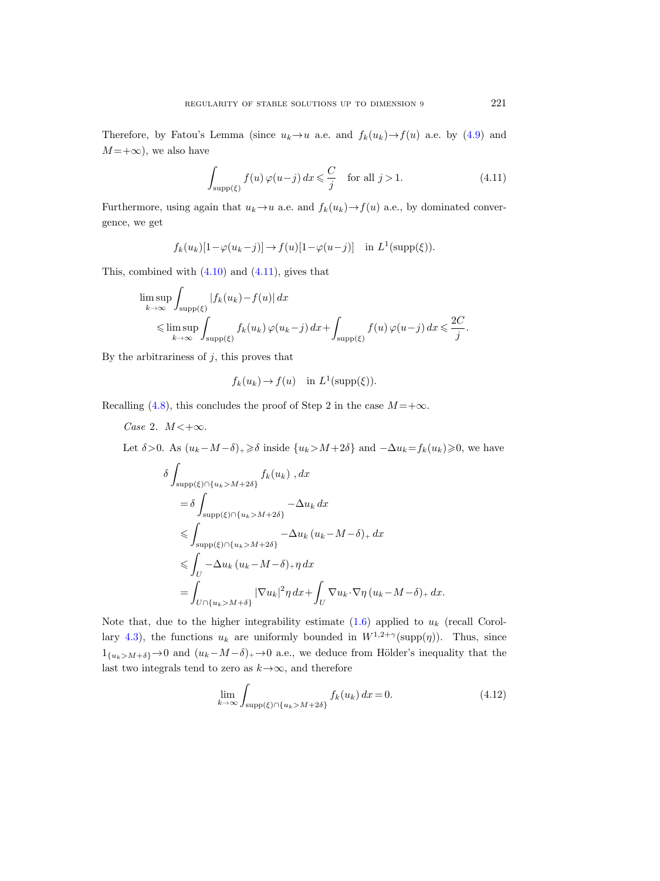Therefore, by Fatou's Lemma (since $u_k \to u$ a.e. and $f_k(u_k) \to f(u)$ a.e. by (4.9) and $M=+\infty$), we also have

$$\int_{\operatorname{supp}(\xi)} f(u)\,\varphi(u-j)\,dx \leqslant \frac{C}{j} \quad \text{for all } j>1. \tag{4.11}$$

Furthermore, using again that $u_k \to u$ a.e. and $f_k(u_k) \to f(u)$ a.e., by dominated convergence, we get

$$f_k(u_k)[1-\varphi(u_k-j)] \to f(u)[1-\varphi(u-j)] \quad \text{in } L^1(\operatorname{supp}(\xi)).$$

This, combined with (4.10) and (4.11), gives that

$$\begin{aligned}
&\limsup_{k\to\infty} \int_{\operatorname{supp}(\xi)} |f_k(u_k)-f(u)|\,dx \\
&\qquad \leqslant \limsup_{k\to\infty} \int_{\operatorname{supp}(\xi)} f_k(u_k)\,\varphi(u_k-j)\,dx + \int_{\operatorname{supp}(\xi)} f(u)\,\varphi(u-j)\,dx \leqslant \frac{2C}{j}.
\end{aligned}$$

By the arbitrariness of $j$, this proves that

$$f_k(u_k) \to f(u) \quad \text{in } L^1(\operatorname{supp}(\xi)).$$

Recalling (4.8), this concludes the proof of Step 2 in the case $M=+\infty$.

*Case* 2. $M<+\infty$.

Let $\delta>0$. As $(u_k-M-\delta)_+ \geqslant \delta$ inside $\{u_k>M+2\delta\}$ and $-\Delta u_k = f_k(u_k) \geqslant 0$, we have

$$\begin{aligned}
\delta & \int_{\operatorname{supp}(\xi)\cap\{u_k>M+2\delta\}} f_k(u_k)\ ,dx \\
&= \delta \int_{\operatorname{supp}(\xi)\cap\{u_k>M+2\delta\}} -\Delta u_k\,dx \\
&\leqslant \int_{\operatorname{supp}(\xi)\cap\{u_k>M+2\delta\}} -\Delta u_k\,(u_k-M-\delta)_+\,dx \\
&\leqslant \int_U -\Delta u_k\,(u_k-M-\delta)_+ \eta\,dx \\
&= \int_{U\cap\{u_k>M+\delta\}} |\nabla u_k|^2 \eta\,dx + \int_U \nabla u_k \cdot \nabla \eta\,(u_k-M-\delta)_+\,dx.
\end{aligned}$$

Note that, due to the higher integrability estimate (1.6) applied to $u_k$ (recall Corollary 4.3), the functions $u_k$ are uniformly bounded in $W^{1,2+\gamma}(\operatorname{supp}(\eta))$. Thus, since $1_{\{u_k>M+\delta\}} \to 0$ and $(u_k-M-\delta)_+ \to 0$ a.e., we deduce from Hölder's inequality that the last two integrals tend to zero as $k\to\infty$, and therefore

$$\lim_{k\to\infty} \int_{\operatorname{supp}(\xi)\cap\{u_k>M+2\delta\}} f_k(u_k)\,dx = 0. \tag{4.12}$$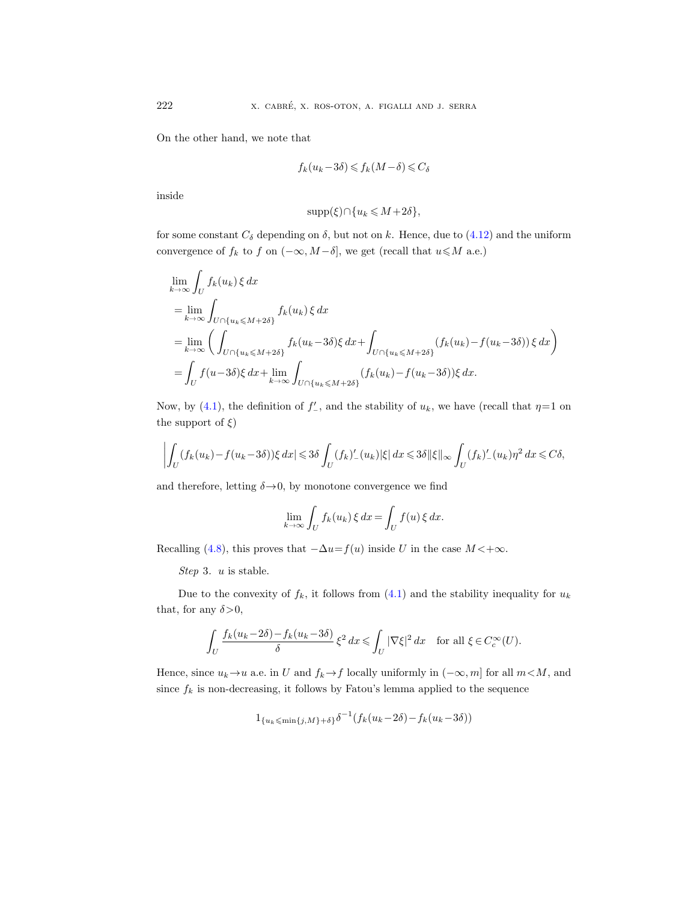On the other hand, we note that

$$f_k(u_k-3\delta) \leqslant f_k(M-\delta) \leqslant C_\delta$$

inside

$$\mathrm{supp}(\xi) \cap \{u_k \leqslant M+2\delta\},$$

for some constant $C_\delta$ depending on $\delta$, but not on $k$. Hence, due to (4.12) and the uniform convergence of $f_k$ to $f$ on $(-\infty, M-\delta]$, we get (recall that $u \leqslant M$ a.e.)

$$\begin{aligned}
&\lim_{k\to\infty} \int_U f_k(u_k)\, \xi \, dx \\
&= \lim_{k\to\infty} \int_{U\cap\{u_k\leqslant M+2\delta\}} f_k(u_k)\, \xi \, dx \\
&= \lim_{k\to\infty} \left( \int_{U\cap\{u_k\leqslant M+2\delta\}} f_k(u_k-3\delta)\xi \, dx + \int_{U\cap\{u_k\leqslant M+2\delta\}} (f_k(u_k)-f(u_k-3\delta))\, \xi \, dx \right) \\
&= \int_U f(u-3\delta)\xi \, dx + \lim_{k\to\infty} \int_{U\cap\{u_k\leqslant M+2\delta\}} (f_k(u_k)-f(u_k-3\delta))\xi \, dx.
\end{aligned}$$

Now, by (4.1), the definition of $f'_-$, and the stability of $u_k$, we have (recall that $\eta=1$ on the support of $\xi$)

$$\left| \int_U (f_k(u_k)-f(u_k-3\delta))\xi \, dx \right| \leqslant 3\delta \int_U (f_k)'_-(u_k)|\xi| \, dx \leqslant 3\delta \|\xi\|_\infty \int_U (f_k)'_-(u_k)\eta^2 \, dx \leqslant C\delta,$$

and therefore, letting $\delta \to 0$, by monotone convergence we find

$$\lim_{k\to\infty} \int_U f_k(u_k)\, \xi \, dx = \int_U f(u)\, \xi \, dx.$$

Recalling (4.8), this proves that $-\Delta u = f(u)$ inside $U$ in the case $M < +\infty$.

*Step* 3. $u$ is stable.

Due to the convexity of $f_k$, it follows from (4.1) and the stability inequality for $u_k$ that, for any $\delta > 0$,

$$\int_U \frac{f_k(u_k-2\delta)-f_k(u_k-3\delta)}{\delta} \, \xi^2 \, dx \leqslant \int_U |\nabla \xi|^2 \, dx \quad \text{for all } \xi \in C_c^\infty(U).$$

Hence, since $u_k \to u$ a.e. in $U$ and $f_k \to f$ locally uniformly in $(-\infty, m]$ for all $m < M$, and since $f_k$ is non-decreasing, it follows by Fatou's lemma applied to the sequence

$$1_{\{u_k \leqslant \min\{j,M\}+\delta\}} \delta^{-1}(f_k(u_k-2\delta)-f_k(u_k-3\delta))$$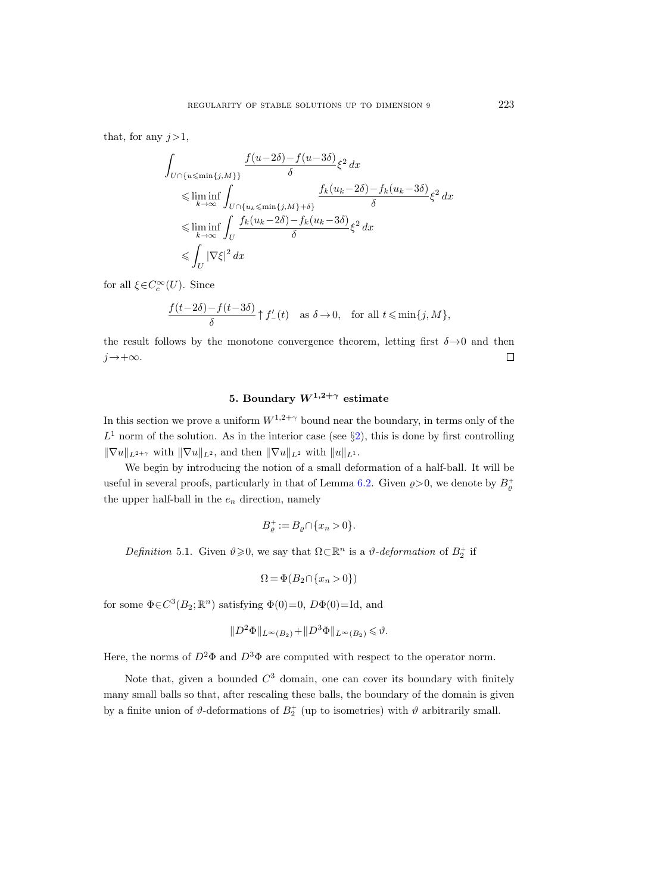that, for any $j > 1$,

$$
\begin{aligned}
\int_{U \cap \{u \leqslant \min\{j,M\}\}} & \frac{f(u-2\delta)-f(u-3\delta)}{\delta} \xi^2 \, dx \\
&\leqslant \liminf_{k\to\infty} \int_{U \cap \{u_k \leqslant \min\{j,M\}+\delta\}} \frac{f_k(u_k-2\delta)-f_k(u_k-3\delta)}{\delta} \xi^2 \, dx \\
&\leqslant \liminf_{k\to\infty} \int_U \frac{f_k(u_k-2\delta)-f_k(u_k-3\delta)}{\delta} \xi^2 \, dx \\
&\leqslant \int_U |\nabla \xi|^2 \, dx
\end{aligned}
$$

for all $\xi \in C_c^\infty(U)$. Since

$$
\frac{f(t-2\delta)-f(t-3\delta)}{\delta} \uparrow f'_-(t) \quad \text{as } \delta \to 0, \quad \text{for all } t \leqslant \min\{j, M\},
$$

the result follows by the monotone convergence theorem, letting first $\delta \to 0$ and then $j \to +\infty$. □

## 5. Boundary $W^{1,2+\gamma}$ estimate

In this section we prove a uniform $W^{1,2+\gamma}$ bound near the boundary, in terms only of the $L^1$ norm of the solution. As in the interior case (see §2), this is done by first controlling $\|\nabla u\|_{L^{2+\gamma}}$ with $\|\nabla u\|_{L^2}$, and then $\|\nabla u\|_{L^2}$ with $\|u\|_{L^1}$.

We begin by introducing the notion of a small deformation of a half-ball. It will be useful in several proofs, particularly in that of Lemma 6.2. Given $\varrho > 0$, we denote by $B_\varrho^+$ the upper half-ball in the $e_n$ direction, namely

$$
B_\varrho^+ := B_\varrho \cap \{x_n > 0\}.
$$

*Definition* 5.1. Given $\vartheta \geqslant 0$, we say that $\Omega \subset \mathbb{R}^n$ is a *$\vartheta$-deformation* of $B_2^+$ if

$$
\Omega = \Phi(B_2 \cap \{x_n > 0\})
$$

for some $\Phi \in C^3(B_2; \mathbb{R}^n)$ satisfying $\Phi(0) = 0$, $D\Phi(0) = \mathrm{Id}$, and

$$
\|D^2\Phi\|_{L^\infty(B_2)} + \|D^3\Phi\|_{L^\infty(B_2)} \leqslant \vartheta.
$$

Here, the norms of $D^2\Phi$ and $D^3\Phi$ are computed with respect to the operator norm.

Note that, given a bounded $C^3$ domain, one can cover its boundary with finitely many small balls so that, after rescaling these balls, the boundary of the domain is given by a finite union of $\vartheta$-deformations of $B_2^+$ (up to isometries) with $\vartheta$ arbitrarily small.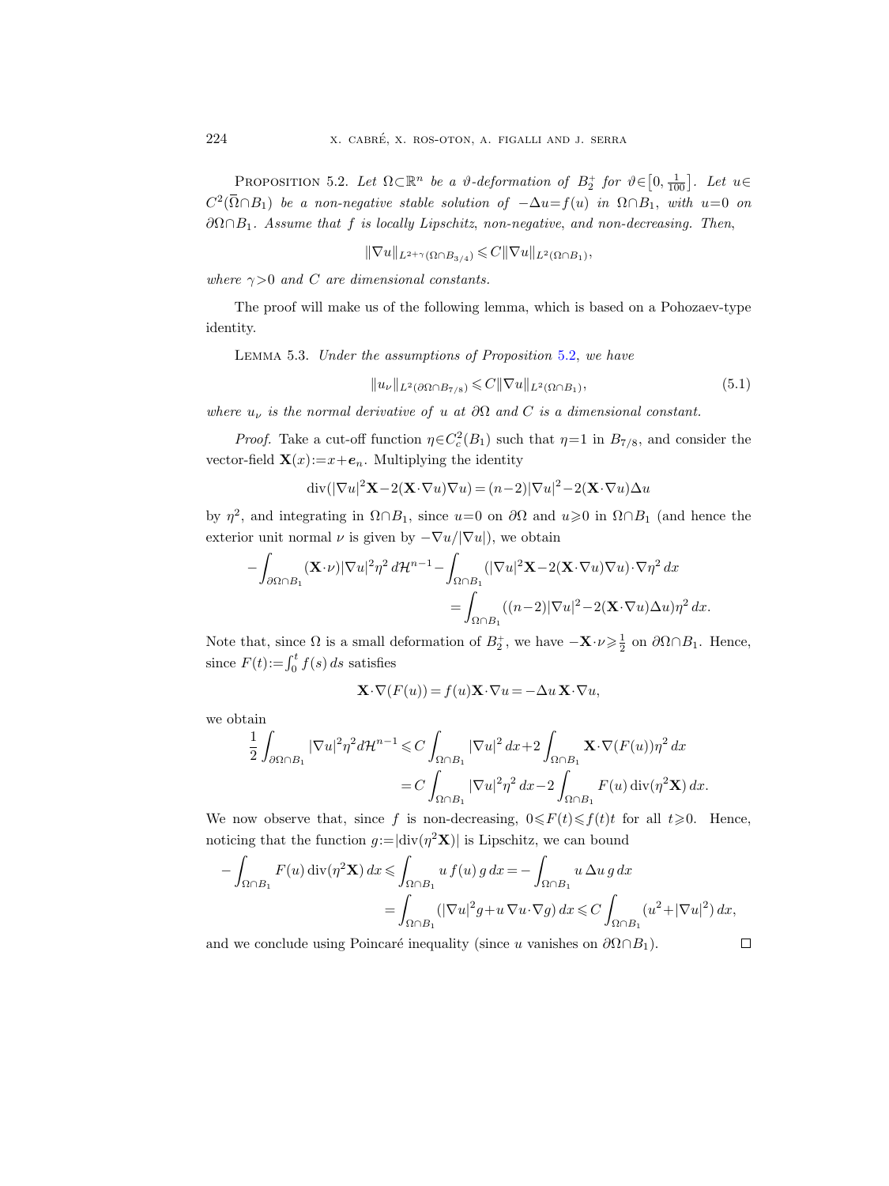Proposition 5.2. *Let $\Omega\subset\mathbb{R}^n$ be a $\vartheta$-deformation of $B_2^+$ for $\vartheta\in\left[0,\frac{1}{100}\right]$. Let $u\in C^2(\overline{\Omega}\cap B_1)$ be a non-negative stable solution of $-\Delta u=f(u)$ in $\Omega\cap B_1$, with $u=0$ on $\partial\Omega\cap B_1$. Assume that $f$ is locally Lipschitz, non-negative, and non-decreasing. Then,*

$$\|\nabla u\|_{L^{2+\gamma}(\Omega\cap B_{3/4})}\leqslant C\|\nabla u\|_{L^2(\Omega\cap B_1)},$$

*where $\gamma>0$ and $C$ are dimensional constants.*

The proof will make us of the following lemma, which is based on a Pohozaev-type identity.

Lemma 5.3. *Under the assumptions of Proposition 5.2, we have*

$$\|u_\nu\|_{L^2(\partial\Omega\cap B_{7/8})}\leqslant C\|\nabla u\|_{L^2(\Omega\cap B_1)}, \tag{5.1}$$

*where $u_\nu$ is the normal derivative of $u$ at $\partial\Omega$ and $C$ is a dimensional constant.*

*Proof.* Take a cut-off function $\eta\in C_c^2(B_1)$ such that $\eta=1$ in $B_{7/8}$, and consider the vector-field $\mathbf{X}(x):=x+\boldsymbol{e}_n$. Multiplying the identity

$$\operatorname{div}(|\nabla u|^2\mathbf{X}-2(\mathbf{X}\cdot\nabla u)\nabla u)=(n-2)|\nabla u|^2-2(\mathbf{X}\cdot\nabla u)\Delta u$$

by $\eta^2$, and integrating in $\Omega\cap B_1$, since $u=0$ on $\partial\Omega$ and $u\geqslant 0$ in $\Omega\cap B_1$ (and hence the exterior unit normal $\nu$ is given by $-\nabla u/|\nabla u|$), we obtain

$$\begin{aligned}-\int_{\partial\Omega\cap B_1}(\mathbf{X}\cdot\nu)|\nabla u|^2\eta^2\,d\mathcal{H}^{n-1}-\int_{\Omega\cap B_1}(|\nabla u|^2\mathbf{X}-2(\mathbf{X}\cdot\nabla u)\nabla u)\cdot\nabla\eta^2\,dx&\\ =\int_{\Omega\cap B_1}((n-2)|\nabla u|^2-2(\mathbf{X}\cdot\nabla u)\Delta u)\eta^2\,dx&.\end{aligned}$$

Note that, since $\Omega$ is a small deformation of $B_2^+$, we have $-\mathbf{X}\cdot\nu\geqslant\frac{1}{2}$ on $\partial\Omega\cap B_1$. Hence, since $F(t):=\int_0^t f(s)\,ds$ satisfies

$$\mathbf{X}\cdot\nabla(F(u))=f(u)\mathbf{X}\cdot\nabla u=-\Delta u\,\mathbf{X}\cdot\nabla u,$$

we obtain

$$\begin{aligned}\frac{1}{2}\int_{\partial\Omega\cap B_1}|\nabla u|^2\eta^2 d\mathcal{H}^{n-1}&\leqslant C\int_{\Omega\cap B_1}|\nabla u|^2\,dx+2\int_{\Omega\cap B_1}\mathbf{X}\cdot\nabla(F(u))\eta^2\,dx\\&=C\int_{\Omega\cap B_1}|\nabla u|^2\eta^2\,dx-2\int_{\Omega\cap B_1}F(u)\operatorname{div}(\eta^2\mathbf{X})\,dx.\end{aligned}$$

We now observe that, since $f$ is non-decreasing, $0\leqslant F(t)\leqslant f(t)t$ for all $t\geqslant 0$. Hence, noticing that the function $g:=|\operatorname{div}(\eta^2\mathbf{X})|$ is Lipschitz, we can bound

$$\begin{aligned}-\int_{\Omega\cap B_1}F(u)\operatorname{div}(\eta^2\mathbf{X})\,dx&\leqslant\int_{\Omega\cap B_1}u\,f(u)\,g\,dx=-\int_{\Omega\cap B_1}u\,\Delta u\,g\,dx\\&=\int_{\Omega\cap B_1}(|\nabla u|^2g+u\,\nabla u\cdot\nabla g)\,dx\leqslant C\int_{\Omega\cap B_1}(u^2+|\nabla u|^2)\,dx,\end{aligned}$$

and we conclude using Poincaré inequality (since $u$ vanishes on $\partial\Omega\cap B_1$). □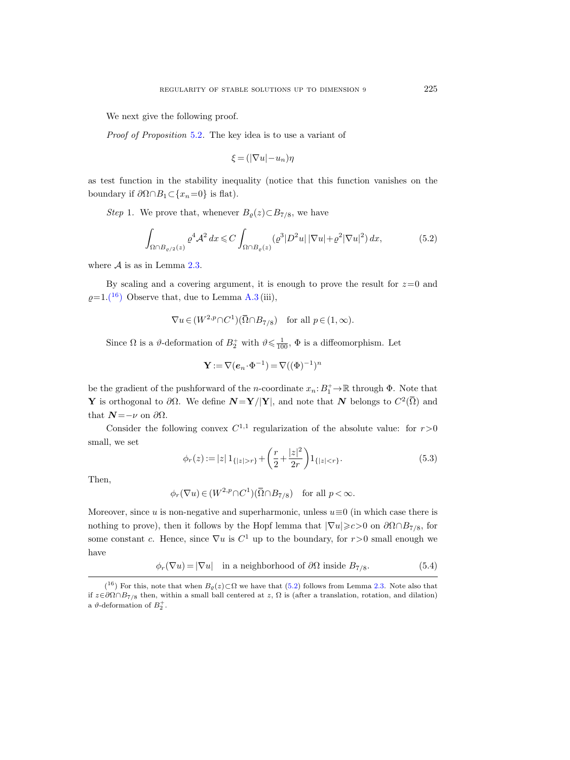We next give the following proof.

*Proof of Proposition* 5.2. The key idea is to use a variant of

$$\xi = (|\nabla u| - u_n)\eta$$

as test function in the stability inequality (notice that this function vanishes on the boundary if $\partial\Omega \cap B_1 \subset \{x_n = 0\}$ is flat).

*Step* 1. We prove that, whenever $B_\varrho(z) \subset B_{7/8}$, we have

$$\int_{\Omega \cap B_{\varrho/2}(z)} \varrho^4 \mathcal{A}^2 \, dx \leqslant C \int_{\Omega \cap B_\varrho(z)} (\varrho^3 |D^2 u| \, |\nabla u| + \varrho^2 |\nabla u|^2) \, dx, \tag{5.2}$$

where $\mathcal{A}$ is as in Lemma 2.3.

By scaling and a covering argument, it is enough to prove the result for $z=0$ and $\varrho = 1$.[16] Observe that, due to Lemma A.3 (iii),

$$\nabla u \in (W^{2,p} \cap C^1)(\overline{\Omega} \cap B_{7/8}) \quad \text{for all } p \in (1, \infty).$$

Since $\Omega$ is a $\vartheta$-deformation of $B_2^+$ with $\vartheta \leqslant \frac{1}{100}$, $\Phi$ is a diffeomorphism. Let

$$\mathbf{Y} := \nabla(\boldsymbol{e}_n \cdot \Phi^{-1}) = \nabla((\Phi)^{-1})^n$$

be the gradient of the pushforward of the $n$-coordinate $x_n: B_1^+ \to \mathbb{R}$ through $\Phi$. Note that $\mathbf{Y}$ is orthogonal to $\partial\Omega$. We define $\boldsymbol{N} = \mathbf{Y}/|\mathbf{Y}|$, and note that $\boldsymbol{N}$ belongs to $C^2(\overline{\Omega})$ and that $\boldsymbol{N} = -\nu$ on $\partial\Omega$.

Consider the following convex $C^{1,1}$ regularization of the absolute value: for $r>0$ small, we set

$$\phi_r(z) := |z| \, 1_{\{|z|>r\}} + \left( \frac{r}{2} + \frac{|z|^2}{2r} \right) 1_{\{|z|<r\}}. \tag{5.3}$$

Then,

$$\phi_r(\nabla u) \in (W^{2,p} \cap C^1)(\overline{\Omega} \cap B_{7/8}) \quad \text{for all } p < \infty.$$

Moreover, since $u$ is non-negative and superharmonic, unless $u \equiv 0$ (in which case there is nothing to prove), then it follows by the Hopf lemma that $|\nabla u| \geqslant c > 0$ on $\partial\Omega \cap B_{7/8}$, for some constant $c$. Hence, since $\nabla u$ is $C^1$ up to the boundary, for $r>0$ small enough we have

$$\phi_r(\nabla u) = |\nabla u| \quad \text{in a neighborhood of } \partial\Omega \text{ inside } B_{7/8}. \tag{5.4}$$

[16] For this, note that when $B_\varrho(z) \subset \Omega$ we have that (5.2) follows from Lemma 2.3. Note also that if $z \in \partial\Omega \cap B_{7/8}$ then, within a small ball centered at $z$, $\Omega$ is (after a translation, rotation, and dilation) a $\vartheta$-deformation of $B_2^+$.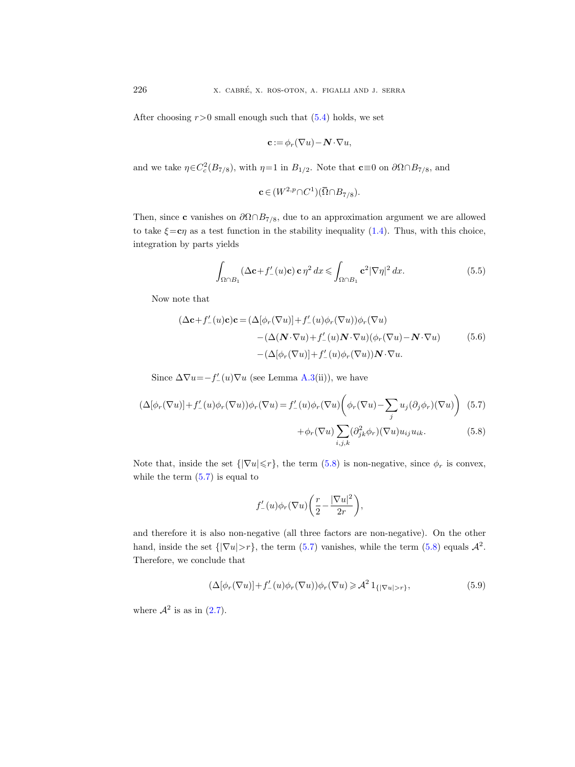After choosing $r>0$ small enough such that (5.4) holds, we set

$$\mathbf{c} := \phi_r(\nabla u) - \boldsymbol{N}\cdot\nabla u,$$

and we take $\eta\in C_c^2(B_{7/8})$, with $\eta=1$ in $B_{1/2}$. Note that $\mathbf{c}\equiv 0$ on $\partial\Omega\cap B_{7/8}$, and

$$\mathbf{c}\in (W^{2,p}\cap C^1)(\overline{\Omega}\cap B_{7/8}).$$

Then, since $\mathbf{c}$ vanishes on $\partial\Omega\cap B_{7/8}$, due to an approximation argument we are allowed to take $\xi=\mathbf{c}\eta$ as a test function in the stability inequality (1.4). Thus, with this choice, integration by parts yields

$$\int_{\Omega\cap B_1} (\Delta\mathbf{c}+f'_-(u)\mathbf{c})\,\mathbf{c}\,\eta^2\,dx \leqslant \int_{\Omega\cap B_1} \mathbf{c}^2|\nabla\eta|^2\,dx. \tag{5.5}$$

Now note that

$$\begin{aligned}(\Delta\mathbf{c}+f'_-(u)\mathbf{c})\mathbf{c} = {} & (\Delta[\phi_r(\nabla u)]+f'_-(u)\phi_r(\nabla u))\phi_r(\nabla u)\\ & -(\Delta(\boldsymbol{N}\cdot\nabla u)+f'_-(u)\boldsymbol{N}\cdot\nabla u)(\phi_r(\nabla u)-\boldsymbol{N}\cdot\nabla u)\\ & -(\Delta[\phi_r(\nabla u)]+f'_-(u)\phi_r(\nabla u))\boldsymbol{N}\cdot\nabla u.\end{aligned} \tag{5.6}$$

Since $\Delta\nabla u = -f'_-(u)\nabla u$ (see Lemma A.3(ii)), we have

$$(\Delta[\phi_r(\nabla u)]+f'_-(u)\phi_r(\nabla u))\phi_r(\nabla u) = f'_-(u)\phi_r(\nabla u)\biggl(\phi_r(\nabla u)-\sum_j u_j(\partial_j\phi_r)(\nabla u)\biggr) \tag{5.7}$$

$$+\phi_r(\nabla u)\sum_{i,j,k}(\partial^2_{jk}\phi_r)(\nabla u)u_{ij}u_{ik}. \tag{5.8}$$

Note that, inside the set $\{|\nabla u|\leqslant r\}$, the term (5.8) is non-negative, since $\phi_r$ is convex, while the term (5.7) is equal to

$$f'_-(u)\phi_r(\nabla u)\biggl(\frac{r}{2}-\frac{|\nabla u|^2}{2r}\biggr),$$

and therefore it is also non-negative (all three factors are non-negative). On the other hand, inside the set $\{|\nabla u|>r\}$, the term (5.7) vanishes, while the term (5.8) equals $\mathcal{A}^2$. Therefore, we conclude that

$$(\Delta[\phi_r(\nabla u)]+f'_-(u)\phi_r(\nabla u))\phi_r(\nabla u) \geqslant \mathcal{A}^2\,1_{\{|\nabla u|>r\}}, \tag{5.9}$$

where $\mathcal{A}^2$ is as in (2.7).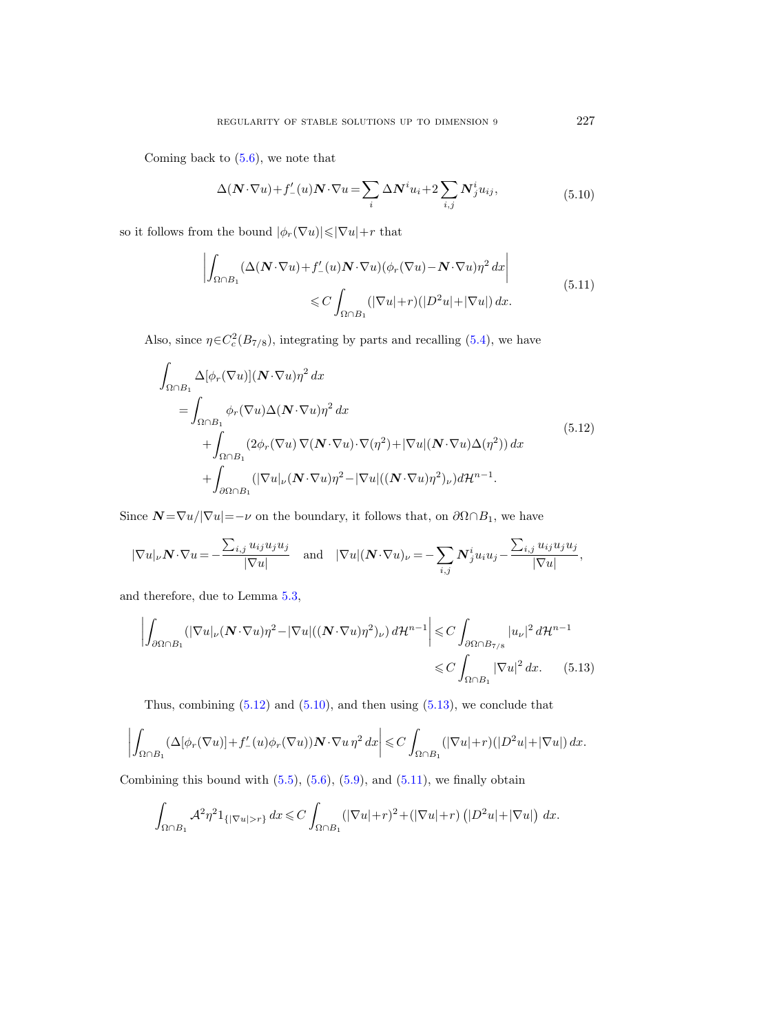Coming back to (5.6), we note that

$$\Delta(\boldsymbol{N}\cdot\nabla u)+f'_-(u)\boldsymbol{N}\cdot\nabla u=\sum_i \Delta\boldsymbol{N}^i u_i+2\sum_{i,j}\boldsymbol{N}^i_j u_{ij}, \tag{5.10}$$

so it follows from the bound $|\phi_r(\nabla u)|\leqslant|\nabla u|+r$ that

$$\left|\int_{\Omega\cap B_1}(\Delta(\boldsymbol{N}\cdot\nabla u)+f'_-(u)\boldsymbol{N}\cdot\nabla u)(\phi_r(\nabla u)-\boldsymbol{N}\cdot\nabla u)\eta^2\,dx\right| \\ \leqslant C\int_{\Omega\cap B_1}(|\nabla u|+r)(|D^2u|+|\nabla u|)\,dx. \tag{5.11}$$

Also, since $\eta\in C^2_c(B_{7/8})$, integrating by parts and recalling (5.4), we have

$$\begin{aligned}\int_{\Omega\cap B_1}&\Delta[\phi_r(\nabla u)](\boldsymbol{N}\cdot\nabla u)\eta^2\,dx\\ &=\int_{\Omega\cap B_1}\phi_r(\nabla u)\Delta(\boldsymbol{N}\cdot\nabla u)\eta^2\,dx\\ &\quad+\int_{\Omega\cap B_1}(2\phi_r(\nabla u)\,\nabla(\boldsymbol{N}\cdot\nabla u)\cdot\nabla(\eta^2)+|\nabla u|(\boldsymbol{N}\cdot\nabla u)\Delta(\eta^2))\,dx\\ &\quad+\int_{\partial\Omega\cap B_1}(|\nabla u|_\nu(\boldsymbol{N}\cdot\nabla u)\eta^2-|\nabla u|((\boldsymbol{N}\cdot\nabla u)\eta^2)_\nu)d\mathcal{H}^{n-1}.\end{aligned} \tag{5.12}$$

Since $\boldsymbol{N}=\nabla u/|\nabla u|=-\nu$ on the boundary, it follows that, on $\partial\Omega\cap B_1$, we have

$$|\nabla u|_\nu\boldsymbol{N}\cdot\nabla u=-\frac{\sum_{i,j}u_{ij}u_ju_j}{|\nabla u|}\quad\text{and}\quad|\nabla u|(\boldsymbol{N}\cdot\nabla u)_\nu=-\sum_{i,j}\boldsymbol{N}^i_ju_iu_j-\frac{\sum_{i,j}u_{ij}u_ju_j}{|\nabla u|},$$

and therefore, due to Lemma 5.3,

$$\left|\int_{\partial\Omega\cap B_1}(|\nabla u|_\nu(\boldsymbol{N}\cdot\nabla u)\eta^2-|\nabla u|((\boldsymbol{N}\cdot\nabla u)\eta^2)_\nu)\,d\mathcal{H}^{n-1}\right|\leqslant C\int_{\partial\Omega\cap B_{7/8}}|u_\nu|^2\,d\mathcal{H}^{n-1} \\ \leqslant C\int_{\Omega\cap B_1}|\nabla u|^2\,dx. \tag{5.13}$$

Thus, combining (5.12) and (5.10), and then using (5.13), we conclude that

$$\left|\int_{\Omega\cap B_1}(\Delta[\phi_r(\nabla u)]+f'_-(u)\phi_r(\nabla u))\boldsymbol{N}\cdot\nabla u\,\eta^2\,dx\right|\leqslant C\int_{\Omega\cap B_1}(|\nabla u|+r)(|D^2u|+|\nabla u|)\,dx.$$

Combining this bound with (5.5), (5.6), (5.9), and (5.11), we finally obtain

$$\int_{\Omega\cap B_1}\mathcal{A}^2\eta^2 1_{\{|\nabla u|>r\}}\,dx\leqslant C\int_{\Omega\cap B_1}(|\nabla u|+r)^2+(|\nabla u|+r)\left(|D^2u|+|\nabla u|\right)\,dx.$$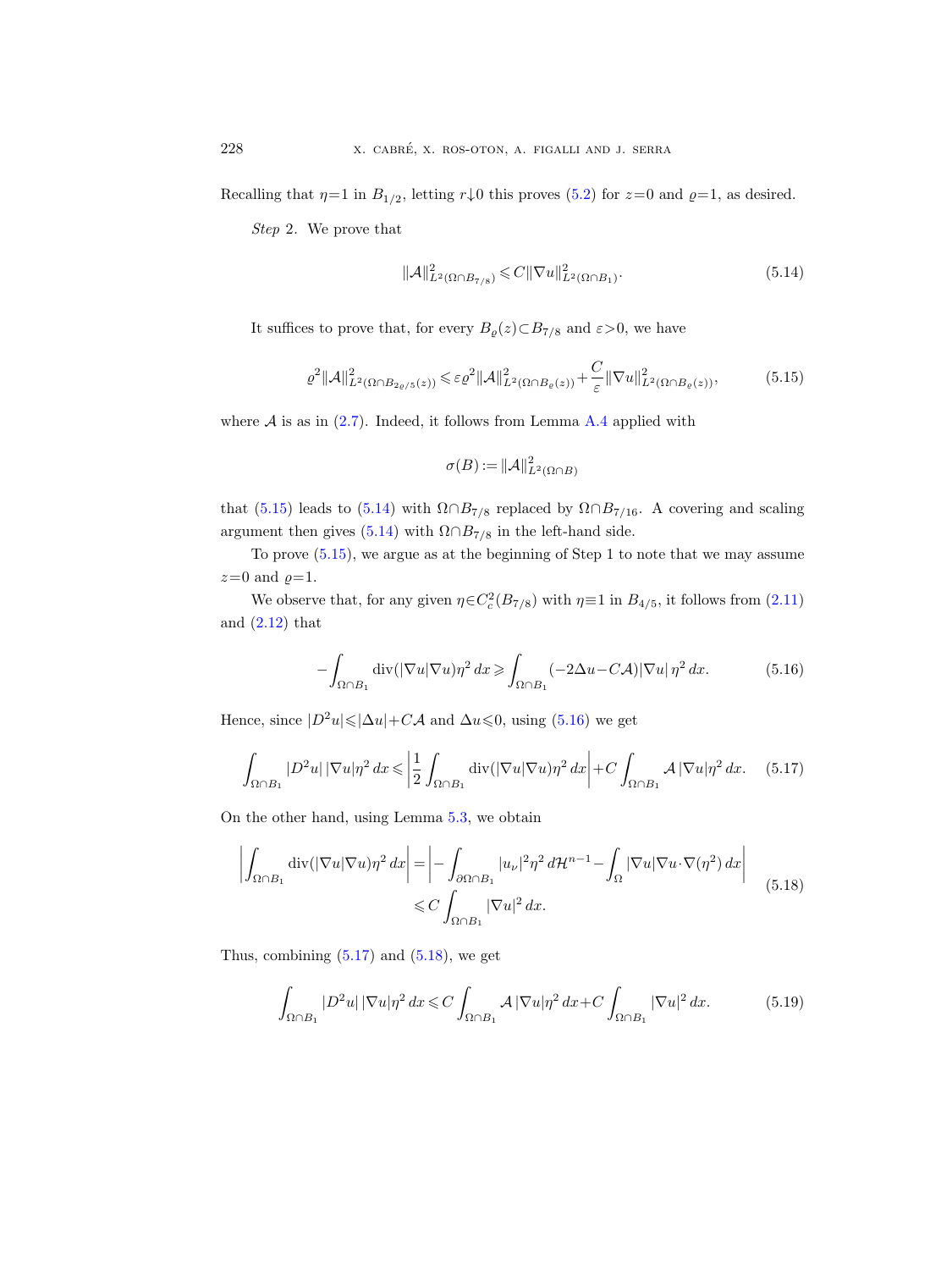Recalling that $\eta=1$ in $B_{1/2}$, letting $r\downarrow 0$ this proves (5.2) for $z=0$ and $\varrho=1$, as desired.

*Step* 2. We prove that

$$\|\mathcal{A}\|^2_{L^2(\Omega\cap B_{7/8})} \leqslant C\|\nabla u\|^2_{L^2(\Omega\cap B_1)}. \tag{5.14}$$

It suffices to prove that, for every $B_\varrho(z)\subset B_{7/8}$ and $\varepsilon>0$, we have

$$\varrho^2\|\mathcal{A}\|^2_{L^2(\Omega\cap B_{2\varrho/5}(z))} \leqslant \varepsilon\varrho^2\|\mathcal{A}\|^2_{L^2(\Omega\cap B_\varrho(z))} + \frac{C}{\varepsilon}\|\nabla u\|^2_{L^2(\Omega\cap B_\varrho(z))}, \tag{5.15}$$

where $\mathcal{A}$ is as in (2.7). Indeed, it follows from Lemma A.4 applied with

$$\sigma(B) := \|\mathcal{A}\|^2_{L^2(\Omega\cap B)}$$

that (5.15) leads to (5.14) with $\Omega\cap B_{7/8}$ replaced by $\Omega\cap B_{7/16}$. A covering and scaling argument then gives (5.14) with $\Omega\cap B_{7/8}$ in the left-hand side.

To prove (5.15), we argue as at the beginning of Step 1 to note that we may assume $z=0$ and $\varrho=1$.

We observe that, for any given $\eta\in C^2_c(B_{7/8})$ with $\eta\equiv 1$ in $B_{4/5}$, it follows from (2.11) and (2.12) that

$$-\int_{\Omega\cap B_1} \operatorname{div}(|\nabla u|\nabla u)\eta^2\,dx \geqslant \int_{\Omega\cap B_1} (-2\Delta u - C\mathcal{A})|\nabla u|\,\eta^2\,dx. \tag{5.16}$$

Hence, since $|D^2u|\leqslant|\Delta u|+C\mathcal{A}$ and $\Delta u\leqslant 0$, using (5.16) we get

$$\int_{\Omega\cap B_1} |D^2u|\,|\nabla u|\eta^2\,dx \leqslant \left|\frac{1}{2}\int_{\Omega\cap B_1} \operatorname{div}(|\nabla u|\nabla u)\eta^2\,dx\right| + C\int_{\Omega\cap B_1} \mathcal{A}\,|\nabla u|\eta^2\,dx. \tag{5.17}$$

On the other hand, using Lemma 5.3, we obtain

$$\begin{aligned}\left|\int_{\Omega\cap B_1} \operatorname{div}(|\nabla u|\nabla u)\eta^2\,dx\right| &= \left|-\int_{\partial\Omega\cap B_1} |u_\nu|^2\eta^2\,d\mathcal{H}^{n-1} - \int_\Omega |\nabla u|\nabla u\cdot\nabla(\eta^2)\,dx\right| \\ &\leqslant C\int_{\Omega\cap B_1} |\nabla u|^2\,dx.\end{aligned} \tag{5.18}$$

Thus, combining (5.17) and (5.18), we get

$$\int_{\Omega\cap B_1} |D^2u|\,|\nabla u|\eta^2\,dx \leqslant C\int_{\Omega\cap B_1} \mathcal{A}\,|\nabla u|\eta^2\,dx + C\int_{\Omega\cap B_1} |\nabla u|^2\,dx. \tag{5.19}$$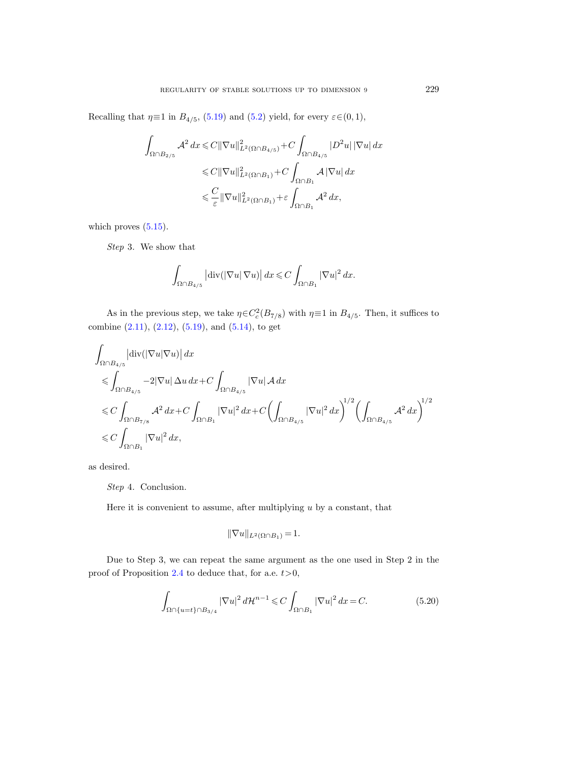Recalling that $\eta \equiv 1$ in $B_{4/5}$, (5.19) and (5.2) yield, for every $\varepsilon \in (0,1)$,

$$
\begin{aligned}
\int_{\Omega \cap B_{2/5}} \mathcal{A}^2 \, dx &\leqslant C \|\nabla u\|^2_{L^2(\Omega \cap B_{4/5})} + C \int_{\Omega \cap B_{4/5}} |D^2 u| \, |\nabla u| \, dx \\
&\leqslant C \|\nabla u\|^2_{L^2(\Omega \cap B_1)} + C \int_{\Omega \cap B_1} \mathcal{A} \, |\nabla u| \, dx \\
&\leqslant \frac{C}{\varepsilon} \|\nabla u\|^2_{L^2(\Omega \cap B_1)} + \varepsilon \int_{\Omega \cap B_1} \mathcal{A}^2 \, dx,
\end{aligned}
$$

which proves (5.15).

*Step* 3. We show that

$$
\int_{\Omega \cap B_{4/5}} \left| \operatorname{div}(|\nabla u| \, \nabla u) \right| dx \leqslant C \int_{\Omega \cap B_1} |\nabla u|^2 \, dx.
$$

As in the previous step, we take $\eta \in C^2_c(B_{7/8})$ with $\eta \equiv 1$ in $B_{4/5}$. Then, it suffices to combine (2.11), (2.12), (5.19), and (5.14), to get

$$
\begin{aligned}
&\int_{\Omega \cap B_{4/5}} \left| \operatorname{div}(|\nabla u| \nabla u) \right| dx \\
&\leqslant \int_{\Omega \cap B_{4/5}} -2 |\nabla u| \, \Delta u \, dx + C \int_{\Omega \cap B_{4/5}} |\nabla u| \, \mathcal{A} \, dx \\
&\leqslant C \int_{\Omega \cap B_{7/8}} \mathcal{A}^2 \, dx + C \int_{\Omega \cap B_1} |\nabla u|^2 \, dx + C \left( \int_{\Omega \cap B_{4/5}} |\nabla u|^2 \, dx \right)^{1/2} \left( \int_{\Omega \cap B_{4/5}} \mathcal{A}^2 \, dx \right)^{1/2} \\
&\leqslant C \int_{\Omega \cap B_1} |\nabla u|^2 \, dx,
\end{aligned}
$$

as desired.

*Step* 4. Conclusion.

Here it is convenient to assume, after multiplying $u$ by a constant, that

$$
\|\nabla u\|_{L^2(\Omega \cap B_1)} = 1.
$$

Due to Step 3, we can repeat the same argument as the one used in Step 2 in the proof of Proposition 2.4 to deduce that, for a.e. $t > 0$,

$$
\int_{\Omega \cap \{u = t\} \cap B_{3/4}} |\nabla u|^2 \, d\mathcal{H}^{n-1} \leqslant C \int_{\Omega \cap B_1} |\nabla u|^2 \, dx = C. \tag{5.20}
$$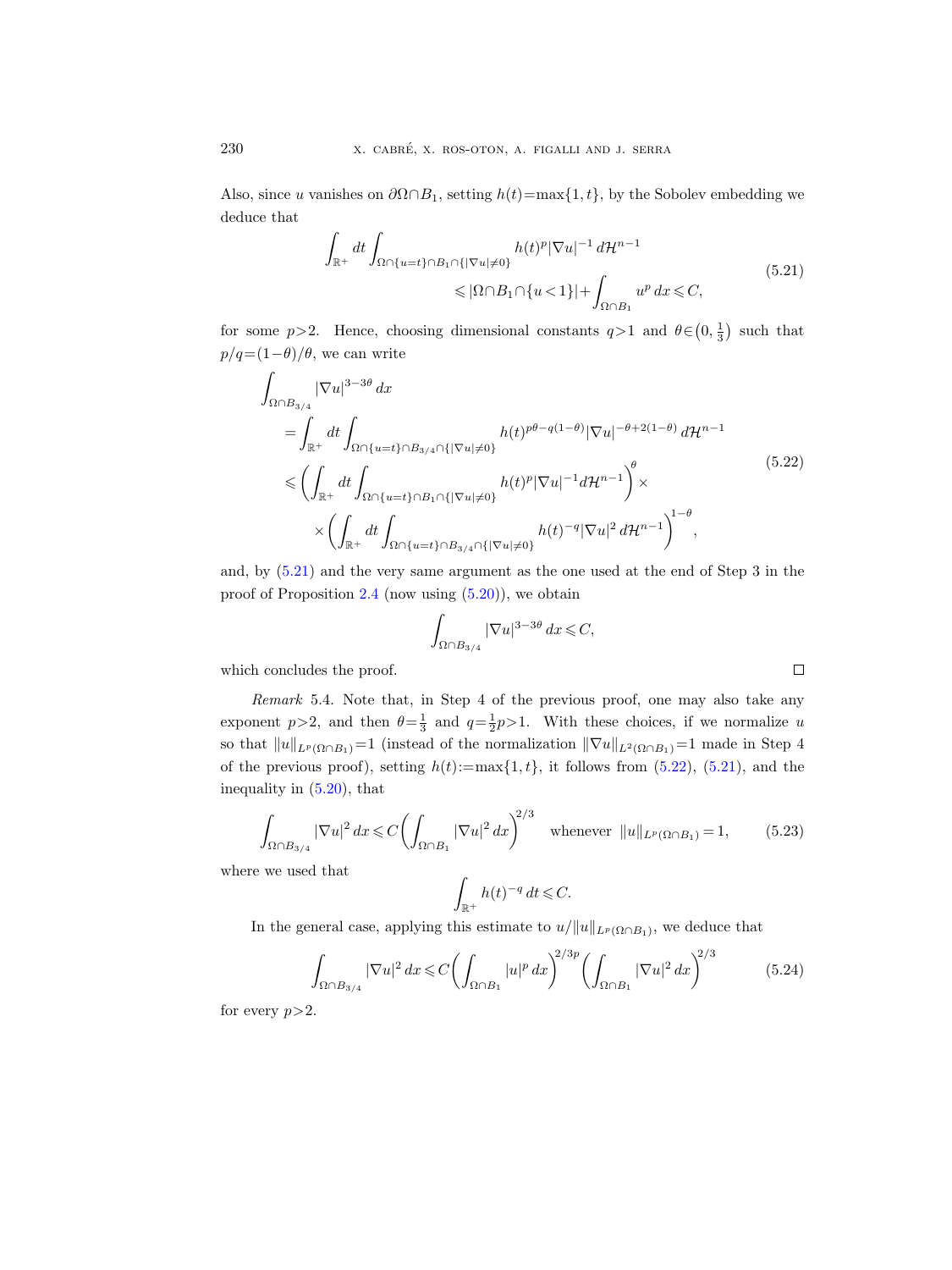Also, since $u$ vanishes on $\partial\Omega\cap B_1$, setting $h(t)=\max\{1,t\}$, by the Sobolev embedding we deduce that

$$\int_{\mathbb{R}^+} dt \int_{\Omega\cap\{u=t\}\cap B_1\cap\{|\nabla u|\neq 0\}} h(t)^p |\nabla u|^{-1}\, d\mathcal{H}^{n-1} \leqslant |\Omega\cap B_1\cap\{u<1\}| + \int_{\Omega\cap B_1} u^p\, dx \leqslant C, \tag{5.21}$$

for some $p>2$. Hence, choosing dimensional constants $q>1$ and $\theta\in\left(0,\frac{1}{3}\right)$ such that $p/q=(1-\theta)/\theta$, we can write

$$\begin{aligned}
\int_{\Omega\cap B_{3/4}} &|\nabla u|^{3-3\theta}\, dx \\
&= \int_{\mathbb{R}^+} dt \int_{\Omega\cap\{u=t\}\cap B_{3/4}\cap\{|\nabla u|\neq 0\}} h(t)^{p\theta - q(1-\theta)} |\nabla u|^{-\theta+2(1-\theta)}\, d\mathcal{H}^{n-1} \\
&\leqslant \left(\int_{\mathbb{R}^+} dt \int_{\Omega\cap\{u=t\}\cap B_1\cap\{|\nabla u|\neq 0\}} h(t)^p |\nabla u|^{-1} d\mathcal{H}^{n-1}\right)^{\theta} \times \\
&\qquad \times \left(\int_{\mathbb{R}^+} dt \int_{\Omega\cap\{u=t\}\cap B_{3/4}\cap\{|\nabla u|\neq 0\}} h(t)^{-q} |\nabla u|^2\, d\mathcal{H}^{n-1}\right)^{1-\theta},
\end{aligned} \tag{5.22}$$

and, by (5.21) and the very same argument as the one used at the end of Step 3 in the proof of Proposition 2.4 (now using (5.20)), we obtain

$$\int_{\Omega\cap B_{3/4}} |\nabla u|^{3-3\theta}\, dx \leqslant C,$$

which concludes the proof. □

*Remark* 5.4. Note that, in Step 4 of the previous proof, one may also take any exponent $p>2$, and then $\theta=\frac{1}{3}$ and $q=\frac{1}{2}p>1$. With these choices, if we normalize $u$ so that $\|u\|_{L^p(\Omega\cap B_1)}=1$ (instead of the normalization $\|\nabla u\|_{L^2(\Omega\cap B_1)}=1$ made in Step 4 of the previous proof), setting $h(t):=\max\{1,t\}$, it follows from (5.22), (5.21), and the inequality in (5.20), that

$$\int_{\Omega\cap B_{3/4}} |\nabla u|^2\, dx \leqslant C\left(\int_{\Omega\cap B_1} |\nabla u|^2\, dx\right)^{2/3} \quad \text{whenever } \|u\|_{L^p(\Omega\cap B_1)}=1, \tag{5.23}$$

where we used that

$$\int_{\mathbb{R}^+} h(t)^{-q}\, dt \leqslant C.$$

In the general case, applying this estimate to $u/\|u\|_{L^p(\Omega\cap B_1)}$, we deduce that

$$\int_{\Omega\cap B_{3/4}} |\nabla u|^2\, dx \leqslant C\left(\int_{\Omega\cap B_1} |u|^p\, dx\right)^{2/3p} \left(\int_{\Omega\cap B_1} |\nabla u|^2\, dx\right)^{2/3} \tag{5.24}$$

for every $p>2$.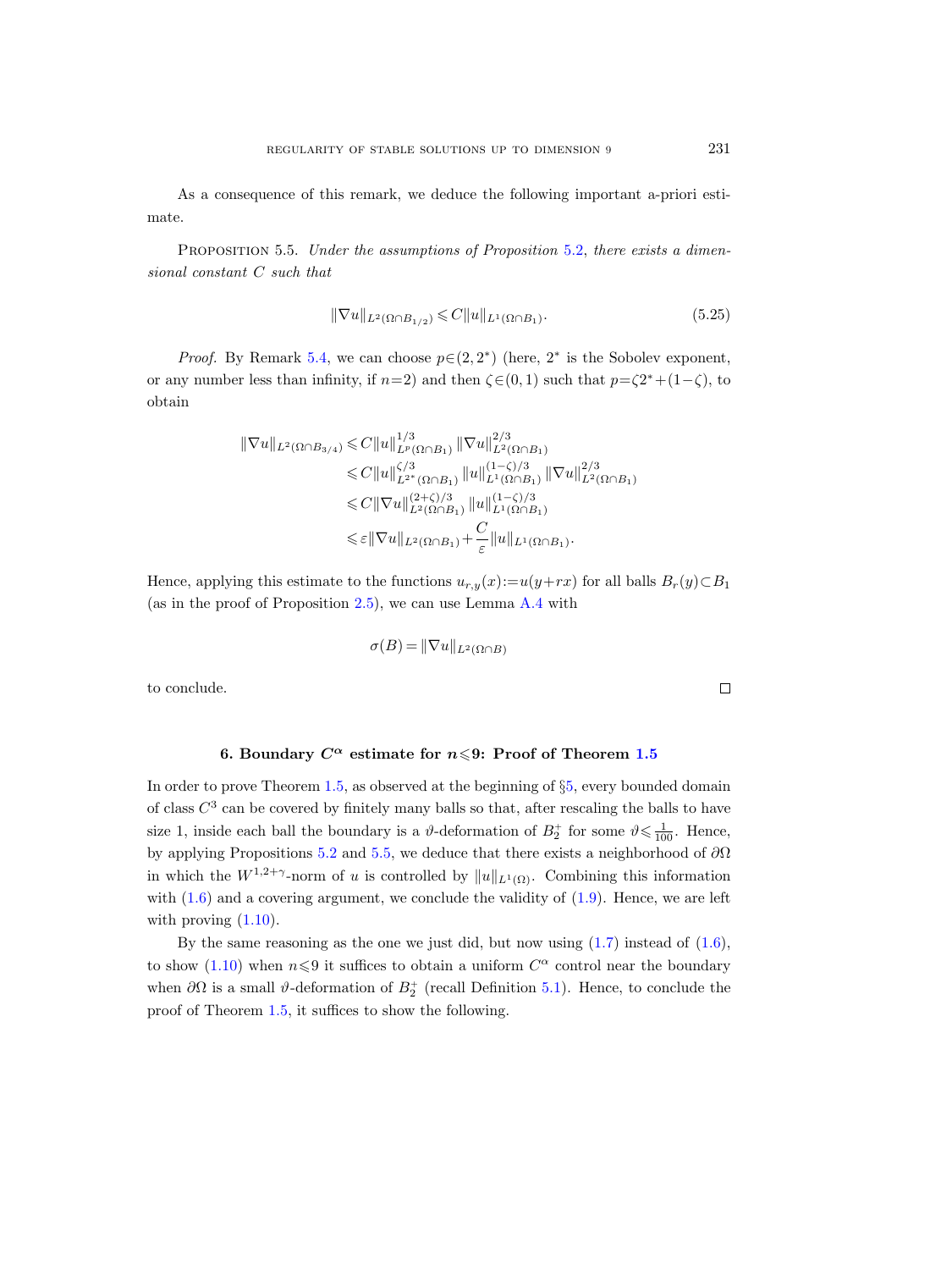As a consequence of this remark, we deduce the following important a-priori estimate.

PROPOSITION 5.5. *Under the assumptions of Proposition 5.2, there exists a dimensional constant $C$ such that*

$$\|\nabla u\|_{L^2(\Omega\cap B_{1/2})} \leqslant C\|u\|_{L^1(\Omega\cap B_1)}. \tag{5.25}$$

*Proof.* By Remark 5.4, we can choose $p\in(2,2^*)$ (here, $2^*$ is the Sobolev exponent, or any number less than infinity, if $n=2$) and then $\zeta\in(0,1)$ such that $p=\zeta 2^*+(1-\zeta)$, to obtain

$$\begin{aligned}
\|\nabla u\|_{L^2(\Omega\cap B_{3/4})} &\leqslant C\|u\|_{L^p(\Omega\cap B_1)}^{1/3}\|\nabla u\|_{L^2(\Omega\cap B_1)}^{2/3} \\
&\leqslant C\|u\|_{L^{2^*}(\Omega\cap B_1)}^{\zeta/3}\|u\|_{L^1(\Omega\cap B_1)}^{(1-\zeta)/3}\|\nabla u\|_{L^2(\Omega\cap B_1)}^{2/3} \\
&\leqslant C\|\nabla u\|_{L^2(\Omega\cap B_1)}^{(2+\zeta)/3}\|u\|_{L^1(\Omega\cap B_1)}^{(1-\zeta)/3} \\
&\leqslant \varepsilon\|\nabla u\|_{L^2(\Omega\cap B_1)}+\frac{C}{\varepsilon}\|u\|_{L^1(\Omega\cap B_1)}.
\end{aligned}$$

Hence, applying this estimate to the functions $u_{r,y}(x):=u(y+rx)$ for all balls $B_r(y)\subset B_1$ (as in the proof of Proposition 2.5), we can use Lemma A.4 with

$$\sigma(B)=\|\nabla u\|_{L^2(\Omega\cap B)}$$

to conclude. □

## 6. Boundary $C^\alpha$ estimate for $n\leqslant 9$: Proof of Theorem 1.5

In order to prove Theorem 1.5, as observed at the beginning of §5, every bounded domain of class $C^3$ can be covered by finitely many balls so that, after rescaling the balls to have size 1, inside each ball the boundary is a $\vartheta$-deformation of $B_2^+$ for some $\vartheta\leqslant\frac{1}{100}$. Hence, by applying Propositions 5.2 and 5.5, we deduce that there exists a neighborhood of $\partial\Omega$ in which the $W^{1,2+\gamma}$-norm of $u$ is controlled by $\|u\|_{L^1(\Omega)}$. Combining this information with (1.6) and a covering argument, we conclude the validity of (1.9). Hence, we are left with proving (1.10).

By the same reasoning as the one we just did, but now using (1.7) instead of (1.6), to show (1.10) when $n\leqslant 9$ it suffices to obtain a uniform $C^\alpha$ control near the boundary when $\partial\Omega$ is a small $\vartheta$-deformation of $B_2^+$ (recall Definition 5.1). Hence, to conclude the proof of Theorem 1.5, it suffices to show the following.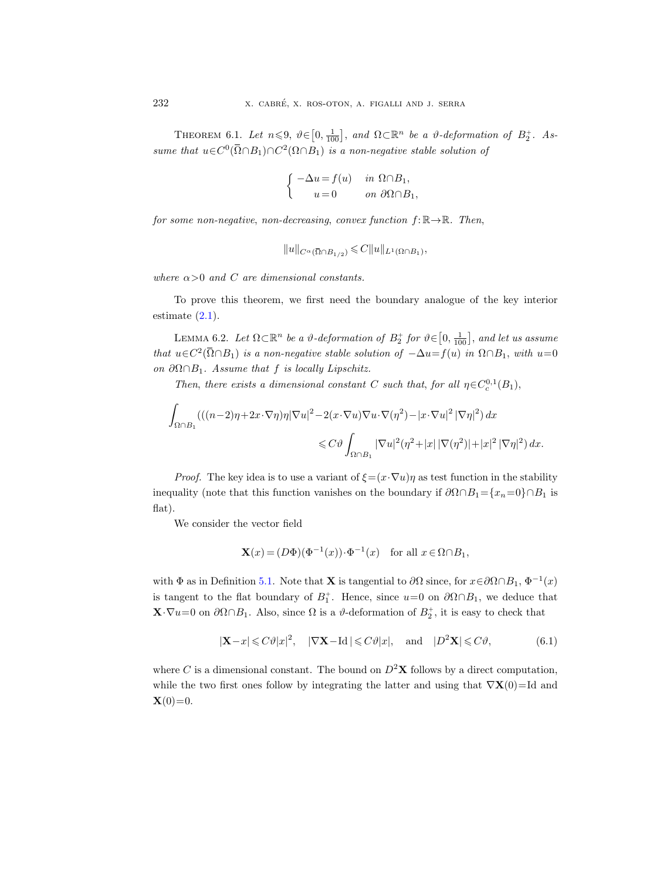Theorem 6.1. *Let $n\leqslant 9$, $\vartheta\in\left[0,\frac{1}{100}\right]$, and $\Omega\subset\mathbb{R}^n$ be a $\vartheta$-deformation of $B_2^+$. Assume that $u\in C^0(\overline{\Omega}\cap B_1)\cap C^2(\Omega\cap B_1)$ is a non-negative stable solution of*

$$\begin{cases} -\Delta u = f(u) & \text{in } \Omega\cap B_1,\\ \quad\; u=0 & \text{on } \partial\Omega\cap B_1,\end{cases}$$

*for some non-negative, non-decreasing, convex function $f:\mathbb{R}\to\mathbb{R}$. Then,*

$$\|u\|_{C^\alpha(\overline{\Omega}\cap B_{1/2})}\leqslant C\|u\|_{L^1(\Omega\cap B_1)},$$

*where $\alpha>0$ and $C$ are dimensional constants.*

To prove this theorem, we first need the boundary analogue of the key interior estimate (2.1).

Lemma 6.2. *Let $\Omega\subset\mathbb{R}^n$ be a $\vartheta$-deformation of $B_2^+$ for $\vartheta\in\left[0,\frac{1}{100}\right]$, and let us assume that $u\in C^2(\overline{\Omega}\cap B_1)$ is a non-negative stable solution of $-\Delta u=f(u)$ in $\Omega\cap B_1$, with $u=0$ on $\partial\Omega\cap B_1$. Assume that $f$ is locally Lipschitz.*

*Then, there exists a dimensional constant $C$ such that, for all $\eta\in C_c^{0,1}(B_1)$,*

$$\int_{\Omega\cap B_1}\big(((n-2)\eta+2x\cdot\nabla\eta)\eta|\nabla u|^2-2(x\cdot\nabla u)\nabla u\cdot\nabla(\eta^2)-|x\cdot\nabla u|^2\,|\nabla\eta|^2\big)\,dx$$
$$\leqslant C\vartheta\int_{\Omega\cap B_1}|\nabla u|^2(\eta^2+|x|\,|\nabla(\eta^2)|+|x|^2\,|\nabla\eta|^2)\,dx.$$

*Proof.* The key idea is to use a variant of $\xi=(x\cdot\nabla u)\eta$ as test function in the stability inequality (note that this function vanishes on the boundary if $\partial\Omega\cap B_1=\{x_n=0\}\cap B_1$ is flat).

We consider the vector field

$$\mathbf{X}(x)=(D\Phi)(\Phi^{-1}(x))\cdot\Phi^{-1}(x)\quad\text{for all } x\in\Omega\cap B_1,$$

with $\Phi$ as in Definition 5.1. Note that $\mathbf{X}$ is tangential to $\partial\Omega$ since, for $x\in\partial\Omega\cap B_1$, $\Phi^{-1}(x)$ is tangent to the flat boundary of $B_1^+$. Hence, since $u=0$ on $\partial\Omega\cap B_1$, we deduce that $\mathbf{X}\cdot\nabla u=0$ on $\partial\Omega\cap B_1$. Also, since $\Omega$ is a $\vartheta$-deformation of $B_2^+$, it is easy to check that

$$|\mathbf{X}-x|\leqslant C\vartheta|x|^2,\quad |\nabla\mathbf{X}-\mathrm{Id}\,|\leqslant C\vartheta|x|,\quad\text{and}\quad |D^2\mathbf{X}|\leqslant C\vartheta, \tag{6.1}$$

where $C$ is a dimensional constant. The bound on $D^2\mathbf{X}$ follows by a direct computation, while the two first ones follow by integrating the latter and using that $\nabla\mathbf{X}(0)=\mathrm{Id}$ and $\mathbf{X}(0)=0$.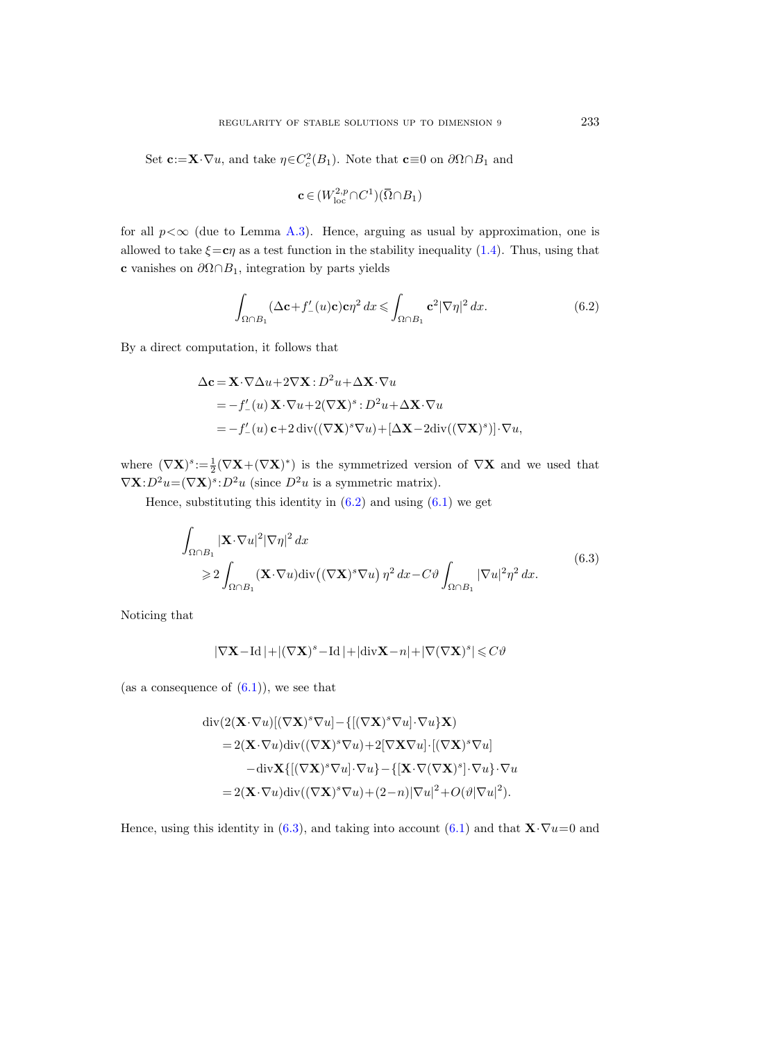Set $\mathbf{c}:=\mathbf{X}\cdot\nabla u$, and take $\eta\in C^2_c(B_1)$. Note that $\mathbf{c}\equiv 0$ on $\partial\Omega\cap B_1$ and

$$
\mathbf{c}\in (W^{2,p}_{\mathrm{loc}}\cap C^1)(\overline{\Omega}\cap B_1)
$$

for all $p<\infty$ (due to Lemma A.3). Hence, arguing as usual by approximation, one is allowed to take $\xi=\mathbf{c}\eta$ as a test function in the stability inequality (1.4). Thus, using that $\mathbf{c}$ vanishes on $\partial\Omega\cap B_1$, integration by parts yields

$$
\int_{\Omega\cap B_1}(\Delta\mathbf{c}+f'_-(u)\mathbf{c})\mathbf{c}\eta^2\,dx\leqslant\int_{\Omega\cap B_1}\mathbf{c}^2|\nabla\eta|^2\,dx. \tag{6.2}
$$

By a direct computation, it follows that

$$
\begin{aligned}
\Delta\mathbf{c} &= \mathbf{X}\cdot\nabla\Delta u+2\nabla\mathbf{X}:D^2u+\Delta\mathbf{X}\cdot\nabla u\\
&= -f'_-(u)\,\mathbf{X}\cdot\nabla u+2(\nabla\mathbf{X})^s:D^2u+\Delta\mathbf{X}\cdot\nabla u\\
&= -f'_-(u)\,\mathbf{c}+2\,\mathrm{div}((\nabla\mathbf{X})^s\nabla u)+[\Delta\mathbf{X}-2\mathrm{div}((\nabla\mathbf{X})^s)]\cdot\nabla u,
\end{aligned}
$$

where $(\nabla\mathbf{X})^s:=\frac{1}{2}(\nabla\mathbf{X}+(\nabla\mathbf{X})^*)$ is the symmetrized version of $\nabla\mathbf{X}$ and we used that $\nabla\mathbf{X}:D^2u=(\nabla\mathbf{X})^s:D^2u$ (since $D^2u$ is a symmetric matrix).

Hence, substituting this identity in (6.2) and using (6.1) we get

$$
\begin{aligned}
&\int_{\Omega\cap B_1}|\mathbf{X}\cdot\nabla u|^2|\nabla\eta|^2\,dx\\
&\qquad\geqslant 2\int_{\Omega\cap B_1}(\mathbf{X}\cdot\nabla u)\mathrm{div}\big((\nabla\mathbf{X})^s\nabla u\big)\,\eta^2\,dx-C\vartheta\int_{\Omega\cap B_1}|\nabla u|^2\eta^2\,dx.
\end{aligned}
\tag{6.3}
$$

Noticing that

$$
|\nabla\mathbf{X}-\mathrm{Id}\,|+|(\nabla\mathbf{X})^s-\mathrm{Id}\,|+|\mathrm{div}\mathbf{X}-n|+|\nabla(\nabla\mathbf{X})^s|\leqslant C\vartheta
$$

(as a consequence of (6.1)), we see that

$$
\begin{aligned}
&\mathrm{div}(2(\mathbf{X}\cdot\nabla u)[(\nabla\mathbf{X})^s\nabla u]-\{[(\nabla\mathbf{X})^s\nabla u]\cdot\nabla u\}\mathbf{X})\\
&\quad= 2(\mathbf{X}\cdot\nabla u)\mathrm{div}((\nabla\mathbf{X})^s\nabla u)+2[\nabla\mathbf{X}\nabla u]\cdot[(\nabla\mathbf{X})^s\nabla u]\\
&\qquad\quad -\mathrm{div}\mathbf{X}\{[(\nabla\mathbf{X})^s\nabla u]\cdot\nabla u\}-\{[\mathbf{X}\cdot\nabla(\nabla\mathbf{X})^s]\cdot\nabla u\}\cdot\nabla u\\
&\quad= 2(\mathbf{X}\cdot\nabla u)\mathrm{div}((\nabla\mathbf{X})^s\nabla u)+(2-n)|\nabla u|^2+O(\vartheta|\nabla u|^2).
\end{aligned}
$$

Hence, using this identity in (6.3), and taking into account (6.1) and that $\mathbf{X}\cdot\nabla u=0$ and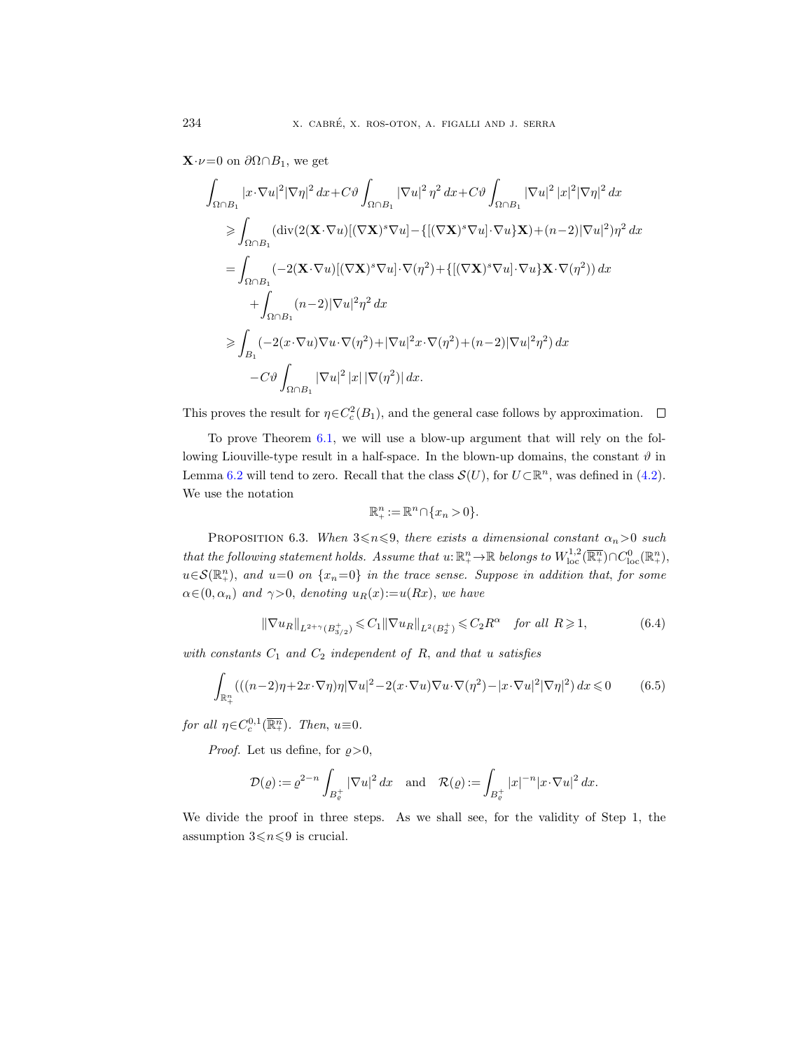$\mathbf{X}\cdot\nu=0$ on $\partial\Omega\cap B_1$, we get

$$
\begin{aligned}
\int_{\Omega\cap B_1} &|x\cdot\nabla u|^2|\nabla\eta|^2\,dx+C\vartheta\int_{\Omega\cap B_1}|\nabla u|^2\,\eta^2\,dx+C\vartheta\int_{\Omega\cap B_1}|\nabla u|^2\,|x|^2|\nabla\eta|^2\,dx\\
&\geqslant\int_{\Omega\cap B_1}(\operatorname{div}(2(\mathbf{X}\cdot\nabla u)[(\nabla\mathbf{X})^s\nabla u]-\{[(\nabla\mathbf{X})^s\nabla u]\cdot\nabla u\}\mathbf{X})+(n-2)|\nabla u|^2)\eta^2\,dx\\
&=\int_{\Omega\cap B_1}(-2(\mathbf{X}\cdot\nabla u)[(\nabla\mathbf{X})^s\nabla u]\cdot\nabla(\eta^2)+\{[(\nabla\mathbf{X})^s\nabla u]\cdot\nabla u\}\mathbf{X}\cdot\nabla(\eta^2))\,dx\\
&\quad\;+\int_{\Omega\cap B_1}(n-2)|\nabla u|^2\eta^2\,dx\\
&\geqslant\int_{B_1}(-2(x\cdot\nabla u)\nabla u\cdot\nabla(\eta^2)+|\nabla u|^2x\cdot\nabla(\eta^2)+(n-2)|\nabla u|^2\eta^2)\,dx\\
&\quad\;-C\vartheta\int_{\Omega\cap B_1}|\nabla u|^2\,|x|\,|\nabla(\eta^2)|\,dx.
\end{aligned}
$$

This proves the result for $\eta\in C^2_c(B_1)$, and the general case follows by approximation. $\square$

To prove Theorem 6.1, we will use a blow-up argument that will rely on the following Liouville-type result in a half-space. In the blown-up domains, the constant $\vartheta$ in Lemma 6.2 will tend to zero. Recall that the class $\mathcal{S}(U)$, for $U\subset\mathbb{R}^n$, was defined in (4.2). We use the notation

$$\mathbb{R}^n_+:=\mathbb{R}^n\cap\{x_n>0\}.$$

Proposition 6.3. *When $3\leqslant n\leqslant 9$, there exists a dimensional constant $\alpha_n>0$ such that the following statement holds. Assume that $u\colon\mathbb{R}^n_+\to\mathbb{R}$ belongs to $W^{1,2}_{\mathrm{loc}}(\overline{\mathbb{R}^n_+})\cap C^0_{\mathrm{loc}}(\mathbb{R}^n_+)$, $u\in\mathcal{S}(\mathbb{R}^n_+)$, and $u=0$ on $\{x_n=0\}$ in the trace sense. Suppose in addition that, for some $\alpha\in(0,\alpha_n)$ and $\gamma>0$, denoting $u_R(x):=u(Rx)$, we have*

$$\|\nabla u_R\|_{L^{2+\gamma}(B^+_{3/2})}\leqslant C_1\|\nabla u_R\|_{L^2(B^+_2)}\leqslant C_2R^\alpha\quad\text{for all } R\geqslant 1, \tag{6.4}$$

*with constants $C_1$ and $C_2$ independent of $R$, and that $u$ satisfies*

$$\int_{\mathbb{R}^n_+}(((n-2)\eta+2x\cdot\nabla\eta)\eta|\nabla u|^2-2(x\cdot\nabla u)\nabla u\cdot\nabla(\eta^2)-|x\cdot\nabla u|^2|\nabla\eta|^2)\,dx\leqslant 0 \tag{6.5}$$

*for all $\eta\in C^{0,1}_c(\overline{\mathbb{R}^n_+})$. Then, $u\equiv 0$.*

*Proof.* Let us define, for $\varrho>0$,

$$\mathcal{D}(\varrho):=\varrho^{2-n}\int_{B^+_\varrho}|\nabla u|^2\,dx\quad\text{and}\quad\mathcal{R}(\varrho):=\int_{B^+_\varrho}|x|^{-n}|x\cdot\nabla u|^2\,dx.$$

We divide the proof in three steps. As we shall see, for the validity of Step 1, the assumption $3\leqslant n\leqslant 9$ is crucial.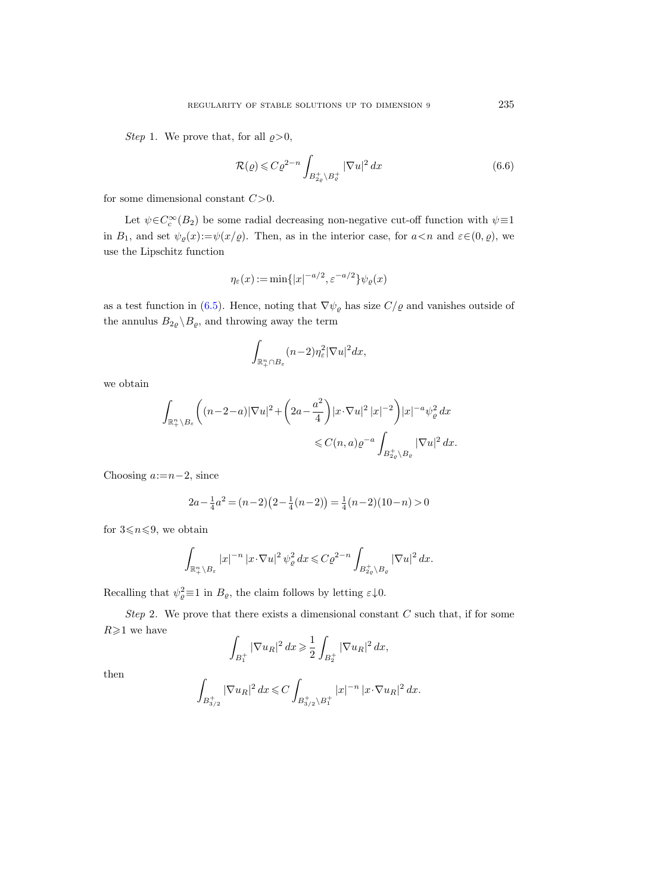*Step* 1. We prove that, for all $\varrho>0$,

$$\mathcal{R}(\varrho) \leqslant C\varrho^{2-n}\int_{B_{2\varrho}^+\setminus B_\varrho^+}|\nabla u|^2\,dx \tag{6.6}$$

for some dimensional constant $C>0$.

Let $\psi\in C_c^\infty(B_2)$ be some radial decreasing non-negative cut-off function with $\psi\equiv 1$ in $B_1$, and set $\psi_\varrho(x):=\psi(x/\varrho)$. Then, as in the interior case, for $a<n$ and $\varepsilon\in(0,\varrho)$, we use the Lipschitz function

$$\eta_\varepsilon(x):=\min\{|x|^{-a/2},\varepsilon^{-a/2}\}\psi_\varrho(x)$$

as a test function in (6.5). Hence, noting that $\nabla\psi_\varrho$ has size $C/\varrho$ and vanishes outside of the annulus $B_{2\varrho}\setminus B_\varrho$, and throwing away the term

$$\int_{\mathbb{R}^n_+\cap B_\varepsilon}(n-2)\eta_\varepsilon^2|\nabla u|^2 dx,$$

we obtain

$$\int_{\mathbb{R}^n_+\setminus B_\varepsilon}\biggl((n-2-a)|\nabla u|^2+\biggl(2a-\frac{a^2}{4}\biggr)|x\cdot\nabla u|^2\,|x|^{-2}\biggr)|x|^{-a}\psi_\varrho^2\,dx \\ \leqslant C(n,a)\varrho^{-a}\int_{B_{2\varrho}^+\setminus B_\varrho}|\nabla u|^2\,dx.$$

Choosing $a:=n-2$, since

$$2a-\tfrac{1}{4}a^2=(n-2)\bigl(2-\tfrac{1}{4}(n-2)\bigr)=\tfrac{1}{4}(n-2)(10-n)>0$$

for $3\leqslant n\leqslant 9$, we obtain

$$\int_{\mathbb{R}^n_+\setminus B_\varepsilon}|x|^{-n}\,|x\cdot\nabla u|^2\,\psi_\varrho^2\,dx\leqslant C\varrho^{2-n}\int_{B_{2\varrho}^+\setminus B_\varrho}|\nabla u|^2\,dx.$$

Recalling that $\psi_\varrho^2\equiv 1$ in $B_\varrho$, the claim follows by letting $\varepsilon\downarrow 0$.

*Step* 2. We prove that there exists a dimensional constant $C$ such that, if for some $R\geqslant 1$ we have

$$\int_{B_1^+}|\nabla u_R|^2\,dx\geqslant\frac{1}{2}\int_{B_2^+}|\nabla u_R|^2\,dx,$$

then

$$\int_{B_{3/2}^+}|\nabla u_R|^2\,dx\leqslant C\int_{B_{3/2}^+\setminus B_1^+}|x|^{-n}\,|x\cdot\nabla u_R|^2\,dx.$$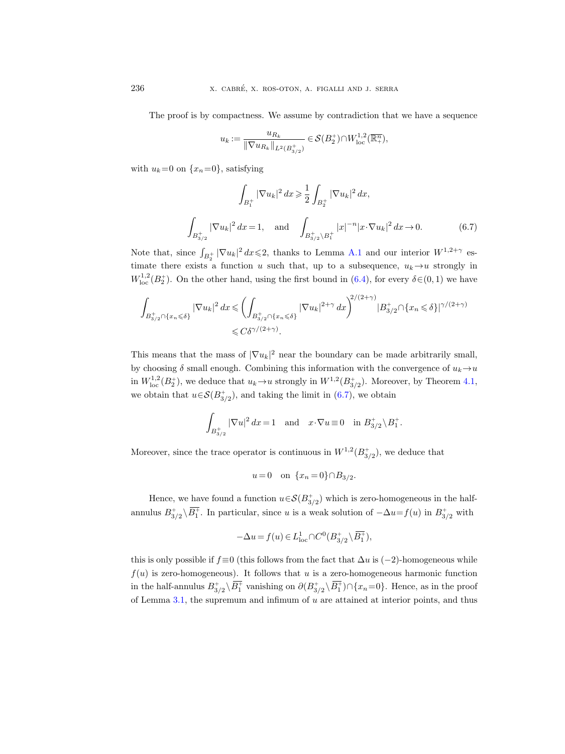The proof is by compactness. We assume by contradiction that we have a sequence

$$u_k := \frac{u_{R_k}}{\|\nabla u_{R_k}\|_{L^2(B^+_{3/2})}} \in \mathcal{S}(B_2^+) \cap W^{1,2}_{\mathrm{loc}}(\overline{\mathbb{R}^n_+}),$$

with $u_k = 0$ on $\{x_n = 0\}$, satisfying

$$\int_{B_1^+} |\nabla u_k|^2\, dx \geqslant \frac{1}{2}\int_{B_2^+} |\nabla u_k|^2\, dx,$$

$$\int_{B^+_{3/2}} |\nabla u_k|^2\, dx = 1, \quad \text{and} \quad \int_{B^+_{3/2}\setminus B_1^+} |x|^{-n} |x\cdot \nabla u_k|^2\, dx \to 0. \tag{6.7}$$

Note that, since $\int_{B_2^+} |\nabla u_k|^2\, dx \leqslant 2$, thanks to Lemma A.1 and our interior $W^{1,2+\gamma}$ estimate there exists a function $u$ such that, up to a subsequence, $u_k \to u$ strongly in $W^{1,2}_{\mathrm{loc}}(B_2^+)$. On the other hand, using the first bound in (6.4), for every $\delta \in (0,1)$ we have

$$\begin{aligned}\int_{B^+_{3/2}\cap\{x_n\leqslant\delta\}} |\nabla u_k|^2\, dx &\leqslant \left(\int_{B^+_{3/2}\cap\{x_n\leqslant\delta\}} |\nabla u_k|^{2+\gamma}\, dx\right)^{2/(2+\gamma)} |B^+_{3/2}\cap\{x_n\leqslant\delta\}|^{\gamma/(2+\gamma)}\\ &\leqslant C\delta^{\gamma/(2+\gamma)}.\end{aligned}$$

This means that the mass of $|\nabla u_k|^2$ near the boundary can be made arbitrarily small, by choosing $\delta$ small enough. Combining this information with the convergence of $u_k \to u$ in $W^{1,2}_{\mathrm{loc}}(B_2^+)$, we deduce that $u_k \to u$ strongly in $W^{1,2}(B^+_{3/2})$. Moreover, by Theorem 4.1, we obtain that $u \in \mathcal{S}(B^+_{3/2})$, and taking the limit in (6.7), we obtain

$$\int_{B^+_{3/2}} |\nabla u|^2\, dx = 1 \quad \text{and} \quad x\cdot\nabla u \equiv 0 \quad \text{in } B^+_{3/2}\setminus B_1^+.$$

Moreover, since the trace operator is continuous in $W^{1,2}(B^+_{3/2})$, we deduce that

$$u = 0 \quad \text{on } \{x_n = 0\}\cap B_{3/2}.$$

Hence, we have found a function $u \in \mathcal{S}(B^+_{3/2})$ which is zero-homogeneous in the half-annulus $B^+_{3/2}\setminus\overline{B_1^+}$. In particular, since $u$ is a weak solution of $-\Delta u = f(u)$ in $B^+_{3/2}$ with

$$-\Delta u = f(u) \in L^1_{\mathrm{loc}} \cap C^0(B^+_{3/2}\setminus\overline{B_1^+}),$$

this is only possible if $f \equiv 0$ (this follows from the fact that $\Delta u$ is $(-2)$-homogeneous while $f(u)$ is zero-homogeneous). It follows that $u$ is a zero-homogeneous harmonic function in the half-annulus $B^+_{3/2}\setminus\overline{B_1^+}$ vanishing on $\partial(B^+_{3/2}\setminus\overline{B_1^+})\cap\{x_n = 0\}$. Hence, as in the proof of Lemma 3.1, the supremum and infimum of $u$ are attained at interior points, and thus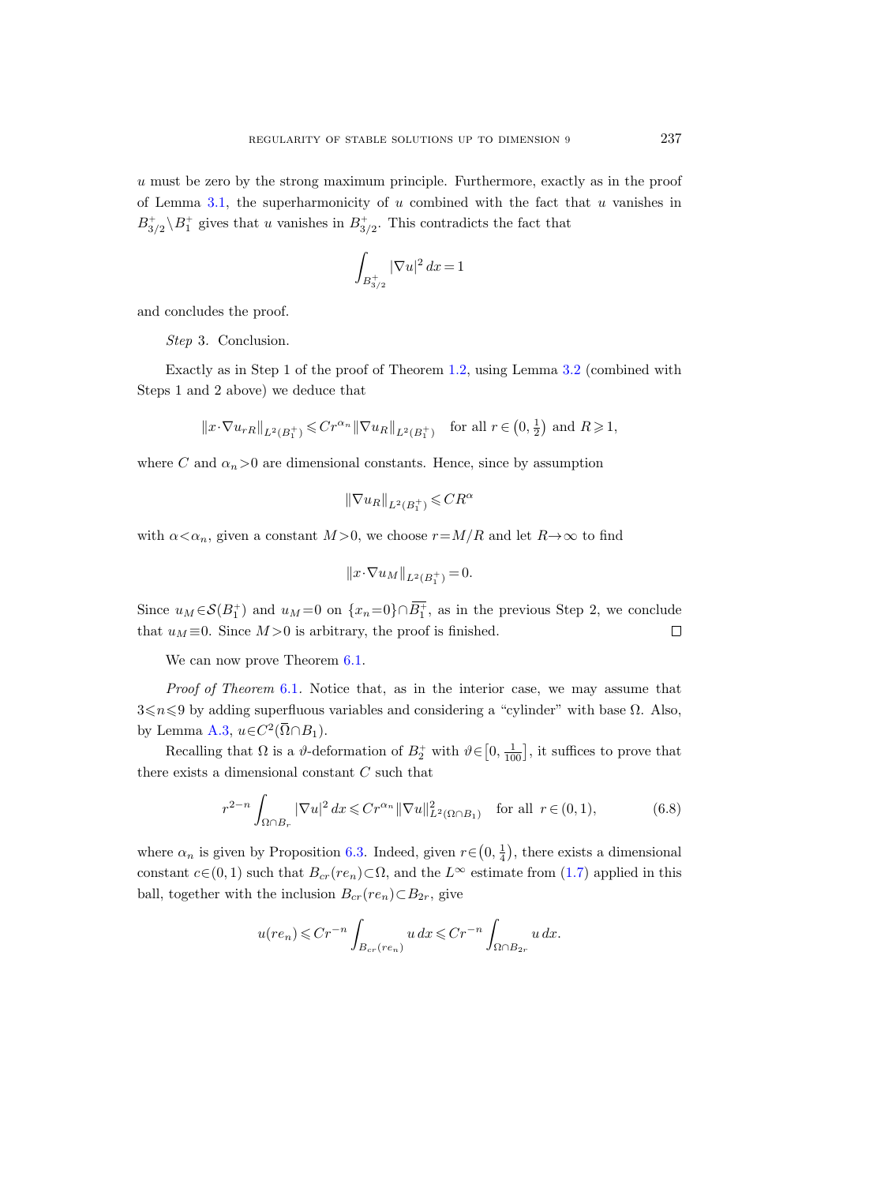$u$ must be zero by the strong maximum principle. Furthermore, exactly as in the proof of Lemma 3.1, the superharmonicity of $u$ combined with the fact that $u$ vanishes in $B^+_{3/2}\setminus B^+_1$ gives that $u$ vanishes in $B^+_{3/2}$. This contradicts the fact that

$$\int_{B^+_{3/2}} |\nabla u|^2\, dx = 1$$

and concludes the proof.

*Step* 3. Conclusion.

Exactly as in Step 1 of the proof of Theorem 1.2, using Lemma 3.2 (combined with Steps 1 and 2 above) we deduce that

$$\|x\cdot\nabla u_{rR}\|_{L^2(B_1^+)} \leqslant Cr^{\alpha_n}\|\nabla u_R\|_{L^2(B_1^+)} \quad \text{for all } r\in\left(0,\tfrac{1}{2}\right) \text{ and } R\geqslant 1,$$

where $C$ and $\alpha_n>0$ are dimensional constants. Hence, since by assumption

$$\|\nabla u_R\|_{L^2(B_1^+)} \leqslant CR^{\alpha}$$

with $\alpha<\alpha_n$, given a constant $M>0$, we choose $r=M/R$ and let $R\to\infty$ to find

$$\|x\cdot\nabla u_M\|_{L^2(B_1^+)} = 0.$$

Since $u_M\in\mathcal{S}(B_1^+)$ and $u_M=0$ on $\{x_n=0\}\cap\overline{B_1^+}$, as in the previous Step 2, we conclude that $u_M\equiv 0$. Since $M>0$ is arbitrary, the proof is finished. □

We can now prove Theorem 6.1.

*Proof of Theorem* 6.1. Notice that, as in the interior case, we may assume that $3\leqslant n\leqslant 9$ by adding superfluous variables and considering a "cylinder" with base $\Omega$. Also, by Lemma A.3, $u\in C^2(\overline{\Omega}\cap B_1)$.

Recalling that $\Omega$ is a $\vartheta$-deformation of $B_2^+$ with $\vartheta\in\left[0,\frac{1}{100}\right]$, it suffices to prove that there exists a dimensional constant $C$ such that

$$r^{2-n}\int_{\Omega\cap B_r} |\nabla u|^2\, dx \leqslant Cr^{\alpha_n}\|\nabla u\|^2_{L^2(\Omega\cap B_1)} \quad \text{for all } r\in(0,1), \tag{6.8}$$

where $\alpha_n$ is given by Proposition 6.3. Indeed, given $r\in\left(0,\frac{1}{4}\right)$, there exists a dimensional constant $c\in(0,1)$ such that $B_{cr}(re_n)\subset\Omega$, and the $L^\infty$ estimate from (1.7) applied in this ball, together with the inclusion $B_{cr}(re_n)\subset B_{2r}$, give

$$u(re_n) \leqslant Cr^{-n}\int_{B_{cr}(re_n)} u\, dx \leqslant Cr^{-n}\int_{\Omega\cap B_{2r}} u\, dx.$$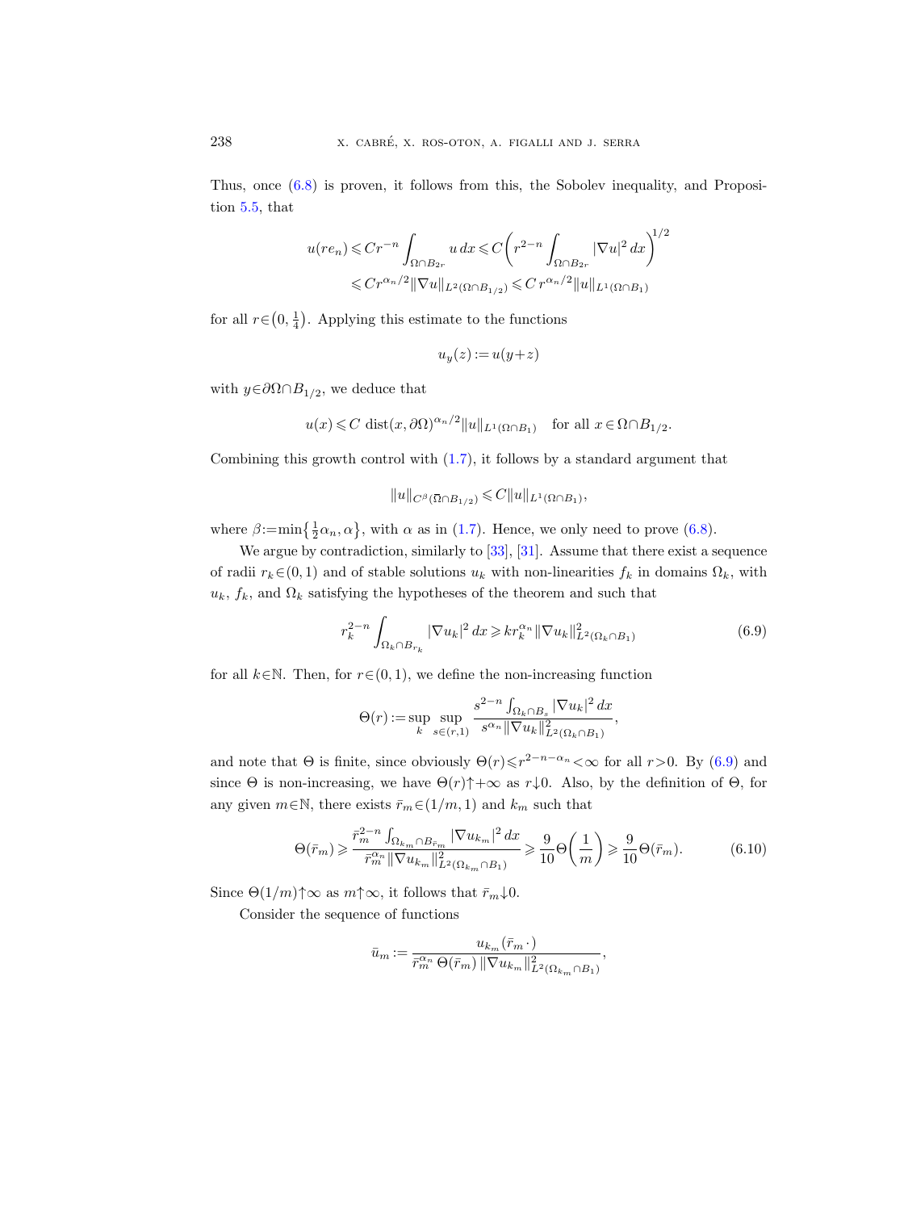Thus, once (6.8) is proven, it follows from this, the Sobolev inequality, and Proposition 5.5, that

$$
\begin{aligned}
u(re_n) &\leqslant Cr^{-n}\int_{\Omega\cap B_{2r}} u\,dx \leqslant C\biggl(r^{2-n}\int_{\Omega\cap B_{2r}}|\nabla u|^2\,dx\biggr)^{1/2}\\
&\leqslant Cr^{\alpha_n/2}\|\nabla u\|_{L^2(\Omega\cap B_{1/2})} \leqslant C\,r^{\alpha_n/2}\|u\|_{L^1(\Omega\cap B_1)}
\end{aligned}
$$

for all $r\in\left(0,\frac14\right)$. Applying this estimate to the functions

$$
u_y(z):=u(y+z)
$$

with $y\in\partial\Omega\cap B_{1/2}$, we deduce that

$$
u(x)\leqslant C\,\operatorname{dist}(x,\partial\Omega)^{\alpha_n/2}\|u\|_{L^1(\Omega\cap B_1)}\quad \text{for all } x\in\Omega\cap B_{1/2}.
$$

Combining this growth control with (1.7), it follows by a standard argument that

$$
\|u\|_{C^\beta(\overline{\Omega}\cap B_{1/2})}\leqslant C\|u\|_{L^1(\Omega\cap B_1)},
$$

where $\beta:=\min\left\{\frac12\alpha_n,\alpha\right\}$, with $\alpha$ as in (1.7). Hence, we only need to prove (6.8).

We argue by contradiction, similarly to [33], [31]. Assume that there exist a sequence of radii $r_k\in(0,1)$ and of stable solutions $u_k$ with non-linearities $f_k$ in domains $\Omega_k$, with $u_k$, $f_k$, and $\Omega_k$ satisfying the hypotheses of the theorem and such that

$$
r_k^{2-n}\int_{\Omega_k\cap B_{r_k}}|\nabla u_k|^2\,dx\geqslant k r_k^{\alpha_n}\|\nabla u_k\|^2_{L^2(\Omega_k\cap B_1)} \tag{6.9}
$$

for all $k\in\mathbb{N}$. Then, for $r\in(0,1)$, we define the non-increasing function

$$
\Theta(r):=\sup_k\sup_{s\in(r,1)}\frac{s^{2-n}\int_{\Omega_k\cap B_s}|\nabla u_k|^2\,dx}{s^{\alpha_n}\|\nabla u_k\|^2_{L^2(\Omega_k\cap B_1)}},
$$

and note that $\Theta$ is finite, since obviously $\Theta(r)\leqslant r^{2-n-\alpha_n}<\infty$ for all $r>0$. By (6.9) and since $\Theta$ is non-increasing, we have $\Theta(r)\uparrow+\infty$ as $r\downarrow 0$. Also, by the definition of $\Theta$, for any given $m\in\mathbb{N}$, there exists $\bar r_m\in(1/m,1)$ and $k_m$ such that

$$
\Theta(\bar r_m)\geqslant\frac{\bar r_m^{2-n}\int_{\Omega_{k_m}\cap B_{\bar r_m}}|\nabla u_{k_m}|^2\,dx}{\bar r_m^{\alpha_n}\|\nabla u_{k_m}\|^2_{L^2(\Omega_{k_m}\cap B_1)}}\geqslant\frac{9}{10}\Theta\left(\frac1m\right)\geqslant\frac{9}{10}\Theta(\bar r_m). \tag{6.10}
$$

Since $\Theta(1/m)\uparrow\infty$ as $m\uparrow\infty$, it follows that $\bar r_m\downarrow 0$.

Consider the sequence of functions

$$
\bar u_m:=\frac{u_{k_m}(\bar r_m\,\cdot\,)}{\bar r_m^{\alpha_n}\,\Theta(\bar r_m)\,\|\nabla u_{k_m}\|^2_{L^2(\Omega_{k_m}\cap B_1)}},
$$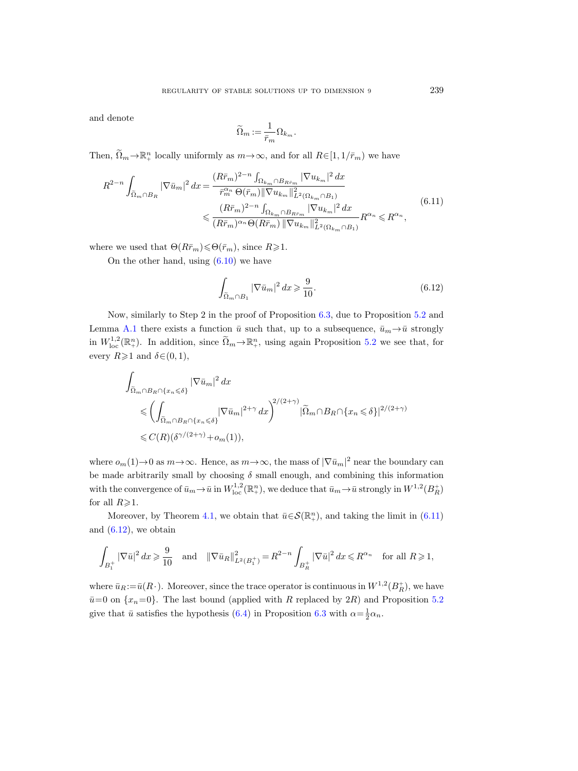and denote

$$\widetilde{\Omega}_m := \frac{1}{\bar{r}_m}\Omega_{k_m}.$$

Then, $\widetilde{\Omega}_m \to \mathbb{R}^n_+$ locally uniformly as $m\to\infty$, and for all $R\in[1, 1/\bar{r}_m)$ we have

$$\begin{aligned} R^{2-n}\int_{\widetilde{\Omega}_m\cap B_R} |\nabla \bar{u}_m|^2\,dx &= \frac{(R\bar{r}_m)^{2-n}\int_{\Omega_{k_m}\cap B_{R\bar{r}_m}} |\nabla u_{k_m}|^2\,dx}{\bar{r}_m^{\alpha_n}\,\Theta(\bar{r}_m)\|\nabla u_{k_m}\|^2_{L^2(\Omega_{k_m}\cap B_1)}} \\ &\leqslant \frac{(R\bar{r}_m)^{2-n}\int_{\Omega_{k_m}\cap B_{R\bar{r}_m}} |\nabla u_{k_m}|^2\,dx}{(R\bar{r}_m)^{\alpha_n}\Theta(R\bar{r}_m)\,\|\nabla u_{k_m}\|^2_{L^2(\Omega_{k_m}\cap B_1)}} R^{\alpha_n} \leqslant R^{\alpha_n}, \end{aligned} \tag{6.11}$$

where we used that $\Theta(R\bar{r}_m)\leqslant\Theta(\bar{r}_m)$, since $R\geqslant1$.

On the other hand, using (6.10) we have

$$\int_{\widetilde{\Omega}_m\cap B_1} |\nabla \bar{u}_m|^2\,dx \geqslant \frac{9}{10}. \tag{6.12}$$

Now, similarly to Step 2 in the proof of Proposition 6.3, due to Proposition 5.2 and Lemma A.1 there exists a function $\bar{u}$ such that, up to a subsequence, $\bar{u}_m\to\bar{u}$ strongly in $W^{1,2}_{\mathrm{loc}}(\mathbb{R}^n_+)$. In addition, since $\widetilde{\Omega}_m\to\mathbb{R}^n_+$, using again Proposition 5.2 we see that, for every $R\geqslant1$ and $\delta\in(0,1)$,

$$\begin{aligned} &\int_{\widetilde{\Omega}_m\cap B_R\cap\{x_n\leqslant\delta\}} |\nabla\bar{u}_m|^2\,dx \\ &\quad\leqslant \biggl(\int_{\widetilde{\Omega}_m\cap B_R\cap\{x_n\leqslant\delta\}} |\nabla\bar{u}_m|^{2+\gamma}\,dx\biggr)^{2/(2+\gamma)} |\widetilde{\Omega}_m\cap B_R\cap\{x_n\leqslant\delta\}|^{2/(2+\gamma)} \\ &\quad\leqslant C(R)(\delta^{\gamma/(2+\gamma)}+o_m(1)), \end{aligned}$$

where $o_m(1)\to0$ as $m\to\infty$. Hence, as $m\to\infty$, the mass of $|\nabla\bar{u}_m|^2$ near the boundary can be made arbitrarily small by choosing $\delta$ small enough, and combining this information with the convergence of $\bar{u}_m\to\bar{u}$ in $W^{1,2}_{\mathrm{loc}}(\mathbb{R}^n_+)$, we deduce that $\bar{u}_m\to\bar{u}$ strongly in $W^{1,2}(B_R^+)$ for all $R\geqslant1$.

Moreover, by Theorem 4.1, we obtain that $\bar{u}\in\mathcal{S}(\mathbb{R}^n_+)$, and taking the limit in (6.11) and (6.12), we obtain

$$\int_{B_1^+} |\nabla\bar{u}|^2\,dx \geqslant \frac{9}{10} \quad\text{and}\quad \|\nabla\bar{u}_R\|^2_{L^2(B_1^+)} = R^{2-n}\int_{B_R^+} |\nabla\bar{u}|^2\,dx \leqslant R^{\alpha_n} \quad\text{for all } R\geqslant1,$$

where $\bar{u}_R := \bar{u}(R\,\cdot)$. Moreover, since the trace operator is continuous in $W^{1,2}(B_R^+)$, we have $\bar{u}=0$ on $\{x_n=0\}$. The last bound (applied with $R$ replaced by $2R$) and Proposition 5.2 give that $\bar{u}$ satisfies the hypothesis (6.4) in Proposition 6.3 with $\alpha=\frac{1}{2}\alpha_n$.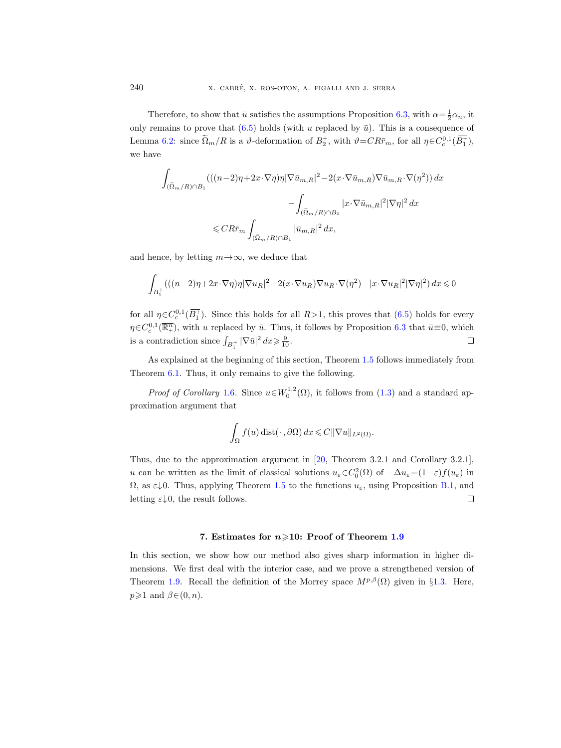Therefore, to show that $\bar{u}$ satisfies the assumptions Proposition 6.3, with $\alpha = \frac{1}{2}\alpha_n$, it only remains to prove that (6.5) holds (with $u$ replaced by $\bar{u}$). This is a consequence of Lemma 6.2: since $\widetilde{\Omega}_m/R$ is a $\vartheta$-deformation of $B_2^+$, with $\vartheta = CR\bar{r}_m$, for all $\eta \in C_c^{0,1}(\overline{B_1^+})$, we have

$$
\begin{aligned}
\int_{(\widetilde{\Omega}_m/R)\cap B_1} (((n-2)\eta + 2x\cdot\nabla\eta)\eta|\nabla \bar{u}_{m,R}|^2 - 2(x\cdot\nabla\bar{u}_{m,R})\nabla\bar{u}_{m,R}\cdot\nabla(\eta^2))\,dx& \\
-\int_{(\widetilde{\Omega}_m/R)\cap B_1} |x\cdot\nabla\bar{u}_{m,R}|^2|\nabla\eta|^2\,dx& \\
\leqslant CR\bar{r}_m \int_{(\widetilde{\Omega}_m/R)\cap B_1} |\bar{u}_{m,R}|^2\,dx,&
\end{aligned}
$$

and hence, by letting $m\to\infty$, we deduce that

$$
\int_{B_1^+} (((n-2)\eta + 2x\cdot\nabla\eta)\eta|\nabla\bar{u}_R|^2 - 2(x\cdot\nabla\bar{u}_R)\nabla\bar{u}_R\cdot\nabla(\eta^2) - |x\cdot\nabla\bar{u}_R|^2|\nabla\eta|^2)\,dx \leqslant 0
$$

for all $\eta \in C_c^{0,1}(\overline{B_1^+})$. Since this holds for all $R>1$, this proves that (6.5) holds for every $\eta \in C_c^{0,1}(\overline{\mathbb{R}^n_+})$, with $u$ replaced by $\bar{u}$. Thus, it follows by Proposition 6.3 that $\bar{u}\equiv 0$, which is a contradiction since $\int_{B_1^+} |\nabla\bar{u}|^2\,dx \geqslant \frac{9}{10}$. ◻

As explained at the beginning of this section, Theorem 1.5 follows immediately from Theorem 6.1. Thus, it only remains to give the following.

*Proof of Corollary* 1.6. Since $u \in W_0^{1,2}(\Omega)$, it follows from (1.3) and a standard approximation argument that

$$
\int_\Omega f(u)\,\mathrm{dist}(\,\cdot\,,\partial\Omega)\,dx \leqslant C\|\nabla u\|_{L^2(\Omega)}.
$$

Thus, due to the approximation argument in [20, Theorem 3.2.1 and Corollary 3.2.1], $u$ can be written as the limit of classical solutions $u_\varepsilon \in C_0^2(\overline{\Omega})$ of $-\Delta u_\varepsilon = (1-\varepsilon)f(u_\varepsilon)$ in $\Omega$, as $\varepsilon\downarrow 0$. Thus, applying Theorem 1.5 to the functions $u_\varepsilon$, using Proposition B.1, and letting $\varepsilon\downarrow 0$, the result follows. ◻

## 7. Estimates for $n\geqslant 10$: Proof of Theorem 1.9

In this section, we show how our method also gives sharp information in higher dimensions. We first deal with the interior case, and we prove a strengthened version of Theorem 1.9. Recall the definition of the Morrey space $M^{p,\beta}(\Omega)$ given in §1.3. Here, $p\geqslant 1$ and $\beta \in (0,n)$.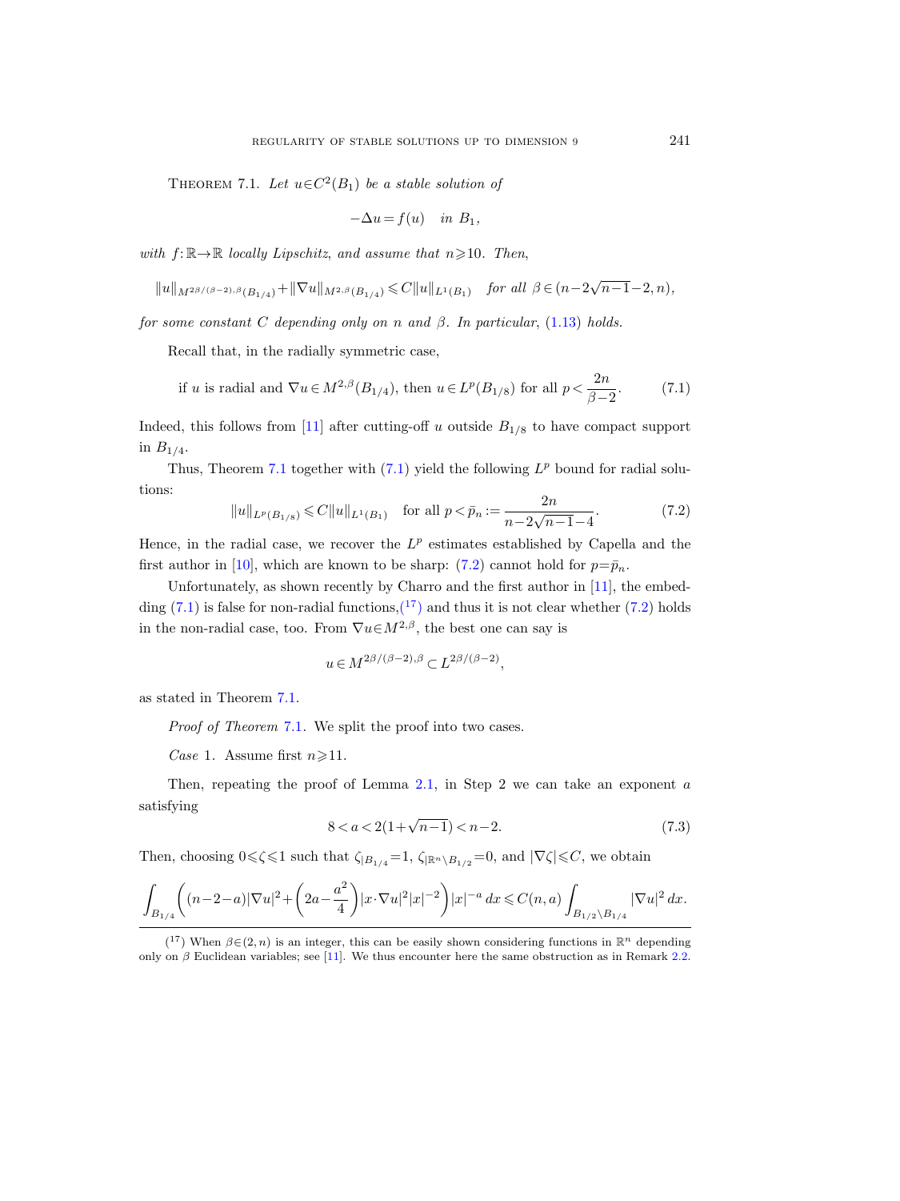Theorem 7.1. *Let $u \in C^2(B_1)$ be a stable solution of*

$$-\Delta u = f(u) \quad \text{in } B_1,$$

*with $f: \mathbb{R} \to \mathbb{R}$ locally Lipschitz, and assume that $n \geqslant 10$. Then,*

$$\|u\|_{M^{2\beta/(\beta-2),\beta}(B_{1/4})} + \|\nabla u\|_{M^{2,\beta}(B_{1/4})} \leqslant C\|u\|_{L^1(B_1)} \quad \text{for all } \beta \in (n-2\sqrt{n-1}-2, n),$$

*for some constant $C$ depending only on $n$ and $\beta$. In particular, (1.13) holds.*

Recall that, in the radially symmetric case,

$$\text{if } u \text{ is radial and } \nabla u \in M^{2,\beta}(B_{1/4}), \text{ then } u \in L^p(B_{1/8}) \text{ for all } p < \frac{2n}{\beta-2}. \tag{7.1}$$

Indeed, this follows from [11] after cutting-off $u$ outside $B_{1/8}$ to have compact support in $B_{1/4}$.

Thus, Theorem 7.1 together with (7.1) yield the following $L^p$ bound for radial solutions:

$$\|u\|_{L^p(B_{1/8})} \leqslant C\|u\|_{L^1(B_1)} \quad \text{for all } p < \bar{p}_n := \frac{2n}{n-2\sqrt{n-1}-4}. \tag{7.2}$$

Hence, in the radial case, we recover the $L^p$ estimates established by Capella and the first author in [10], which are known to be sharp: (7.2) cannot hold for $p = \bar{p}_n$.

Unfortunately, as shown recently by Charro and the first author in [11], the embedding (7.1) is false for non-radial functions,[17] and thus it is not clear whether (7.2) holds in the non-radial case, too. From $\nabla u \in M^{2,\beta}$, the best one can say is

$$u \in M^{2\beta/(\beta-2),\beta} \subset L^{2\beta/(\beta-2)},$$

as stated in Theorem 7.1.

*Proof of Theorem* 7.1. We split the proof into two cases.

*Case* 1. Assume first $n \geqslant 11$.

Then, repeating the proof of Lemma 2.1, in Step 2 we can take an exponent $a$ satisfying

$$8 < a < 2(1+\sqrt{n-1}) < n-2. \tag{7.3}$$

Then, choosing $0 \leqslant \zeta \leqslant 1$ such that $\zeta_{|B_{1/4}} = 1$, $\zeta_{|\mathbb{R}^n \setminus B_{1/2}} = 0$, and $|\nabla \zeta| \leqslant C$, we obtain

$$\int_{B_{1/4}} \left( (n-2-a)|\nabla u|^2 + \left(2a - \frac{a^2}{4}\right)|x \cdot \nabla u|^2 |x|^{-2} \right)|x|^{-a}\, dx \leqslant C(n,a) \int_{B_{1/2} \setminus B_{1/4}} |\nabla u|^2\, dx.$$

[17] When $\beta \in (2, n)$ is an integer, this can be easily shown considering functions in $\mathbb{R}^n$ depending only on $\beta$ Euclidean variables; see [11]. We thus encounter here the same obstruction as in Remark 2.2.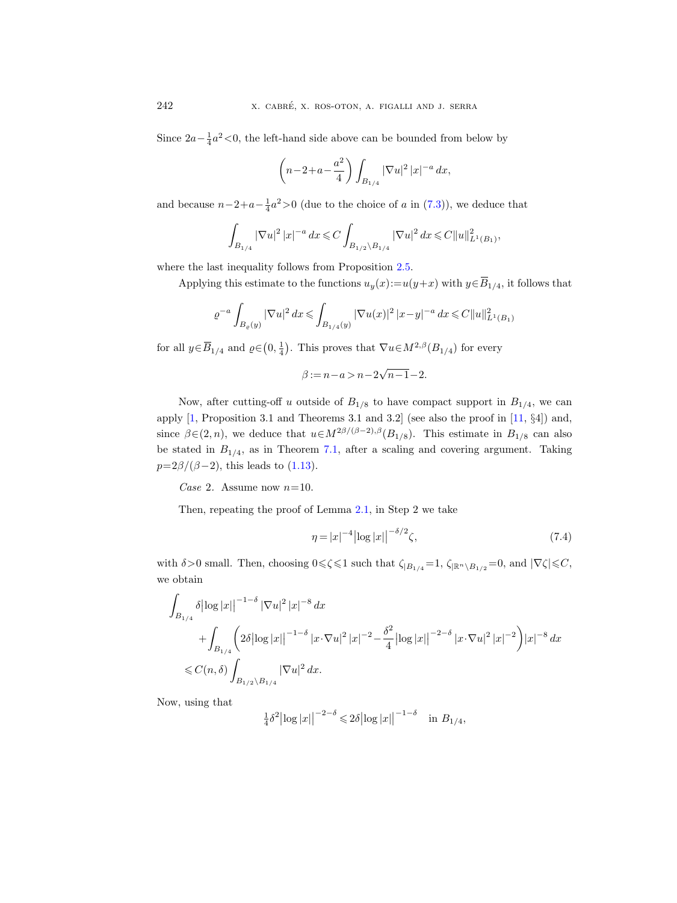Since $2a-\frac{1}{4}a^2<0$, the left-hand side above can be bounded from below by

$$\left(n-2+a-\frac{a^2}{4}\right)\int_{B_{1/4}}|\nabla u|^2\,|x|^{-a}\,dx,$$

and because $n-2+a-\frac{1}{4}a^2>0$ (due to the choice of $a$ in (7.3)), we deduce that

$$\int_{B_{1/4}}|\nabla u|^2\,|x|^{-a}\,dx\leqslant C\int_{B_{1/2}\setminus B_{1/4}}|\nabla u|^2\,dx\leqslant C\|u\|^2_{L^1(B_1)},$$

where the last inequality follows from Proposition 2.5.

Applying this estimate to the functions $u_y(x):=u(y+x)$ with $y\in\overline{B}_{1/4}$, it follows that

$$\varrho^{-a}\int_{B_\varrho(y)}|\nabla u|^2\,dx\leqslant\int_{B_{1/4}(y)}|\nabla u(x)|^2\,|x-y|^{-a}\,dx\leqslant C\|u\|^2_{L^1(B_1)}$$

for all $y\in\overline{B}_{1/4}$ and $\varrho\in\left(0,\frac{1}{4}\right)$. This proves that $\nabla u\in M^{2,\beta}(B_{1/4})$ for every

$$\beta:=n-a>n-2\sqrt{n-1}-2.$$

Now, after cutting-off $u$ outside of $B_{1/8}$ to have compact support in $B_{1/4}$, we can apply [1, Proposition 3.1 and Theorems 3.1 and 3.2] (see also the proof in [11, §4]) and, since $\beta\in(2,n)$, we deduce that $u\in M^{2\beta/(\beta-2),\beta}(B_{1/8})$. This estimate in $B_{1/8}$ can also be stated in $B_{1/4}$, as in Theorem 7.1, after a scaling and covering argument. Taking $p=2\beta/(\beta-2)$, this leads to (1.13).

*Case* 2. Assume now $n=10$.

Then, repeating the proof of Lemma 2.1, in Step 2 we take

$$\eta=|x|^{-4}\big|\log|x|\big|^{-\delta/2}\zeta, \tag{7.4}$$

with $\delta>0$ small. Then, choosing $0\leqslant\zeta\leqslant1$ such that $\zeta_{|B_{1/4}}=1$, $\zeta_{|\mathbb{R}^n\setminus B_{1/2}}=0$, and $|\nabla\zeta|\leqslant C$, we obtain

$$\begin{aligned}
\int_{B_{1/4}}&\delta\big|\log|x|\big|^{-1-\delta}\,|\nabla u|^2\,|x|^{-8}\,dx\\
&+\int_{B_{1/4}}\left(2\delta\big|\log|x|\big|^{-1-\delta}\,|x\cdot\nabla u|^2\,|x|^{-2}-\frac{\delta^2}{4}\big|\log|x|\big|^{-2-\delta}\,|x\cdot\nabla u|^2\,|x|^{-2}\right)|x|^{-8}\,dx\\
&\leqslant C(n,\delta)\int_{B_{1/2}\setminus B_{1/4}}|\nabla u|^2\,dx.
\end{aligned}$$

Now, using that

$$\tfrac{1}{4}\delta^2\big|\log|x|\big|^{-2-\delta}\leqslant2\delta\big|\log|x|\big|^{-1-\delta}\quad\text{in } B_{1/4},$$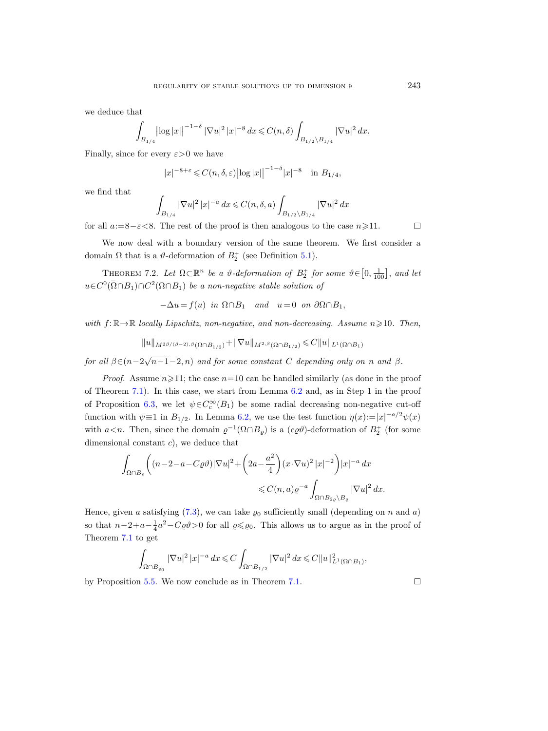we deduce that

$$\int_{B_{1/4}} \big|\log|x|\big|^{-1-\delta} |\nabla u|^2 |x|^{-8}\, dx \leqslant C(n,\delta) \int_{B_{1/2}\setminus B_{1/4}} |\nabla u|^2\, dx.$$

Finally, since for every $\varepsilon>0$ we have

$$|x|^{-8+\varepsilon} \leqslant C(n,\delta,\varepsilon)\big|\log|x|\big|^{-1-\delta}|x|^{-8} \quad \text{in } B_{1/4},$$

we find that

$$\int_{B_{1/4}} |\nabla u|^2 |x|^{-a}\, dx \leqslant C(n,\delta,a) \int_{B_{1/2}\setminus B_{1/4}} |\nabla u|^2\, dx$$

for all $a:=8-\varepsilon<8$. The rest of the proof is then analogous to the case $n\geqslant 11$. □

We now deal with a boundary version of the same theorem. We first consider a domain $\Omega$ that is a $\vartheta$-deformation of $B_2^+$ (see Definition 5.1).

Theorem 7.2. *Let $\Omega\subset\mathbb{R}^n$ be a $\vartheta$-deformation of $B_2^+$ for some $\vartheta\in\big[0,\frac{1}{100}\big]$, and let $u\in C^0(\overline{\Omega}\cap B_1)\cap C^2(\Omega\cap B_1)$ be a non-negative stable solution of*

$$-\Delta u = f(u) \;\; \text{in } \Omega\cap B_1 \quad \text{and} \quad u=0 \;\; \text{on } \partial\Omega\cap B_1,$$

*with $f:\mathbb{R}\to\mathbb{R}$ locally Lipschitz, non-negative, and non-decreasing. Assume $n\geqslant 10$. Then,*

$$\|u\|_{M^{2\beta/(\beta-2),\beta}(\Omega\cap B_{1/2})} + \|\nabla u\|_{M^{2,\beta}(\Omega\cap B_{1/2})} \leqslant C\|u\|_{L^1(\Omega\cap B_1)}$$

*for all $\beta\in(n-2\sqrt{n-1}-2,n)$ and for some constant $C$ depending only on $n$ and $\beta$.*

*Proof.* Assume $n\geqslant 11$; the case $n=10$ can be handled similarly (as done in the proof of Theorem 7.1). In this case, we start from Lemma 6.2 and, as in Step 1 in the proof of Proposition 6.3, we let $\psi\in C_c^\infty(B_1)$ be some radial decreasing non-negative cut-off function with $\psi\equiv 1$ in $B_{1/2}$. In Lemma 6.2, we use the test function $\eta(x):=|x|^{-a/2}\psi(x)$ with $a<n$. Then, since the domain $\varrho^{-1}(\Omega\cap B_\varrho)$ is a $(c\varrho\vartheta)$-deformation of $B_2^+$ (for some dimensional constant $c$), we deduce that

$$\int_{\Omega\cap B_\varrho} \bigg( (n-2-a-C\varrho\vartheta)|\nabla u|^2 + \bigg(2a-\frac{a^2}{4}\bigg)(x\cdot\nabla u)^2 |x|^{-2}\bigg)|x|^{-a}\, dx \\ \leqslant C(n,a)\varrho^{-a}\int_{\Omega\cap B_{2\varrho}\setminus B_\varrho} |\nabla u|^2\, dx.$$

Hence, given $a$ satisfying (7.3), we can take $\varrho_0$ sufficiently small (depending on $n$ and $a$) so that $n-2+a-\frac{1}{4}a^2-C\varrho\vartheta>0$ for all $\varrho\leqslant\varrho_0$. This allows us to argue as in the proof of Theorem 7.1 to get

$$\int_{\Omega\cap B_{\varrho_0}} |\nabla u|^2 |x|^{-a}\, dx \leqslant C\int_{\Omega\cap B_{1/2}} |\nabla u|^2\, dx \leqslant C\|u\|^2_{L^1(\Omega\cap B_1)},$$

by Proposition 5.5. We now conclude as in Theorem 7.1. □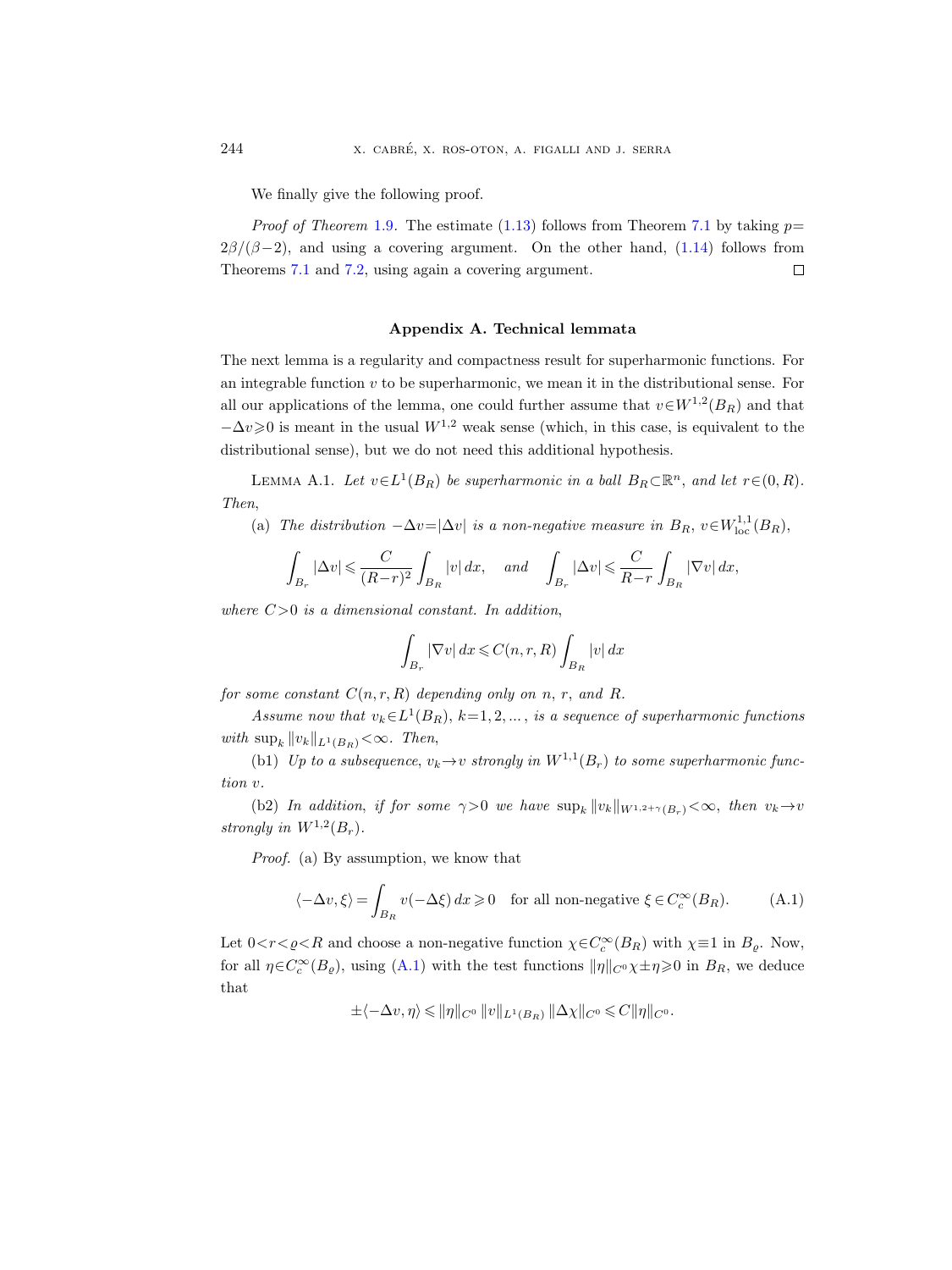We finally give the following proof.

*Proof of Theorem* 1.9. The estimate (1.13) follows from Theorem 7.1 by taking $p = 2\beta/(\beta-2)$, and using a covering argument. On the other hand, (1.14) follows from Theorems 7.1 and 7.2, using again a covering argument. □

## Appendix A. Technical lemmata

The next lemma is a regularity and compactness result for superharmonic functions. For an integrable function $v$ to be superharmonic, we mean it in the distributional sense. For all our applications of the lemma, one could further assume that $v \in W^{1,2}(B_R)$ and that $-\Delta v \geqslant 0$ is meant in the usual $W^{1,2}$ weak sense (which, in this case, is equivalent to the distributional sense), but we do not need this additional hypothesis.

Lemma A.1. *Let $v \in L^1(B_R)$ be superharmonic in a ball $B_R \subset \mathbb{R}^n$, and let $r \in (0,R)$. Then,*

(a) *The distribution $-\Delta v = |\Delta v|$ is a non-negative measure in $B_R$, $v \in W^{1,1}_{\mathrm{loc}}(B_R)$,*

$$\int_{B_r} |\Delta v| \leqslant \frac{C}{(R-r)^2} \int_{B_R} |v|\,dx, \quad \text{and} \quad \int_{B_r} |\Delta v| \leqslant \frac{C}{R-r} \int_{B_R} |\nabla v|\,dx,$$

*where $C > 0$ is a dimensional constant. In addition,*

$$\int_{B_r} |\nabla v|\,dx \leqslant C(n,r,R) \int_{B_R} |v|\,dx$$

*for some constant $C(n,r,R)$ depending only on $n$, $r$, and $R$.*

*Assume now that $v_k \in L^1(B_R)$, $k = 1, 2, \ldots$, is a sequence of superharmonic functions with $\sup_k \|v_k\|_{L^1(B_R)} < \infty$. Then,*

(b1) *Up to a subsequence, $v_k \to v$ strongly in $W^{1,1}(B_r)$ to some superharmonic function $v$.*

(b2) *In addition, if for some $\gamma > 0$ we have $\sup_k \|v_k\|_{W^{1,2+\gamma}(B_r)} < \infty$, then $v_k \to v$ strongly in $W^{1,2}(B_r)$.*

*Proof.* (a) By assumption, we know that

$$\langle -\Delta v, \xi \rangle = \int_{B_R} v(-\Delta \xi)\,dx \geqslant 0 \quad \text{for all non-negative } \xi \in C^\infty_c(B_R). \tag{A.1}$$

Let $0 < r < \varrho < R$ and choose a non-negative function $\chi \in C^\infty_c(B_R)$ with $\chi \equiv 1$ in $B_\varrho$. Now, for all $\eta \in C^\infty_c(B_\varrho)$, using (A.1) with the test functions $\|\eta\|_{C^0}\chi \pm \eta \geqslant 0$ in $B_R$, we deduce that

$$\pm\langle -\Delta v, \eta \rangle \leqslant \|\eta\|_{C^0}\,\|v\|_{L^1(B_R)}\,\|\Delta\chi\|_{C^0} \leqslant C\|\eta\|_{C^0}.$$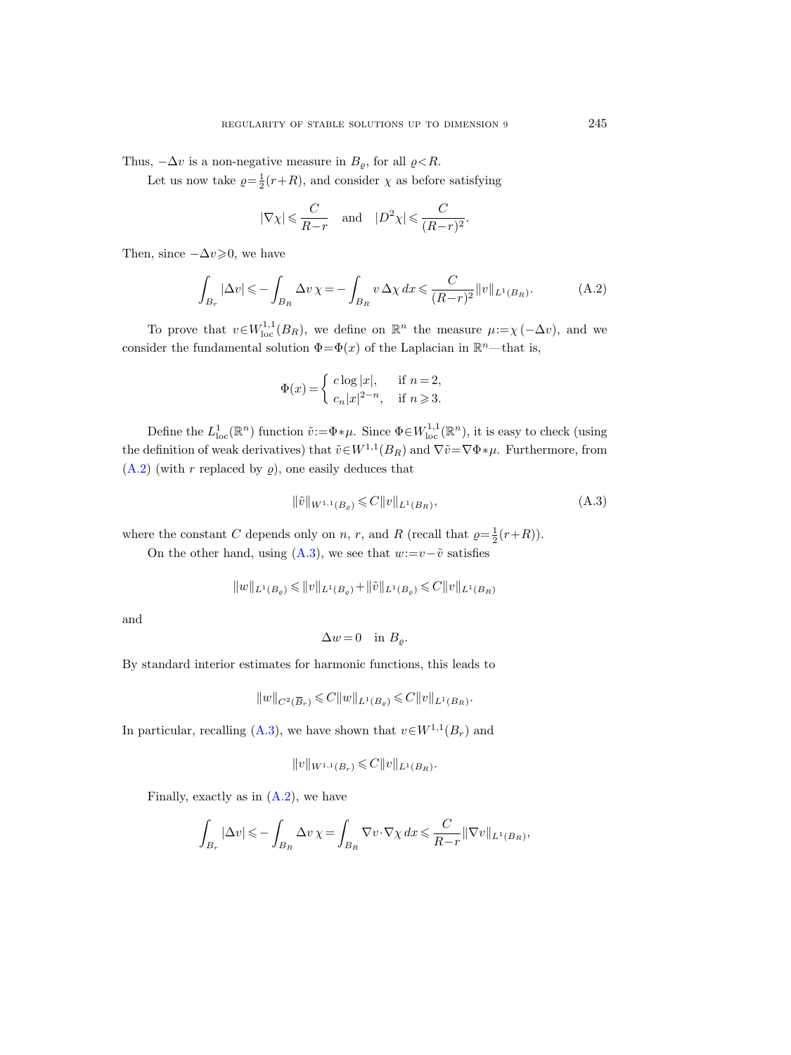Thus, $-\Delta v$ is a non-negative measure in $B_\varrho$, for all $\varrho<R$.

Let us now take $\varrho=\frac{1}{2}(r+R)$, and consider $\chi$ as before satisfying

$$|\nabla \chi| \leqslant \frac{C}{R-r} \quad \text{and} \quad |D^2\chi| \leqslant \frac{C}{(R-r)^2}.$$

Then, since $-\Delta v \geqslant 0$, we have

$$\int_{B_r} |\Delta v| \leqslant -\int_{B_R} \Delta v\, \chi = -\int_{B_R} v\, \Delta \chi\, dx \leqslant \frac{C}{(R-r)^2} \|v\|_{L^1(B_R)}. \tag{A.2}$$

To prove that $v \in W^{1,1}_{\mathrm{loc}}(B_R)$, we define on $\mathbb{R}^n$ the measure $\mu := \chi\,(-\Delta v)$, and we consider the fundamental solution $\Phi=\Phi(x)$ of the Laplacian in $\mathbb{R}^n$—that is,

$$\Phi(x) = \begin{cases} c \log |x|, & \text{if } n=2, \\ c_n |x|^{2-n}, & \text{if } n \geqslant 3. \end{cases}$$

Define the $L^1_{\mathrm{loc}}(\mathbb{R}^n)$ function $\tilde{v} := \Phi * \mu$. Since $\Phi \in W^{1,1}_{\mathrm{loc}}(\mathbb{R}^n)$, it is easy to check (using the definition of weak derivatives) that $\tilde{v} \in W^{1,1}(B_R)$ and $\nabla \tilde{v} = \nabla \Phi * \mu$. Furthermore, from (A.2) (with $r$ replaced by $\varrho$), one easily deduces that

$$\|\tilde{v}\|_{W^{1,1}(B_\varrho)} \leqslant C \|v\|_{L^1(B_R)}, \tag{A.3}$$

where the constant $C$ depends only on $n$, $r$, and $R$ (recall that $\varrho=\frac{1}{2}(r+R)$).

On the other hand, using (A.3), we see that $w := v - \tilde{v}$ satisfies

$$\|w\|_{L^1(B_\varrho)} \leqslant \|v\|_{L^1(B_\varrho)} + \|\tilde{v}\|_{L^1(B_\varrho)} \leqslant C \|v\|_{L^1(B_R)}$$

and

$$\Delta w = 0 \quad \text{in } B_\varrho.$$

By standard interior estimates for harmonic functions, this leads to

$$\|w\|_{C^2(\overline{B}_r)} \leqslant C \|w\|_{L^1(B_\varrho)} \leqslant C \|v\|_{L^1(B_R)}.$$

In particular, recalling (A.3), we have shown that $v \in W^{1,1}(B_r)$ and

$$\|v\|_{W^{1,1}(B_r)} \leqslant C \|v\|_{L^1(B_R)}.$$

Finally, exactly as in (A.2), we have

$$\int_{B_r} |\Delta v| \leqslant -\int_{B_R} \Delta v\, \chi = \int_{B_R} \nabla v \cdot \nabla \chi\, dx \leqslant \frac{C}{R-r} \|\nabla v\|_{L^1(B_R)},$$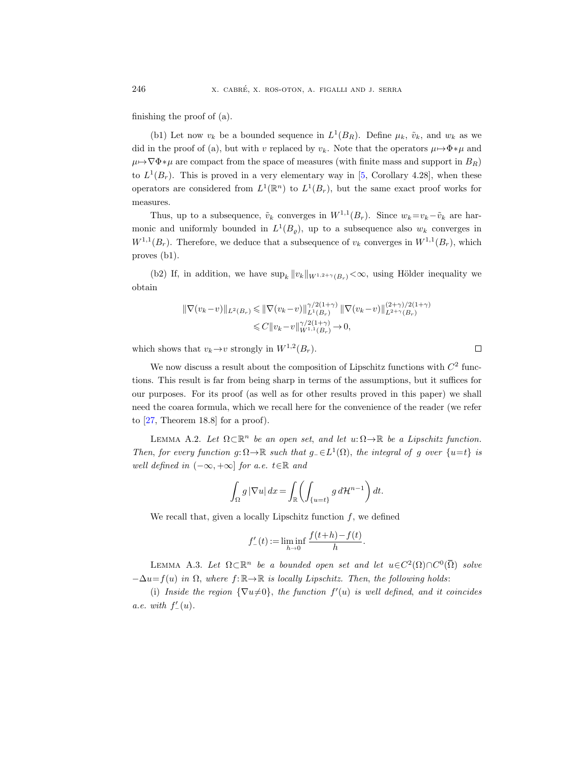finishing the proof of (a).

(b1) Let now $v_k$ be a bounded sequence in $L^1(B_R)$. Define $\mu_k$, $\tilde{v}_k$, and $w_k$ as we did in the proof of (a), but with $v$ replaced by $v_k$. Note that the operators $\mu\mapsto\Phi*\mu$ and $\mu\mapsto\nabla\Phi*\mu$ are compact from the space of measures (with finite mass and support in $B_R$) to $L^1(B_r)$. This is proved in a very elementary way in [5, Corollary 4.28], when these operators are considered from $L^1(\mathbb{R}^n)$ to $L^1(B_r)$, but the same exact proof works for measures.

Thus, up to a subsequence, $\tilde{v}_k$ converges in $W^{1,1}(B_r)$. Since $w_k=v_k-\tilde{v}_k$ are harmonic and uniformly bounded in $L^1(B_\varrho)$, up to a subsequence also $w_k$ converges in $W^{1,1}(B_r)$. Therefore, we deduce that a subsequence of $v_k$ converges in $W^{1,1}(B_r)$, which proves (b1).

(b2) If, in addition, we have $\sup_k \|v_k\|_{W^{1,2+\gamma}(B_r)}<\infty$, using Hölder inequality we obtain

$$
\begin{aligned}
\|\nabla(v_k-v)\|_{L^2(B_r)} &\leqslant \|\nabla(v_k-v)\|_{L^1(B_r)}^{\gamma/2(1+\gamma)}\,\|\nabla(v_k-v)\|_{L^{2+\gamma}(B_r)}^{(2+\gamma)/2(1+\gamma)} \\
&\leqslant C\|v_k-v\|_{W^{1,1}(B_r)}^{\gamma/2(1+\gamma)}\to 0,
\end{aligned}
$$

which shows that $v_k\to v$ strongly in $W^{1,2}(B_r)$. □

We now discuss a result about the composition of Lipschitz functions with $C^2$ functions. This result is far from being sharp in terms of the assumptions, but it suffices for our purposes. For its proof (as well as for other results proved in this paper) we shall need the coarea formula, which we recall here for the convenience of the reader (we refer to [27, Theorem 18.8] for a proof).

LEMMA A.2. *Let $\Omega\subset\mathbb{R}^n$ be an open set, and let $u:\Omega\to\mathbb{R}$ be a Lipschitz function. Then, for every function $g:\Omega\to\mathbb{R}$ such that $g_-\in L^1(\Omega)$, the integral of $g$ over $\{u=t\}$ is well defined in $(-\infty,+\infty]$ for a.e. $t\in\mathbb{R}$ and*

$$
\int_\Omega g\,|\nabla u|\,dx=\int_{\mathbb{R}}\left(\int_{\{u=t\}} g\,d\mathcal{H}^{n-1}\right)dt.
$$

We recall that, given a locally Lipschitz function $f$, we defined

$$
f'_-(t):=\liminf_{h\to 0}\frac{f(t+h)-f(t)}{h}.
$$

LEMMA A.3. *Let $\Omega\subset\mathbb{R}^n$ be a bounded open set and let $u\in C^2(\Omega)\cap C^0(\overline{\Omega})$ solve $-\Delta u=f(u)$ in $\Omega$, where $f:\mathbb{R}\to\mathbb{R}$ is locally Lipschitz. Then, the following holds:*

(i) *Inside the region $\{\nabla u\neq 0\}$, the function $f'(u)$ is well defined, and it coincides a.e. with $f'_-(u)$.*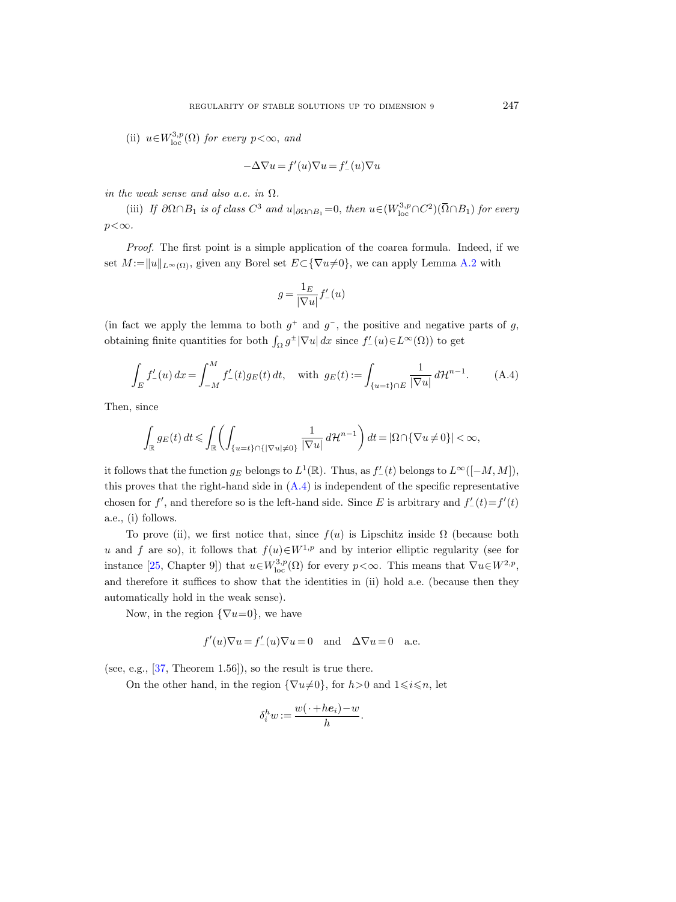(ii) $u \in W^{3,p}_{\mathrm{loc}}(\Omega)$ *for every* $p<\infty$, *and*

$$-\Delta \nabla u = f'(u)\nabla u = f'_-(u)\nabla u$$

*in the weak sense and also a.e. in* $\Omega$.

(iii) *If* $\partial\Omega \cap B_1$ *is of class* $C^3$ *and* $u|_{\partial\Omega\cap B_1}=0$, *then* $u \in (W^{3,p}_{\mathrm{loc}} \cap C^2)(\overline{\Omega}\cap B_1)$ *for every* $p<\infty$.

*Proof.* The first point is a simple application of the coarea formula. Indeed, if we set $M := \|u\|_{L^\infty(\Omega)}$, given any Borel set $E \subset \{\nabla u \neq 0\}$, we can apply Lemma A.2 with

$$g = \frac{1_E}{|\nabla u|} f'_-(u)$$

(in fact we apply the lemma to both $g^+$ and $g^-$, the positive and negative parts of $g$, obtaining finite quantities for both $\int_\Omega g^\pm |\nabla u|\,dx$ since $f'_-(u)\in L^\infty(\Omega)$) to get

$$\int_E f'_-(u)\,dx = \int_{-M}^{M} f'_-(t) g_E(t)\,dt, \quad \text{with } g_E(t) := \int_{\{u=t\}\cap E} \frac{1}{|\nabla u|}\,d\mathcal{H}^{n-1}. \tag{A.4}$$

Then, since

$$\int_{\mathbb{R}} g_E(t)\,dt \leqslant \int_{\mathbb{R}} \left( \int_{\{u=t\}\cap\{|\nabla u|\neq 0\}} \frac{1}{|\nabla u|}\,d\mathcal{H}^{n-1} \right) dt = |\Omega \cap \{\nabla u \neq 0\}| < \infty,$$

it follows that the function $g_E$ belongs to $L^1(\mathbb{R})$. Thus, as $f'_-(t)$ belongs to $L^\infty([-M,M])$, this proves that the right-hand side in (A.4) is independent of the specific representative chosen for $f'$, and therefore so is the left-hand side. Since $E$ is arbitrary and $f'_-(t)=f'(t)$ a.e., (i) follows.

To prove (ii), we first notice that, since $f(u)$ is Lipschitz inside $\Omega$ (because both $u$ and $f$ are so), it follows that $f(u)\in W^{1,p}$ and by interior elliptic regularity (see for instance [25, Chapter 9]) that $u\in W^{3,p}_{\mathrm{loc}}(\Omega)$ for every $p<\infty$. This means that $\nabla u \in W^{2,p}$, and therefore it suffices to show that the identities in (ii) hold a.e. (because then they automatically hold in the weak sense).

Now, in the region $\{\nabla u = 0\}$, we have

$$f'(u)\nabla u = f'_-(u)\nabla u = 0 \quad \text{and} \quad \Delta \nabla u = 0 \quad \text{a.e.}$$

(see, e.g., [37, Theorem 1.56]), so the result is true there.

On the other hand, in the region $\{\nabla u \neq 0\}$, for $h>0$ and $1\leqslant i \leqslant n$, let

$$\delta_i^h w := \frac{w(\cdot + h\boldsymbol{e}_i) - w}{h}.$$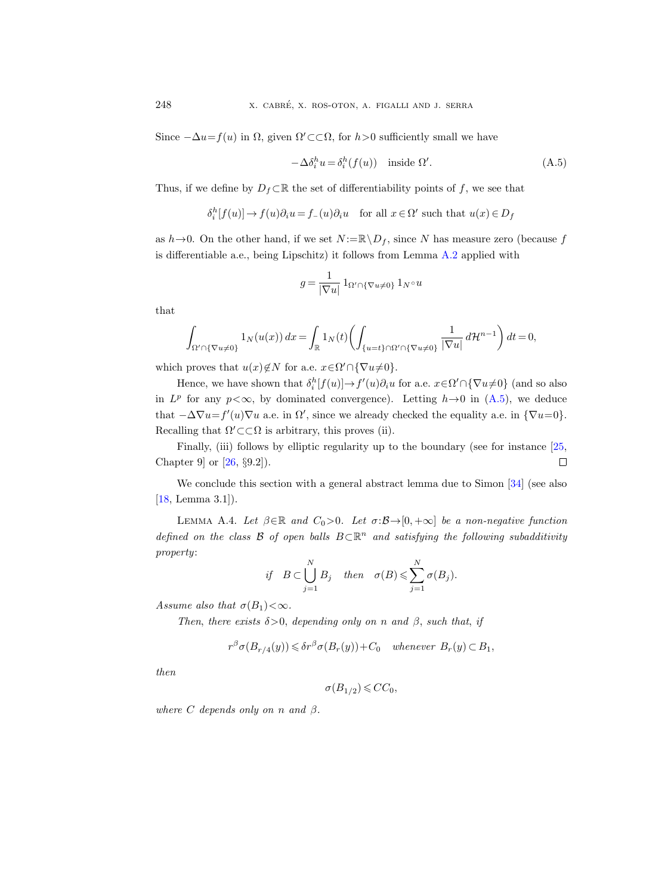Since $-\Delta u = f(u)$ in $\Omega$, given $\Omega' \subset\subset \Omega$, for $h>0$ sufficiently small we have

$$-\Delta \delta_i^h u = \delta_i^h(f(u)) \quad \text{inside } \Omega'. \tag{A.5}$$

Thus, if we define by $D_f \subset \mathbb{R}$ the set of differentiability points of $f$, we see that

$$\delta_i^h[f(u)] \to f(u)\partial_i u = f_-(u)\partial_i u \quad \text{for all } x \in \Omega' \text{ such that } u(x) \in D_f$$

as $h \to 0$. On the other hand, if we set $N := \mathbb{R} \setminus D_f$, since $N$ has measure zero (because $f$ is differentiable a.e., being Lipschitz) it follows from Lemma A.2 applied with

$$g = \frac{1}{|\nabla u|} 1_{\Omega' \cap \{\nabla u \neq 0\}} 1_{N} \circ u$$

that

$$\int_{\Omega' \cap \{\nabla u \neq 0\}} 1_N(u(x))\, dx = \int_{\mathbb{R}} 1_N(t) \left( \int_{\{u=t\} \cap \Omega' \cap \{\nabla u \neq 0\}} \frac{1}{|\nabla u|}\, d\mathcal{H}^{n-1} \right) dt = 0,$$

which proves that $u(x) \notin N$ for a.e. $x \in \Omega' \cap \{\nabla u \neq 0\}$.

Hence, we have shown that $\delta_i^h[f(u)] \to f'(u)\partial_i u$ for a.e. $x \in \Omega' \cap \{\nabla u \neq 0\}$ (and so also in $L^p$ for any $p < \infty$, by dominated convergence). Letting $h \to 0$ in (A.5), we deduce that $-\Delta \nabla u = f'(u)\nabla u$ a.e. in $\Omega'$, since we already checked the equality a.e. in $\{\nabla u = 0\}$. Recalling that $\Omega' \subset\subset \Omega$ is arbitrary, this proves (ii).

Finally, (iii) follows by elliptic regularity up to the boundary (see for instance [25, Chapter 9] or [26, §9.2]). ∎

We conclude this section with a general abstract lemma due to Simon [34] (see also [18, Lemma 3.1]).

Lemma A.4. *Let $\beta \in \mathbb{R}$ and $C_0 > 0$. Let $\sigma: \mathcal{B} \to [0, +\infty]$ be a non-negative function defined on the class $\mathcal{B}$ of open balls $B \subset \mathbb{R}^n$ and satisfying the following subadditivity property*:

$$\text{if} \quad B \subset \bigcup_{j=1}^N B_j \quad \text{then} \quad \sigma(B) \leqslant \sum_{j=1}^N \sigma(B_j).$$

*Assume also that $\sigma(B_1) < \infty$.*

*Then, there exists $\delta > 0$, depending only on $n$ and $\beta$, such that, if*

$$r^\beta \sigma(B_{r/4}(y)) \leqslant \delta r^\beta \sigma(B_r(y)) + C_0 \quad \text{whenever } B_r(y) \subset B_1,$$

*then*

$$\sigma(B_{1/2}) \leqslant C C_0,$$

*where $C$ depends only on $n$ and $\beta$.*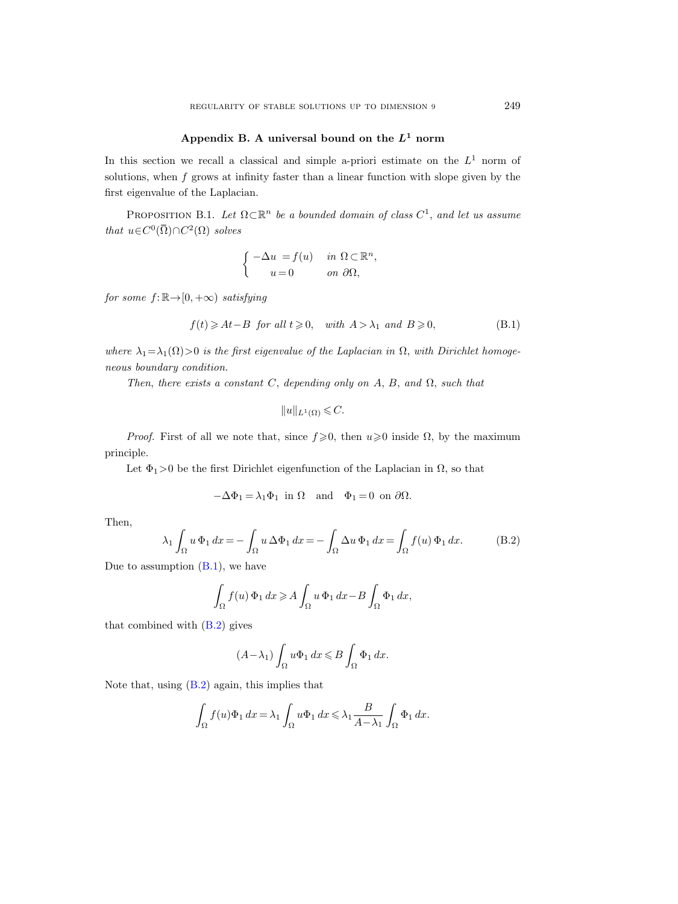## Appendix B. A universal bound on the $L^1$ norm

In this section we recall a classical and simple a-priori estimate on the $L^1$ norm of solutions, when $f$ grows at infinity faster than a linear function with slope given by the first eigenvalue of the Laplacian.

Proposition B.1. *Let $\Omega\subset\mathbb{R}^n$ be a bounded domain of class $C^1$, and let us assume that $u\in C^0(\overline{\Omega})\cap C^2(\Omega)$ solves*

$$\begin{cases} -\Delta u = f(u) & \text{in } \Omega\subset\mathbb{R}^n,\\ \quad u=0 & \text{on } \partial\Omega, \end{cases}$$

*for some $f:\mathbb{R}\to[0,+\infty)$ satisfying*

$$f(t)\geqslant At-B \ \text{ for all } t\geqslant 0, \quad \text{with } A>\lambda_1 \text{ and } B\geqslant 0, \tag{B.1}$$

*where $\lambda_1=\lambda_1(\Omega)>0$ is the first eigenvalue of the Laplacian in $\Omega$, with Dirichlet homogeneous boundary condition.*

*Then, there exists a constant $C$, depending only on $A$, $B$, and $\Omega$, such that*

$$\|u\|_{L^1(\Omega)}\leqslant C.$$

*Proof.* First of all we note that, since $f\geqslant 0$, then $u\geqslant 0$ inside $\Omega$, by the maximum principle.

Let $\Phi_1>0$ be the first Dirichlet eigenfunction of the Laplacian in $\Omega$, so that

$$-\Delta\Phi_1=\lambda_1\Phi_1 \ \text{ in } \Omega \quad \text{and} \quad \Phi_1=0 \ \text{ on } \partial\Omega.$$

Then,

$$\lambda_1\int_\Omega u\,\Phi_1\,dx=-\int_\Omega u\,\Delta\Phi_1\,dx=-\int_\Omega \Delta u\,\Phi_1\,dx=\int_\Omega f(u)\,\Phi_1\,dx. \tag{B.2}$$

Due to assumption (B.1), we have

$$\int_\Omega f(u)\,\Phi_1\,dx\geqslant A\int_\Omega u\,\Phi_1\,dx-B\int_\Omega \Phi_1\,dx,$$

that combined with (B.2) gives

$$(A-\lambda_1)\int_\Omega u\Phi_1\,dx\leqslant B\int_\Omega \Phi_1\,dx.$$

Note that, using (B.2) again, this implies that

$$\int_\Omega f(u)\Phi_1\,dx=\lambda_1\int_\Omega u\Phi_1\,dx\leqslant \lambda_1\frac{B}{A-\lambda_1}\int_\Omega \Phi_1\,dx.$$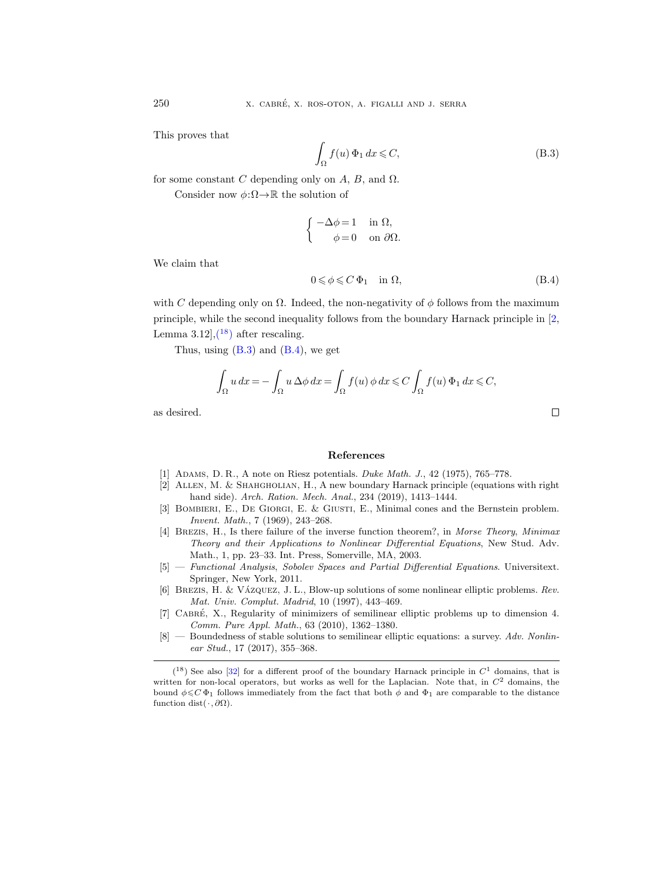This proves that

$$\int_\Omega f(u)\,\Phi_1\,dx \leqslant C, \tag{B.3}$$

for some constant $C$ depending only on $A$, $B$, and $\Omega$.

Consider now $\phi:\Omega\to\mathbb{R}$ the solution of

$$\begin{cases} -\Delta\phi = 1 & \text{in } \Omega, \\ \phi = 0 & \text{on } \partial\Omega. \end{cases}$$

We claim that

$$0 \leqslant \phi \leqslant C\,\Phi_1 \quad \text{in } \Omega, \tag{B.4}$$

with $C$ depending only on $\Omega$. Indeed, the non-negativity of $\phi$ follows from the maximum principle, while the second inequality follows from the boundary Harnack principle in [2, Lemma 3.12],(18) after rescaling.

Thus, using (B.3) and (B.4), we get

$$\int_\Omega u\,dx = -\int_\Omega u\,\Delta\phi\,dx = \int_\Omega f(u)\,\phi\,dx \leqslant C\int_\Omega f(u)\,\Phi_1\,dx \leqslant C,$$

as desired. □

## References

[1] Adams, D. R., A note on Riesz potentials. *Duke Math. J.*, 42 (1975), 765–778.

[2] Allen, M. & Shahgholian, H., A new boundary Harnack principle (equations with right hand side). *Arch. Ration. Mech. Anal.*, 234 (2019), 1413–1444.

[3] Bombieri, E., De Giorgi, E. & Giusti, E., Minimal cones and the Bernstein problem. *Invent. Math.*, 7 (1969), 243–268.

[4] Brezis, H., Is there failure of the inverse function theorem?, in *Morse Theory, Minimax Theory and their Applications to Nonlinear Differential Equations*, New Stud. Adv. Math., 1, pp. 23–33. Int. Press, Somerville, MA, 2003.

[5] — *Functional Analysis, Sobolev Spaces and Partial Differential Equations*. Universitext. Springer, New York, 2011.

[6] Brezis, H. & Vázquez, J. L., Blow-up solutions of some nonlinear elliptic problems. *Rev. Mat. Univ. Complut. Madrid*, 10 (1997), 443–469.

[7] Cabré, X., Regularity of minimizers of semilinear elliptic problems up to dimension 4. *Comm. Pure Appl. Math.*, 63 (2010), 1362–1380.

[8] — Boundedness of stable solutions to semilinear elliptic equations: a survey. *Adv. Nonlinear Stud.*, 17 (2017), 355–368.

---

(18) See also [32] for a different proof of the boundary Harnack principle in $C^1$ domains, that is written for non-local operators, but works as well for the Laplacian. Note that, in $C^2$ domains, the bound $\phi\leqslant C\,\Phi_1$ follows immediately from the fact that both $\phi$ and $\Phi_1$ are comparable to the distance function $\operatorname{dist}(\cdot,\partial\Omega)$.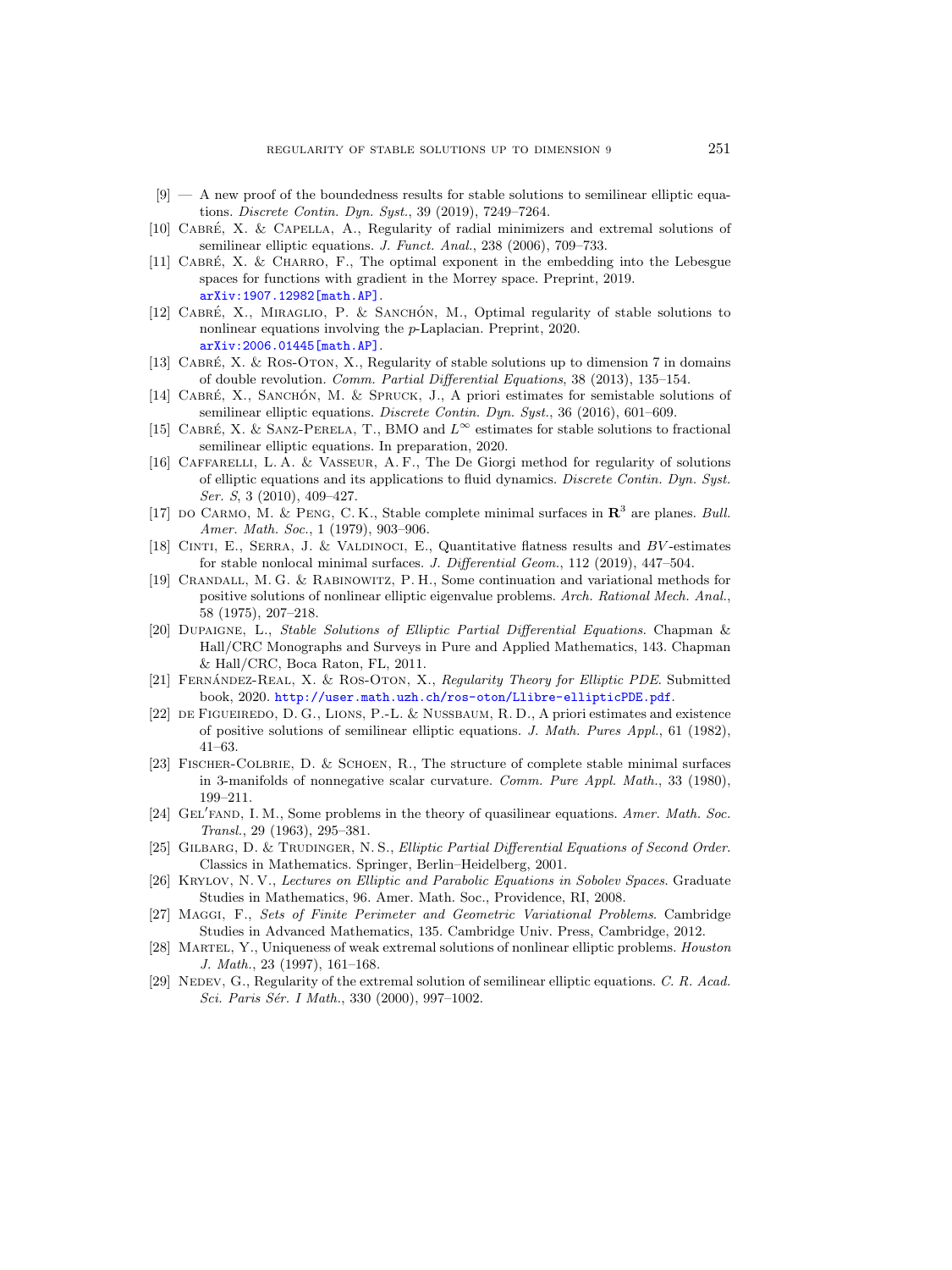[9] — A new proof of the boundedness results for stable solutions to semilinear elliptic equations. *Discrete Contin. Dyn. Syst.*, 39 (2019), 7249–7264.

[10] Cabré, X. & Capella, A., Regularity of radial minimizers and extremal solutions of semilinear elliptic equations. *J. Funct. Anal.*, 238 (2006), 709–733.

[11] Cabré, X. & Charro, F., The optimal exponent in the embedding into the Lebesgue spaces for functions with gradient in the Morrey space. Preprint, 2019. arXiv:1907.12982[math.AP].

[12] Cabré, X., Miraglio, P. & Sanchón, M., Optimal regularity of stable solutions to nonlinear equations involving the $p$-Laplacian. Preprint, 2020. arXiv:2006.01445[math.AP].

[13] Cabré, X. & Ros-Oton, X., Regularity of stable solutions up to dimension 7 in domains of double revolution. *Comm. Partial Differential Equations*, 38 (2013), 135–154.

[14] Cabré, X., Sanchón, M. & Spruck, J., A priori estimates for semistable solutions of semilinear elliptic equations. *Discrete Contin. Dyn. Syst.*, 36 (2016), 601–609.

[15] Cabré, X. & Sanz-Perela, T., BMO and $L^\infty$ estimates for stable solutions to fractional semilinear elliptic equations. In preparation, 2020.

[16] Caffarelli, L. A. & Vasseur, A. F., The De Giorgi method for regularity of solutions of elliptic equations and its applications to fluid dynamics. *Discrete Contin. Dyn. Syst. Ser. S*, 3 (2010), 409–427.

[17] do Carmo, M. & Peng, C. K., Stable complete minimal surfaces in $\mathbf{R}^3$ are planes. *Bull. Amer. Math. Soc.*, 1 (1979), 903–906.

[18] Cinti, E., Serra, J. & Valdinoci, E., Quantitative flatness results and $BV$-estimates for stable nonlocal minimal surfaces. *J. Differential Geom.*, 112 (2019), 447–504.

[19] Crandall, M. G. & Rabinowitz, P. H., Some continuation and variational methods for positive solutions of nonlinear elliptic eigenvalue problems. *Arch. Rational Mech. Anal.*, 58 (1975), 207–218.

[20] Dupaigne, L., *Stable Solutions of Elliptic Partial Differential Equations*. Chapman & Hall/CRC Monographs and Surveys in Pure and Applied Mathematics, 143. Chapman & Hall/CRC, Boca Raton, FL, 2011.

[21] Fernández-Real, X. & Ros-Oton, X., *Regularity Theory for Elliptic PDE*. Submitted book, 2020. http://user.math.uzh.ch/ros-oton/Llibre-ellipticPDE.pdf.

[22] de Figueiredo, D. G., Lions, P.-L. & Nussbaum, R. D., A priori estimates and existence of positive solutions of semilinear elliptic equations. *J. Math. Pures Appl.*, 61 (1982), 41–63.

[23] Fischer-Colbrie, D. & Schoen, R., The structure of complete stable minimal surfaces in 3-manifolds of nonnegative scalar curvature. *Comm. Pure Appl. Math.*, 33 (1980), 199–211.

[24] Gel′fand, I. M., Some problems in the theory of quasilinear equations. *Amer. Math. Soc. Transl.*, 29 (1963), 295–381.

[25] Gilbarg, D. & Trudinger, N. S., *Elliptic Partial Differential Equations of Second Order*. Classics in Mathematics. Springer, Berlin–Heidelberg, 2001.

[26] Krylov, N. V., *Lectures on Elliptic and Parabolic Equations in Sobolev Spaces*. Graduate Studies in Mathematics, 96. Amer. Math. Soc., Providence, RI, 2008.

[27] Maggi, F., *Sets of Finite Perimeter and Geometric Variational Problems*. Cambridge Studies in Advanced Mathematics, 135. Cambridge Univ. Press, Cambridge, 2012.

[28] Martel, Y., Uniqueness of weak extremal solutions of nonlinear elliptic problems. *Houston J. Math.*, 23 (1997), 161–168.

[29] Nedev, G., Regularity of the extremal solution of semilinear elliptic equations. *C. R. Acad. Sci. Paris Sér. I Math.*, 330 (2000), 997–1002.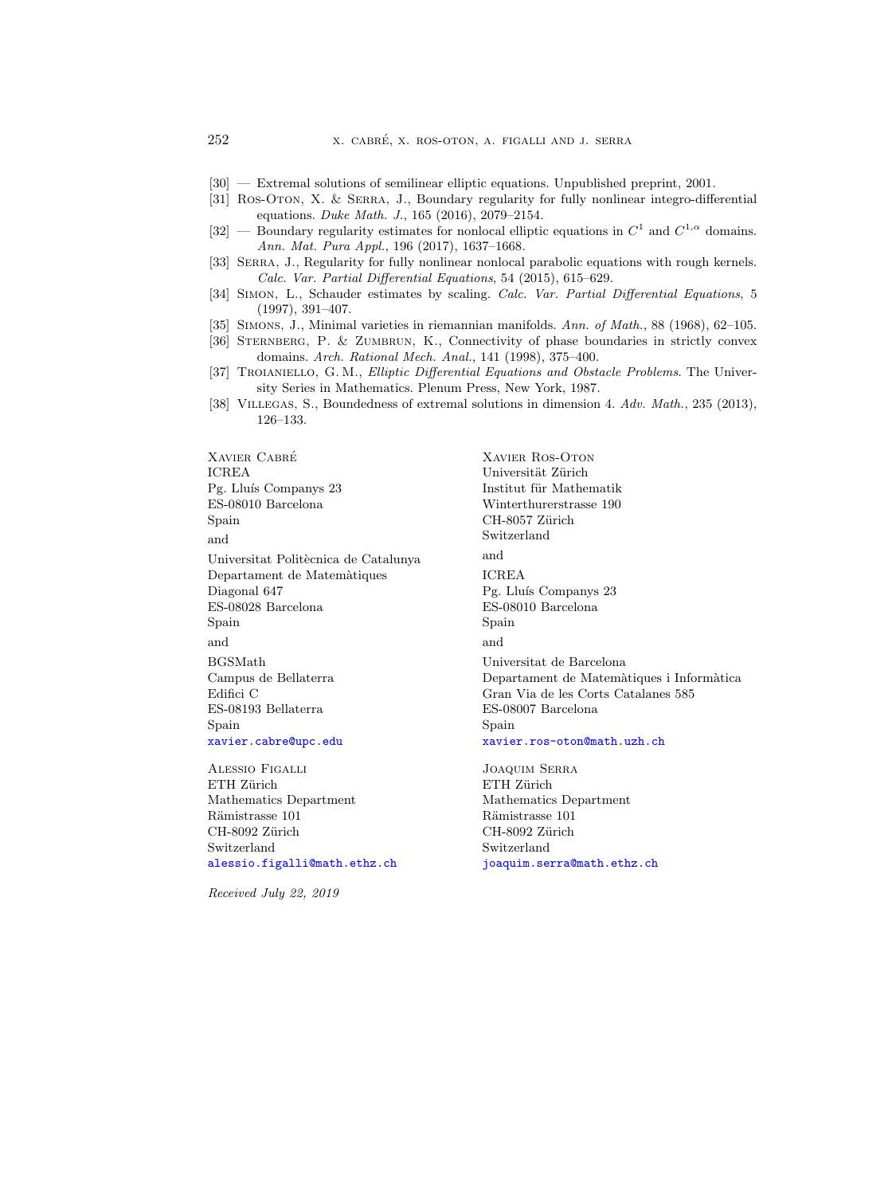[30] — Extremal solutions of semilinear elliptic equations. Unpublished preprint, 2001.

[31] Ros-Oton, X. & Serra, J., Boundary regularity for fully nonlinear integro-differential equations. *Duke Math. J.*, 165 (2016), 2079–2154.

[32] — Boundary regularity estimates for nonlocal elliptic equations in $C^1$ and $C^{1,\alpha}$ domains. *Ann. Mat. Pura Appl.*, 196 (2017), 1637–1668.

[33] Serra, J., Regularity for fully nonlinear nonlocal parabolic equations with rough kernels. *Calc. Var. Partial Differential Equations*, 54 (2015), 615–629.

[34] Simon, L., Schauder estimates by scaling. *Calc. Var. Partial Differential Equations*, 5 (1997), 391–407.

[35] Simons, J., Minimal varieties in riemannian manifolds. *Ann. of Math.*, 88 (1968), 62–105.

[36] Sternberg, P. & Zumbrun, K., Connectivity of phase boundaries in strictly convex domains. *Arch. Rational Mech. Anal.*, 141 (1998), 375–400.

[37] Troianiello, G. M., *Elliptic Differential Equations and Obstacle Problems*. The University Series in Mathematics. Plenum Press, New York, 1987.

[38] Villegas, S., Boundedness of extremal solutions in dimension 4. *Adv. Math.*, 235 (2013), 126–133.

Xavier Cabré
ICREA
Pg. Lluís Companys 23
ES-08010 Barcelona
Spain
and
Universitat Politècnica de Catalunya
Departament de Matemàtiques
Diagonal 647
ES-08028 Barcelona
Spain
and
BGSMath
Campus de Bellaterra
Edifici C
ES-08193 Bellaterra
Spain
xavier.cabre@upc.edu

Xavier Ros-Oton
Universität Zürich
Institut für Mathematik
Winterthurerstrasse 190
CH-8057 Zürich
Switzerland
and
ICREA
Pg. Lluís Companys 23
ES-08010 Barcelona
Spain
and
Universitat de Barcelona
Departament de Matemàtiques i Informàtica
Gran Via de les Corts Catalanes 585
ES-08007 Barcelona
Spain
xavier.ros-oton@math.uzh.ch

Alessio Figalli
ETH Zürich
Mathematics Department
Rämistrasse 101
CH-8092 Zürich
Switzerland
alessio.figalli@math.ethz.ch

Joaquim Serra
ETH Zürich
Mathematics Department
Rämistrasse 101
CH-8092 Zürich
Switzerland
joaquim.serra@math.ethz.ch

*Received July 22, 2019*